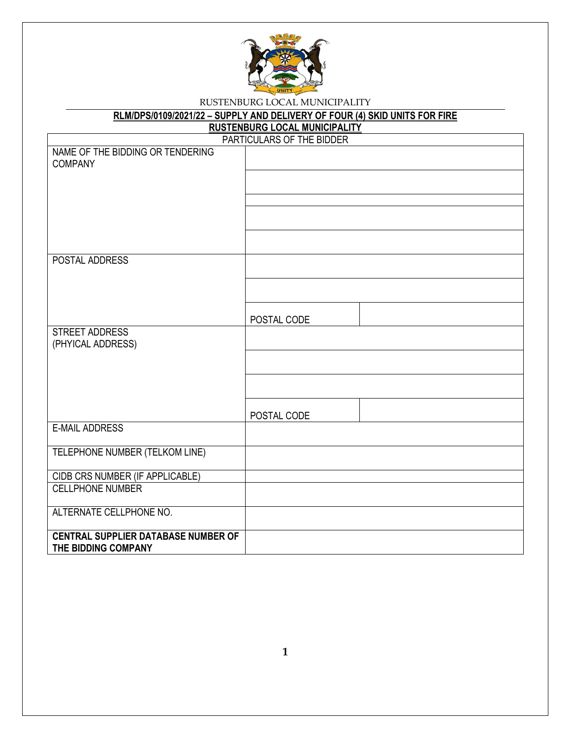RUSTENBURG LOCAL MUNICIPALITY

**RLM/DPS/0109/2021/22 – SUPPLY AND DELIVERY OF FOUR (4) SKID UNITS FOR FIRE RUSTENBURG LOCAL MUNICIPALITY**

| PARTICULARS OF THE BIDDER | | |
|---|---|---|
| NAME OF THE BIDDING OR TENDERING COMPANY | | |
| | | |
| | | |
| | | |
| | | |
| POSTAL ADDRESS | | |
| | | |
| | POSTAL CODE | |
| STREET ADDRESS (PHYICAL ADDRESS) | | |
| | | |
| | | |
| | POSTAL CODE | |
| E-MAIL ADDRESS | | |
| TELEPHONE NUMBER (TELKOM LINE) | | |
| CIDB CRS NUMBER (IF APPLICABLE) | | |
| CELLPHONE NUMBER | | |
| ALTERNATE CELLPHONE NO. | | |
| **CENTRAL SUPPLIER DATABASE NUMBER OF THE BIDDING COMPANY** | | |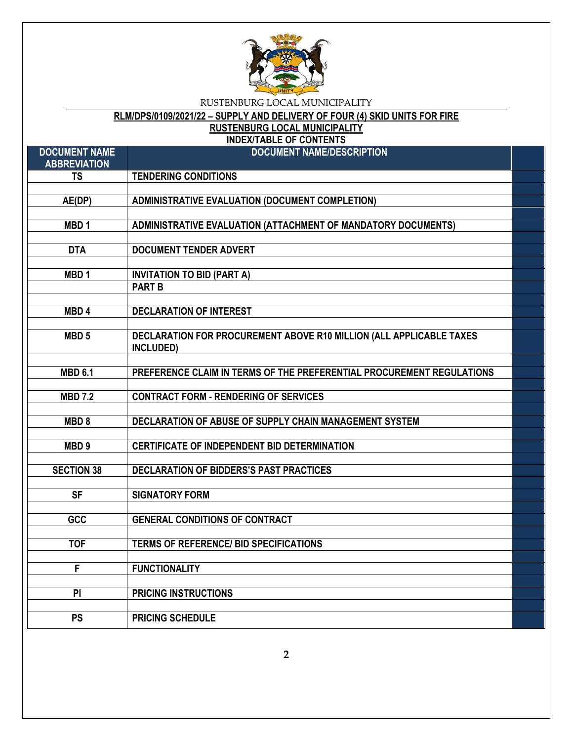RUSTENBURG LOCAL MUNICIPALITY

**RLM/DPS/0109/2021/22 – SUPPLY AND DELIVERY OF FOUR (4) SKID UNITS FOR FIRE**

**RUSTENBURG LOCAL MUNICIPALITY**

**INDEX/TABLE OF CONTENTS**

| DOCUMENT NAME ABBREVIATION | DOCUMENT NAME/DESCRIPTION | |
|---|---|---|
| TS | TENDERING CONDITIONS | |
| | | |
| AE(DP) | ADMINISTRATIVE EVALUATION (DOCUMENT COMPLETION) | |
| | | |
| MBD 1 | ADMINISTRATIVE EVALUATION (ATTACHMENT OF MANDATORY DOCUMENTS) | |
| | | |
| DTA | DOCUMENT TENDER ADVERT | |
| | | |
| MBD 1 | INVITATION TO BID (PART A) | |
| | PART B | |
| | | |
| MBD 4 | DECLARATION OF INTEREST | |
| | | |
| MBD 5 | DECLARATION FOR PROCUREMENT ABOVE R10 MILLION (ALL APPLICABLE TAXES INCLUDED) | |
| | | |
| MBD 6.1 | PREFERENCE CLAIM IN TERMS OF THE PREFERENTIAL PROCUREMENT REGULATIONS | |
| | | |
| MBD 7.2 | CONTRACT FORM - RENDERING OF SERVICES | |
| | | |
| MBD 8 | DECLARATION OF ABUSE OF SUPPLY CHAIN MANAGEMENT SYSTEM | |
| | | |
| MBD 9 | CERTIFICATE OF INDEPENDENT BID DETERMINATION | |
| | | |
| SECTION 38 | DECLARATION OF BIDDERS'S PAST PRACTICES | |
| | | |
| SF | SIGNATORY FORM | |
| | | |
| GCC | GENERAL CONDITIONS OF CONTRACT | |
| | | |
| TOF | TERMS OF REFERENCE/ BID SPECIFICATIONS | |
| | | |
| F | FUNCTIONALITY | |
| | | |
| PI | PRICING INSTRUCTIONS | |
| | | |
| PS | PRICING SCHEDULE | |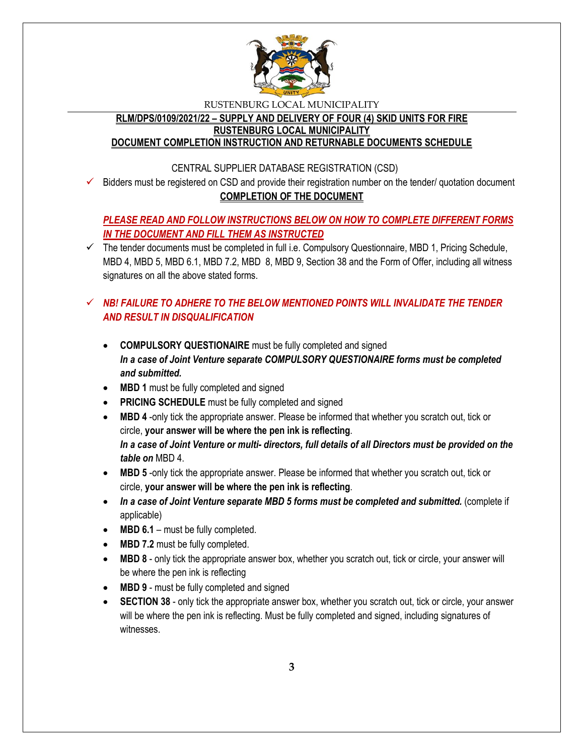RUSTENBURG LOCAL MUNICIPALITY

**RLM/DPS/0109/2021/22 – SUPPLY AND DELIVERY OF FOUR (4) SKID UNITS FOR FIRE RUSTENBURG LOCAL MUNICIPALITY**

**DOCUMENT COMPLETION INSTRUCTION AND RETURNABLE DOCUMENTS SCHEDULE**

CENTRAL SUPPLIER DATABASE REGISTRATION (CSD)

- ✓ Bidders must be registered on CSD and provide their registration number on the tender/ quotation document

**COMPLETION OF THE DOCUMENT**

***PLEASE READ AND FOLLOW INSTRUCTIONS BELOW ON HOW TO COMPLETE DIFFERENT FORMS IN THE DOCUMENT AND FILL THEM AS INSTRUCTED***

- ✓ The tender documents must be completed in full i.e. Compulsory Questionnaire, MBD 1, Pricing Schedule, MBD 4, MBD 5, MBD 6.1, MBD 7.2, MBD 8, MBD 9, Section 38 and the Form of Offer, including all witness signatures on all the above stated forms.

- ✓ ***NB! FAILURE TO ADHERE TO THE BELOW MENTIONED POINTS WILL INVALIDATE THE TENDER AND RESULT IN DISQUALIFICATION***

  - **COMPULSORY QUESTIONAIRE** must be fully completed and signed
    ***In a case of Joint Venture separate COMPULSORY QUESTIONAIRE forms must be completed and submitted.***
  - **MBD 1** must be fully completed and signed
  - **PRICING SCHEDULE** must be fully completed and signed
  - **MBD 4** -only tick the appropriate answer. Please be informed that whether you scratch out, tick or circle, **your answer will be where the pen ink is reflecting**.
    ***In a case of Joint Venture or multi- directors, full details of all Directors must be provided on the table on*** MBD 4.
  - **MBD 5** -only tick the appropriate answer. Please be informed that whether you scratch out, tick or circle, **your answer will be where the pen ink is reflecting**.
  - ***In a case of Joint Venture separate MBD 5 forms must be completed and submitted.*** (complete if applicable)
  - **MBD 6.1** – must be fully completed.
  - **MBD 7.2** must be fully completed.
  - **MBD 8** - only tick the appropriate answer box, whether you scratch out, tick or circle, your answer will be where the pen ink is reflecting
  - **MBD 9** - must be fully completed and signed
  - **SECTION 38** - only tick the appropriate answer box, whether you scratch out, tick or circle, your answer will be where the pen ink is reflecting. Must be fully completed and signed, including signatures of witnesses.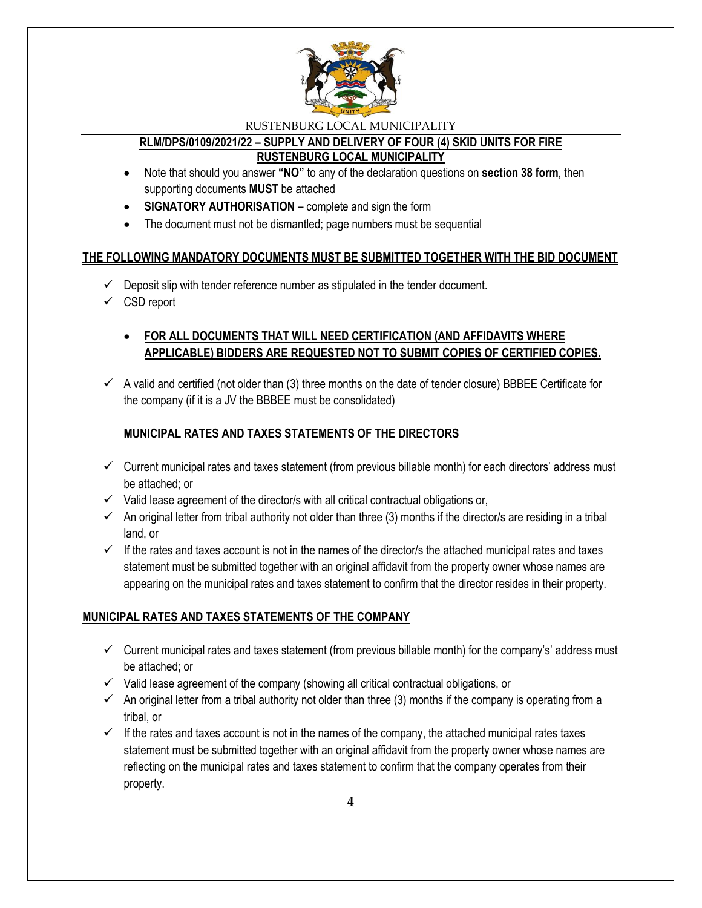**RLM/DPS/0109/2021/22 – SUPPLY AND DELIVERY OF FOUR (4) SKID UNITS FOR FIRE RUSTENBURG LOCAL MUNICIPALITY**

- Note that should you answer **"NO"** to any of the declaration questions on **section 38 form**, then supporting documents **MUST** be attached
- **SIGNATORY AUTHORISATION –** complete and sign the form
- The document must not be dismantled; page numbers must be sequential

## THE FOLLOWING MANDATORY DOCUMENTS MUST BE SUBMITTED TOGETHER WITH THE BID DOCUMENT

- ✓ Deposit slip with tender reference number as stipulated in the tender document.
- ✓ CSD report

- **FOR ALL DOCUMENTS THAT WILL NEED CERTIFICATION (AND AFFIDAVITS WHERE APPLICABLE) BIDDERS ARE REQUESTED NOT TO SUBMIT COPIES OF CERTIFIED COPIES.**

- ✓ A valid and certified (not older than (3) three months on the date of tender closure) BBBEE Certificate for the company (if it is a JV the BBBEE must be consolidated)

### MUNICIPAL RATES AND TAXES STATEMENTS OF THE DIRECTORS

- ✓ Current municipal rates and taxes statement (from previous billable month) for each directors' address must be attached; or
- ✓ Valid lease agreement of the director/s with all critical contractual obligations or,
- ✓ An original letter from tribal authority not older than three (3) months if the director/s are residing in a tribal land, or
- ✓ If the rates and taxes account is not in the names of the director/s the attached municipal rates and taxes statement must be submitted together with an original affidavit from the property owner whose names are appearing on the municipal rates and taxes statement to confirm that the director resides in their property.

## MUNICIPAL RATES AND TAXES STATEMENTS OF THE COMPANY

- ✓ Current municipal rates and taxes statement (from previous billable month) for the company's' address must be attached; or
- ✓ Valid lease agreement of the company (showing all critical contractual obligations, or
- ✓ An original letter from a tribal authority not older than three (3) months if the company is operating from a tribal, or
- ✓ If the rates and taxes account is not in the names of the company, the attached municipal rates taxes statement must be submitted together with an original affidavit from the property owner whose names are reflecting on the municipal rates and taxes statement to confirm that the company operates from their property.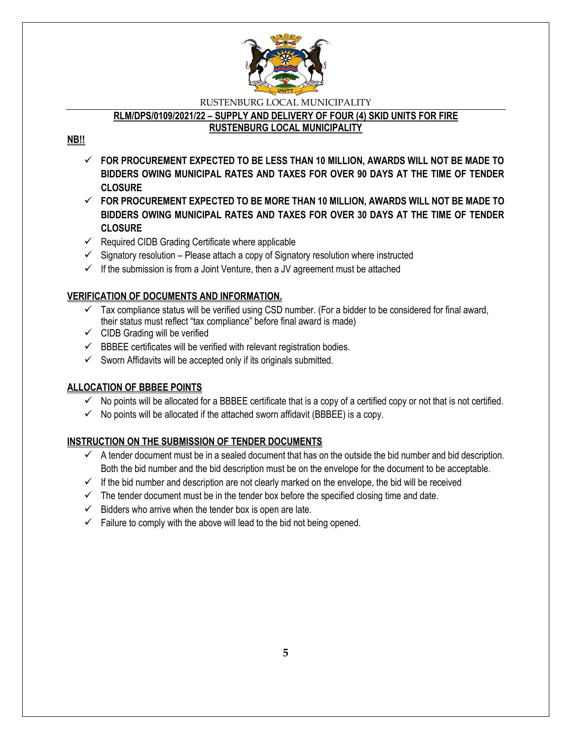RUSTENBURG LOCAL MUNICIPALITY

**RLM/DPS/0109/2021/22 – SUPPLY AND DELIVERY OF FOUR (4) SKID UNITS FOR FIRE RUSTENBURG LOCAL MUNICIPALITY**

**NB!!**

- ✓ **FOR PROCUREMENT EXPECTED TO BE LESS THAN 10 MILLION, AWARDS WILL NOT BE MADE TO BIDDERS OWING MUNICIPAL RATES AND TAXES FOR OVER 90 DAYS AT THE TIME OF TENDER CLOSURE**
- ✓ **FOR PROCUREMENT EXPECTED TO BE MORE THAN 10 MILLION, AWARDS WILL NOT BE MADE TO BIDDERS OWING MUNICIPAL RATES AND TAXES FOR OVER 30 DAYS AT THE TIME OF TENDER CLOSURE**
- ✓ Required CIDB Grading Certificate where applicable
- ✓ Signatory resolution – Please attach a copy of Signatory resolution where instructed
- ✓ If the submission is from a Joint Venture, then a JV agreement must be attached

**VERIFICATION OF DOCUMENTS AND INFORMATION.**

- ✓ Tax compliance status will be verified using CSD number. (For a bidder to be considered for final award, their status must reflect "tax compliance" before final award is made)
- ✓ CIDB Grading will be verified
- ✓ BBBEE certificates will be verified with relevant registration bodies.
- ✓ Sworn Affidavits will be accepted only if its originals submitted.

**ALLOCATION OF BBBEE POINTS**

- ✓ No points will be allocated for a BBBEE certificate that is a copy of a certified copy or not that is not certified.
- ✓ No points will be allocated if the attached sworn affidavit (BBBEE) is a copy.

**INSTRUCTION ON THE SUBMISSION OF TENDER DOCUMENTS**

- ✓ A tender document must be in a sealed document that has on the outside the bid number and bid description. Both the bid number and the bid description must be on the envelope for the document to be acceptable.
- ✓ If the bid number and description are not clearly marked on the envelope, the bid will be received
- ✓ The tender document must be in the tender box before the specified closing time and date.
- ✓ Bidders who arrive when the tender box is open are late.
- ✓ Failure to comply with the above will lead to the bid not being opened.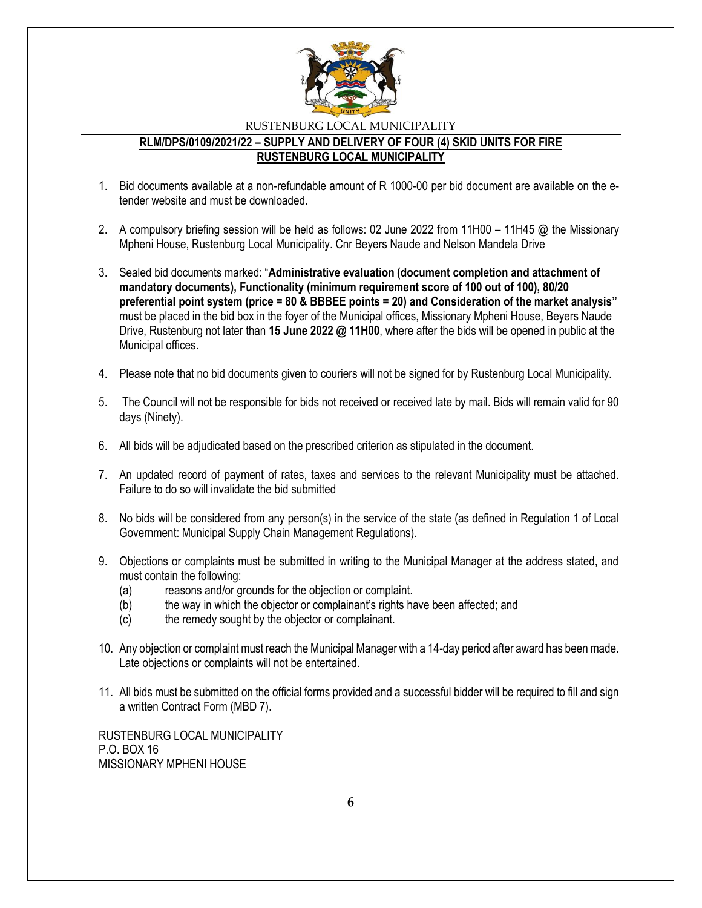RUSTENBURG LOCAL MUNICIPALITY

**RLM/DPS/0109/2021/22 – SUPPLY AND DELIVERY OF FOUR (4) SKID UNITS FOR FIRE RUSTENBURG LOCAL MUNICIPALITY**

1. Bid documents available at a non-refundable amount of R 1000-00 per bid document are available on the e-tender website and must be downloaded.

2. A compulsory briefing session will be held as follows: 02 June 2022 from 11H00 – 11H45 @ the Missionary Mpheni House, Rustenburg Local Municipality. Cnr Beyers Naude and Nelson Mandela Drive

3. Sealed bid documents marked: "**Administrative evaluation (document completion and attachment of mandatory documents), Functionality (minimum requirement score of 100 out of 100), 80/20 preferential point system (price = 80 & BBBEE points = 20) and Consideration of the market analysis"** must be placed in the bid box in the foyer of the Municipal offices, Missionary Mpheni House, Beyers Naude Drive, Rustenburg not later than **15 June 2022 @ 11H00**, where after the bids will be opened in public at the Municipal offices.

4. Please note that no bid documents given to couriers will not be signed for by Rustenburg Local Municipality.

5. The Council will not be responsible for bids not received or received late by mail. Bids will remain valid for 90 days (Ninety).

6. All bids will be adjudicated based on the prescribed criterion as stipulated in the document.

7. An updated record of payment of rates, taxes and services to the relevant Municipality must be attached. Failure to do so will invalidate the bid submitted

8. No bids will be considered from any person(s) in the service of the state (as defined in Regulation 1 of Local Government: Municipal Supply Chain Management Regulations).

9. Objections or complaints must be submitted in writing to the Municipal Manager at the address stated, and must contain the following:
   (a) reasons and/or grounds for the objection or complaint.
   (b) the way in which the objector or complainant's rights have been affected; and
   (c) the remedy sought by the objector or complainant.

10. Any objection or complaint must reach the Municipal Manager with a 14-day period after award has been made. Late objections or complaints will not be entertained.

11. All bids must be submitted on the official forms provided and a successful bidder will be required to fill and sign a written Contract Form (MBD 7).

RUSTENBURG LOCAL MUNICIPALITY
P.O. BOX 16
MISSIONARY MPHENI HOUSE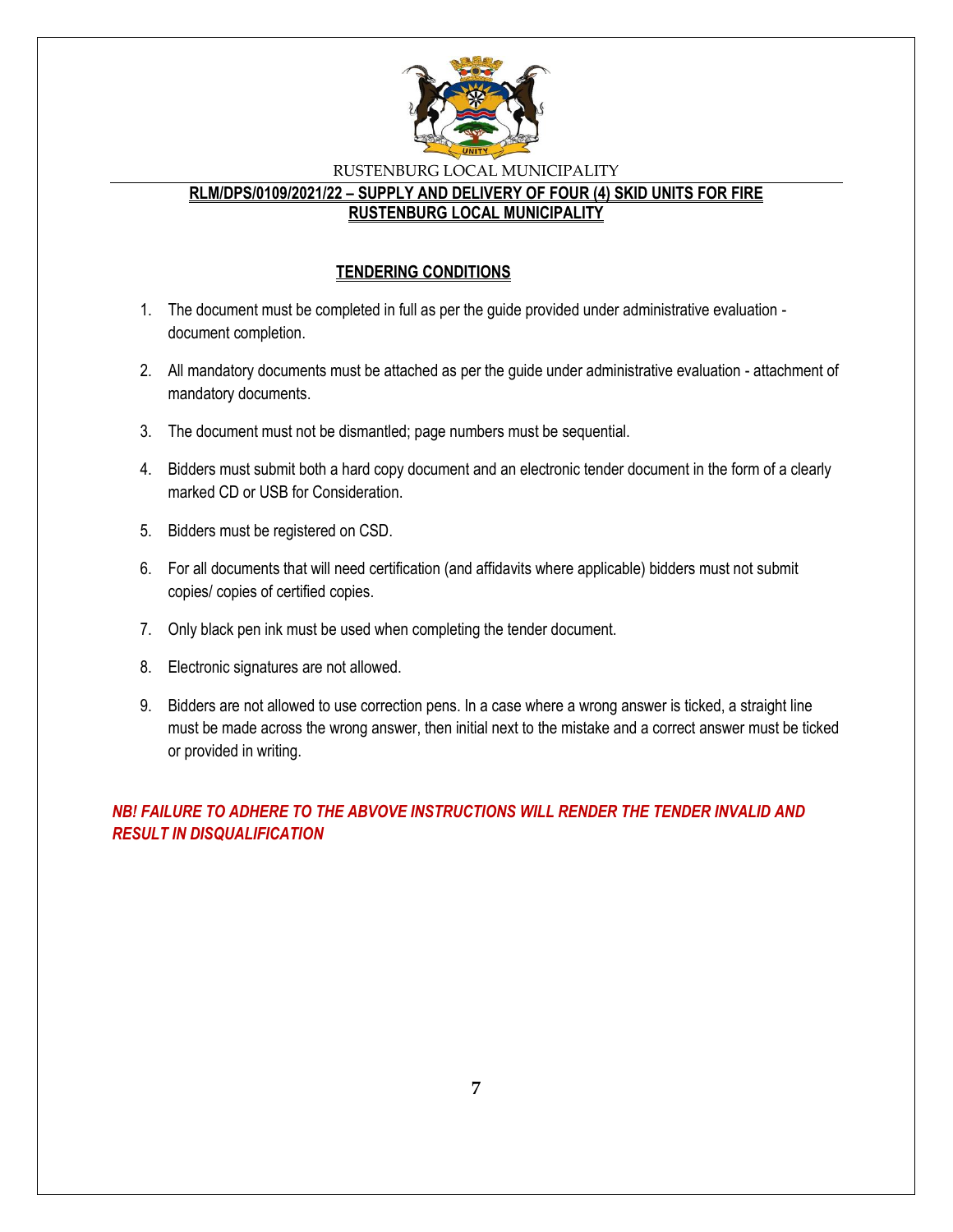RUSTENBURG LOCAL MUNICIPALITY

**RLM/DPS/0109/2021/22 – SUPPLY AND DELIVERY OF FOUR (4) SKID UNITS FOR FIRE RUSTENBURG LOCAL MUNICIPALITY**

## TENDERING CONDITIONS

1. The document must be completed in full as per the guide provided under administrative evaluation - document completion.
2. All mandatory documents must be attached as per the guide under administrative evaluation - attachment of mandatory documents.
3. The document must not be dismantled; page numbers must be sequential.
4. Bidders must submit both a hard copy document and an electronic tender document in the form of a clearly marked CD or USB for Consideration.
5. Bidders must be registered on CSD.
6. For all documents that will need certification (and affidavits where applicable) bidders must not submit copies/ copies of certified copies.
7. Only black pen ink must be used when completing the tender document.
8. Electronic signatures are not allowed.
9. Bidders are not allowed to use correction pens. In a case where a wrong answer is ticked, a straight line must be made across the wrong answer, then initial next to the mistake and a correct answer must be ticked or provided in writing.

***NB! FAILURE TO ADHERE TO THE ABVOVE INSTRUCTIONS WILL RENDER THE TENDER INVALID AND RESULT IN DISQUALIFICATION***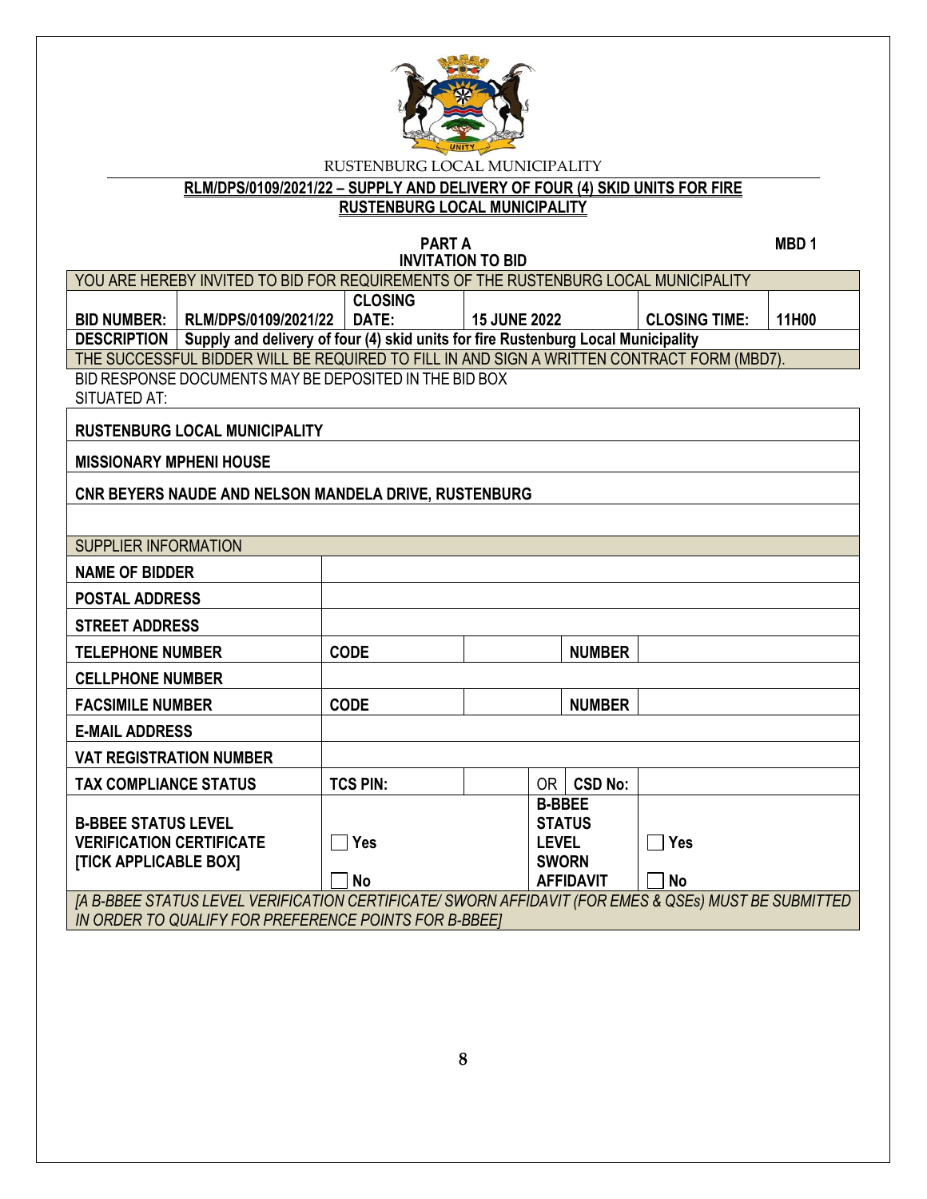RUSTENBURG LOCAL MUNICIPALITY

**RLM/DPS/0109/2021/22 – SUPPLY AND DELIVERY OF FOUR (4) SKID UNITS FOR FIRE RUSTENBURG LOCAL MUNICIPALITY**

**PART A** **MBD 1**

**INVITATION TO BID**

| YOU ARE HEREBY INVITED TO BID FOR REQUIREMENTS OF THE RUSTENBURG LOCAL MUNICIPALITY | | | | | |
|---|---|---|---|---|---|
| **BID NUMBER:** | **RLM/DPS/0109/2021/22** | **CLOSING DATE:** | **15 JUNE 2022** | **CLOSING TIME:** | **11H00** |
| **DESCRIPTION** | **Supply and delivery of four (4) skid units for fire Rustenburg Local Municipality** | | | | |
| THE SUCCESSFUL BIDDER WILL BE REQUIRED TO FILL IN AND SIGN A WRITTEN CONTRACT FORM (MBD7). | | | | | |

BID RESPONSE DOCUMENTS MAY BE DEPOSITED IN THE BID BOX SITUATED AT:

| |
|---|
| **RUSTENBURG LOCAL MUNICIPALITY** |
| **MISSIONARY MPHENI HOUSE** |
| **CNR BEYERS NAUDE AND NELSON MANDELA DRIVE, RUSTENBURG** |
| |

| SUPPLIER INFORMATION | | | | | |
|---|---|---|---|---|---|
| **NAME OF BIDDER** | | | | | |
| **POSTAL ADDRESS** | | | | | |
| **STREET ADDRESS** | | | | | |
| **TELEPHONE NUMBER** | **CODE** | | | **NUMBER** | |
| **CELLPHONE NUMBER** | | | | | |
| **FACSIMILE NUMBER** | **CODE** | | | **NUMBER** | |
| **E-MAIL ADDRESS** | | | | | |
| **VAT REGISTRATION NUMBER** | | | | | |
| **TAX COMPLIANCE STATUS** | **TCS PIN:** | | OR | **CSD No:** | |
| **B-BBEE STATUS LEVEL VERIFICATION CERTIFICATE [TICK APPLICABLE BOX]** | ☐ **Yes** ☐ **No** | | **B-BBEE STATUS LEVEL SWORN AFFIDAVIT** | | ☐ **Yes** ☐ **No** |
| *[A B-BBEE STATUS LEVEL VERIFICATION CERTIFICATE/ SWORN AFFIDAVIT (FOR EMES & QSEs) MUST BE SUBMITTED IN ORDER TO QUALIFY FOR PREFERENCE POINTS FOR B-BBEE]* | | | | | |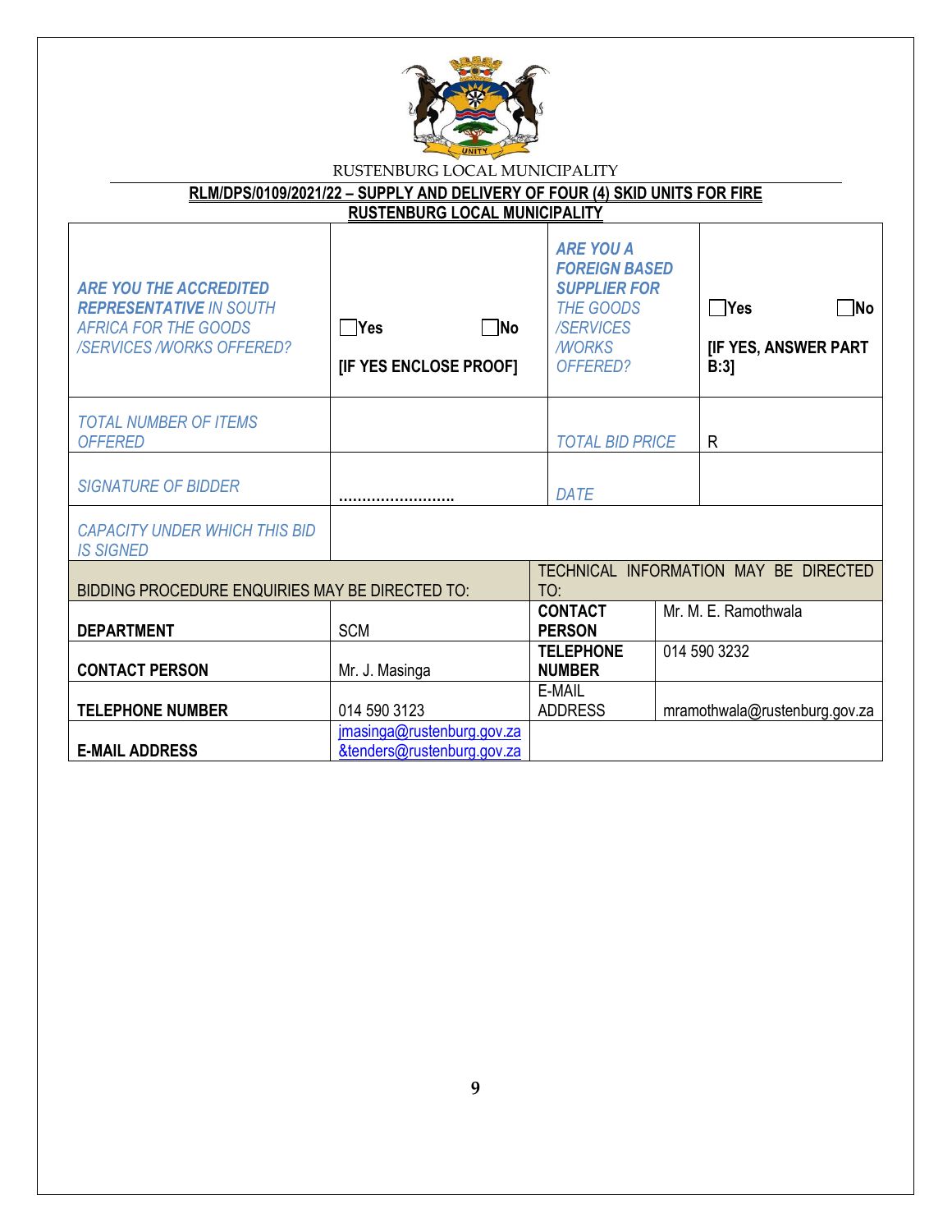RUSTENBURG LOCAL MUNICIPALITY

**RLM/DPS/0109/2021/22 – SUPPLY AND DELIVERY OF FOUR (4) SKID UNITS FOR FIRE RUSTENBURG LOCAL MUNICIPALITY**

| | | | |
|---|---|---|---|
| *ARE YOU THE ACCREDITED REPRESENTATIVE IN SOUTH AFRICA FOR THE GOODS /SERVICES /WORKS OFFERED?* | ☐Yes ☐No<br>**[IF YES ENCLOSE PROOF]** | *ARE YOU A FOREIGN BASED SUPPLIER FOR THE GOODS /SERVICES /WORKS OFFERED?* | ☐Yes ☐No<br>**[IF YES, ANSWER PART B:3]** |
| *TOTAL NUMBER OF ITEMS OFFERED* | | *TOTAL BID PRICE* | R |
| *SIGNATURE OF BIDDER* | ……………………… | *DATE* | |
| *CAPACITY UNDER WHICH THIS BID IS SIGNED* | | | |

| BIDDING PROCEDURE ENQUIRIES MAY BE DIRECTED TO: | | TECHNICAL INFORMATION MAY BE DIRECTED TO: | |
|---|---|---|---|
| **DEPARTMENT** | SCM | **CONTACT PERSON** | Mr. M. E. Ramothwala |
| **CONTACT PERSON** | Mr. J. Masinga | **TELEPHONE NUMBER** | 014 590 3232 |
| **TELEPHONE NUMBER** | 014 590 3123 | E-MAIL ADDRESS | mramothwala@rustenburg.gov.za |
| **E-MAIL ADDRESS** | jmasinga@rustenburg.gov.za &tenders@rustenburg.gov.za | | |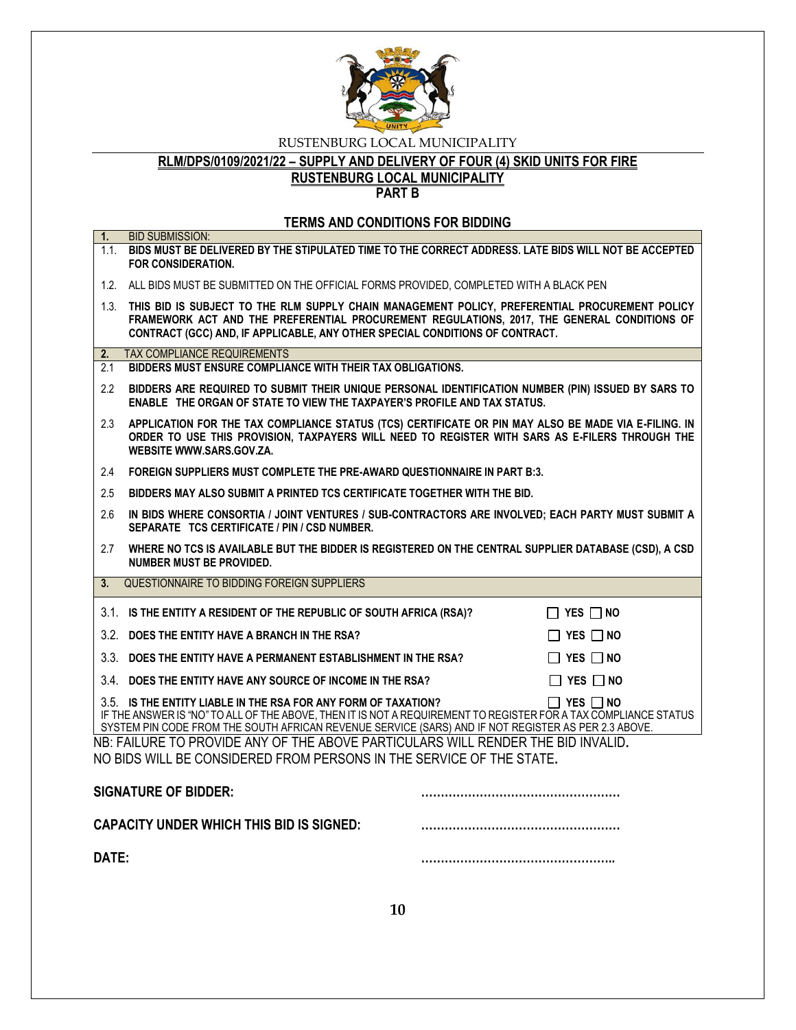RUSTENBURG LOCAL MUNICIPALITY

**RLM/DPS/0109/2021/22 – SUPPLY AND DELIVERY OF FOUR (4) SKID UNITS FOR FIRE RUSTENBURG LOCAL MUNICIPALITY**

**PART B**

## TERMS AND CONDITIONS FOR BIDDING

**1.** BID SUBMISSION:

1.1. **BIDS MUST BE DELIVERED BY THE STIPULATED TIME TO THE CORRECT ADDRESS. LATE BIDS WILL NOT BE ACCEPTED FOR CONSIDERATION.**

1.2. ALL BIDS MUST BE SUBMITTED ON THE OFFICIAL FORMS PROVIDED, COMPLETED WITH A BLACK PEN

1.3. **THIS BID IS SUBJECT TO THE RLM SUPPLY CHAIN MANAGEMENT POLICY, PREFERENTIAL PROCUREMENT POLICY FRAMEWORK ACT AND THE PREFERENTIAL PROCUREMENT REGULATIONS, 2017, THE GENERAL CONDITIONS OF CONTRACT (GCC) AND, IF APPLICABLE, ANY OTHER SPECIAL CONDITIONS OF CONTRACT.**

**2.** TAX COMPLIANCE REQUIREMENTS

2.1 **BIDDERS MUST ENSURE COMPLIANCE WITH THEIR TAX OBLIGATIONS.**

2.2 **BIDDERS ARE REQUIRED TO SUBMIT THEIR UNIQUE PERSONAL IDENTIFICATION NUMBER (PIN) ISSUED BY SARS TO ENABLE THE ORGAN OF STATE TO VIEW THE TAXPAYER'S PROFILE AND TAX STATUS.**

2.3 **APPLICATION FOR THE TAX COMPLIANCE STATUS (TCS) CERTIFICATE OR PIN MAY ALSO BE MADE VIA E-FILING. IN ORDER TO USE THIS PROVISION, TAXPAYERS WILL NEED TO REGISTER WITH SARS AS E-FILERS THROUGH THE WEBSITE WWW.SARS.GOV.ZA.**

2.4 **FOREIGN SUPPLIERS MUST COMPLETE THE PRE-AWARD QUESTIONNAIRE IN PART B:3.**

2.5 **BIDDERS MAY ALSO SUBMIT A PRINTED TCS CERTIFICATE TOGETHER WITH THE BID.**

2.6 **IN BIDS WHERE CONSORTIA / JOINT VENTURES / SUB-CONTRACTORS ARE INVOLVED; EACH PARTY MUST SUBMIT A SEPARATE TCS CERTIFICATE / PIN / CSD NUMBER.**

2.7 **WHERE NO TCS IS AVAILABLE BUT THE BIDDER IS REGISTERED ON THE CENTRAL SUPPLIER DATABASE (CSD), A CSD NUMBER MUST BE PROVIDED.**

**3.** QUESTIONNAIRE TO BIDDING FOREIGN SUPPLIERS

| | | |
|---|---|---|
| 3.1. | **IS THE ENTITY A RESIDENT OF THE REPUBLIC OF SOUTH AFRICA (RSA)?** | ☐ **YES** ☐ **NO** |
| 3.2. | **DOES THE ENTITY HAVE A BRANCH IN THE RSA?** | ☐ **YES** ☐ **NO** |
| 3.3. | **DOES THE ENTITY HAVE A PERMANENT ESTABLISHMENT IN THE RSA?** | ☐ **YES** ☐ **NO** |
| 3.4. | **DOES THE ENTITY HAVE ANY SOURCE OF INCOME IN THE RSA?** | ☐ **YES** ☐ **NO** |
| 3.5. | **IS THE ENTITY LIABLE IN THE RSA FOR ANY FORM OF TAXATION?** | ☐ **YES** ☐ **NO** |

IF THE ANSWER IS "NO" TO ALL OF THE ABOVE, THEN IT IS NOT A REQUIREMENT TO REGISTER FOR A TAX COMPLIANCE STATUS SYSTEM PIN CODE FROM THE SOUTH AFRICAN REVENUE SERVICE (SARS) AND IF NOT REGISTER AS PER 2.3 ABOVE.

NB: FAILURE TO PROVIDE ANY OF THE ABOVE PARTICULARS WILL RENDER THE BID INVALID.
NO BIDS WILL BE CONSIDERED FROM PERSONS IN THE SERVICE OF THE STATE.

**SIGNATURE OF BIDDER:** ……………………………………………

**CAPACITY UNDER WHICH THIS BID IS SIGNED:** ……………………………………………

**DATE:** …………………………………………..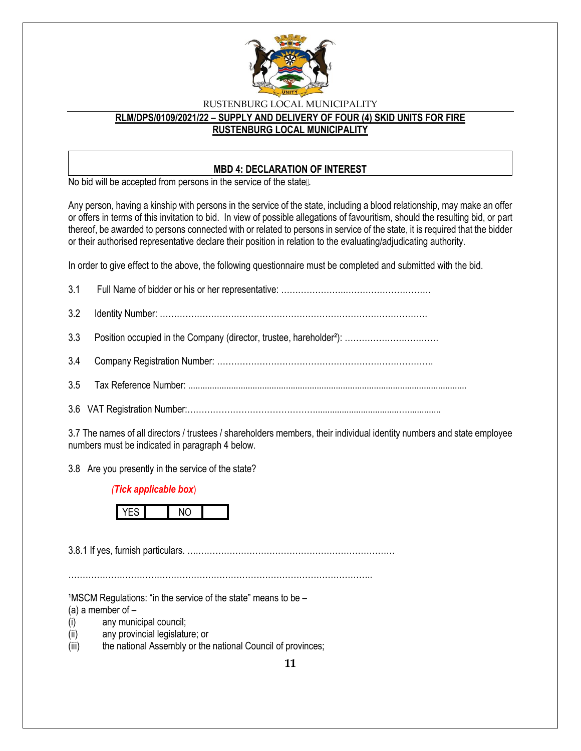RUSTENBURG LOCAL MUNICIPALITY

**RLM/DPS/0109/2021/22 – SUPPLY AND DELIVERY OF FOUR (4) SKID UNITS FOR FIRE RUSTENBURG LOCAL MUNICIPALITY**

## MBD 4: DECLARATION OF INTEREST

No bid will be accepted from persons in the service of the state[1].

Any person, having a kinship with persons in the service of the state, including a blood relationship, may make an offer or offers in terms of this invitation to bid. In view of possible allegations of favouritism, should the resulting bid, or part thereof, be awarded to persons connected with or related to persons in service of the state, it is required that the bidder or their authorised representative declare their position in relation to the evaluating/adjudicating authority.

In order to give effect to the above, the following questionnaire must be completed and submitted with the bid.

3.1 Full Name of bidder or his or her representative: ………………….……………………………

3.2 Identity Number: ………………………………………………………………………………….

3.3 Position occupied in the Company (director, trustee, hareholder[2]): ……………………………

3.4 Company Registration Number: ………………………………………………………………….

3.5 Tax Reference Number: ...................................................................................................................

3.6 VAT Registration Number:………………………………………....................................…..............

3.7 The names of all directors / trustees / shareholders members, their individual identity numbers and state employee numbers must be indicated in paragraph 4 below.

3.8 Are you presently in the service of the state?

*(**Tick applicable box**)*

| YES | | NO | |
|---|---|---|---|

3.8.1 If yes, furnish particulars. ….…………………………………………………………………

……………………………………………………………………………………………..

[1]MSCM Regulations: "in the service of the state" means to be –
(a) a member of –
(i) any municipal council;
(ii) any provincial legislature; or
(iii) the national Assembly or the national Council of provinces;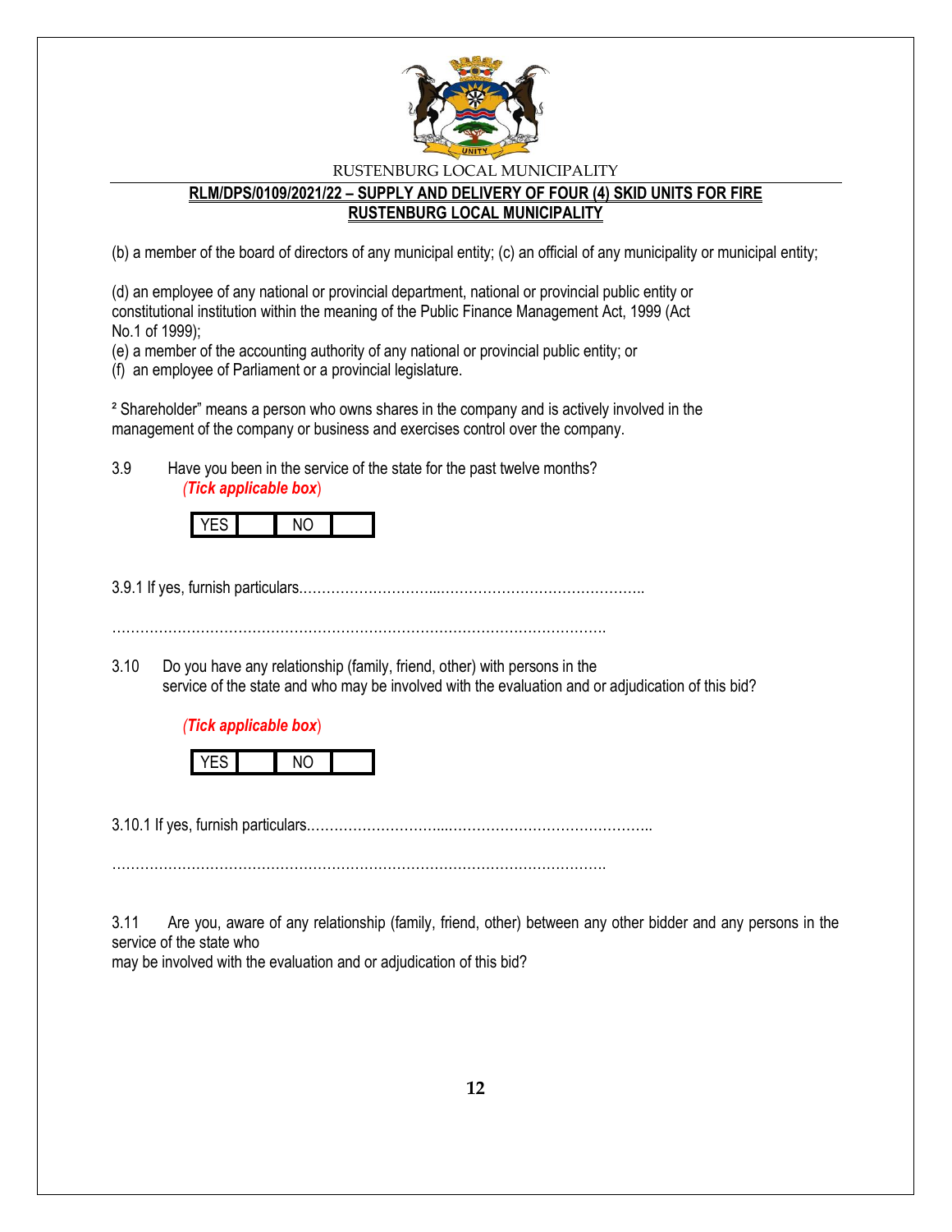(b) a member of the board of directors of any municipal entity; (c) an official of any municipality or municipal entity;

(d) an employee of any national or provincial department, national or provincial public entity or constitutional institution within the meaning of the Public Finance Management Act, 1999 (Act No.1 of 1999);
(e) a member of the accounting authority of any national or provincial public entity; or
(f) an employee of Parliament or a provincial legislature.

² Shareholder" means a person who owns shares in the company and is actively involved in the management of the company or business and exercises control over the company.

3.9 Have you been in the service of the state for the past twelve months? *(Tick applicable box)*

| YES | | NO | |
|---|---|---|---|

3.9.1 If yes, furnish particulars.………………………...……………………………………..

…………………………………………………………………………………………….

3.10 Do you have any relationship (family, friend, other) with persons in the service of the state and who may be involved with the evaluation and or adjudication of this bid?

*(Tick applicable box)*

| YES | | NO | |
|---|---|---|---|

3.10.1 If yes, furnish particulars.………………………...……………………………………..

…………………………………………………………………………………………….

3.11 Are you, aware of any relationship (family, friend, other) between any other bidder and any persons in the service of the state who may be involved with the evaluation and or adjudication of this bid?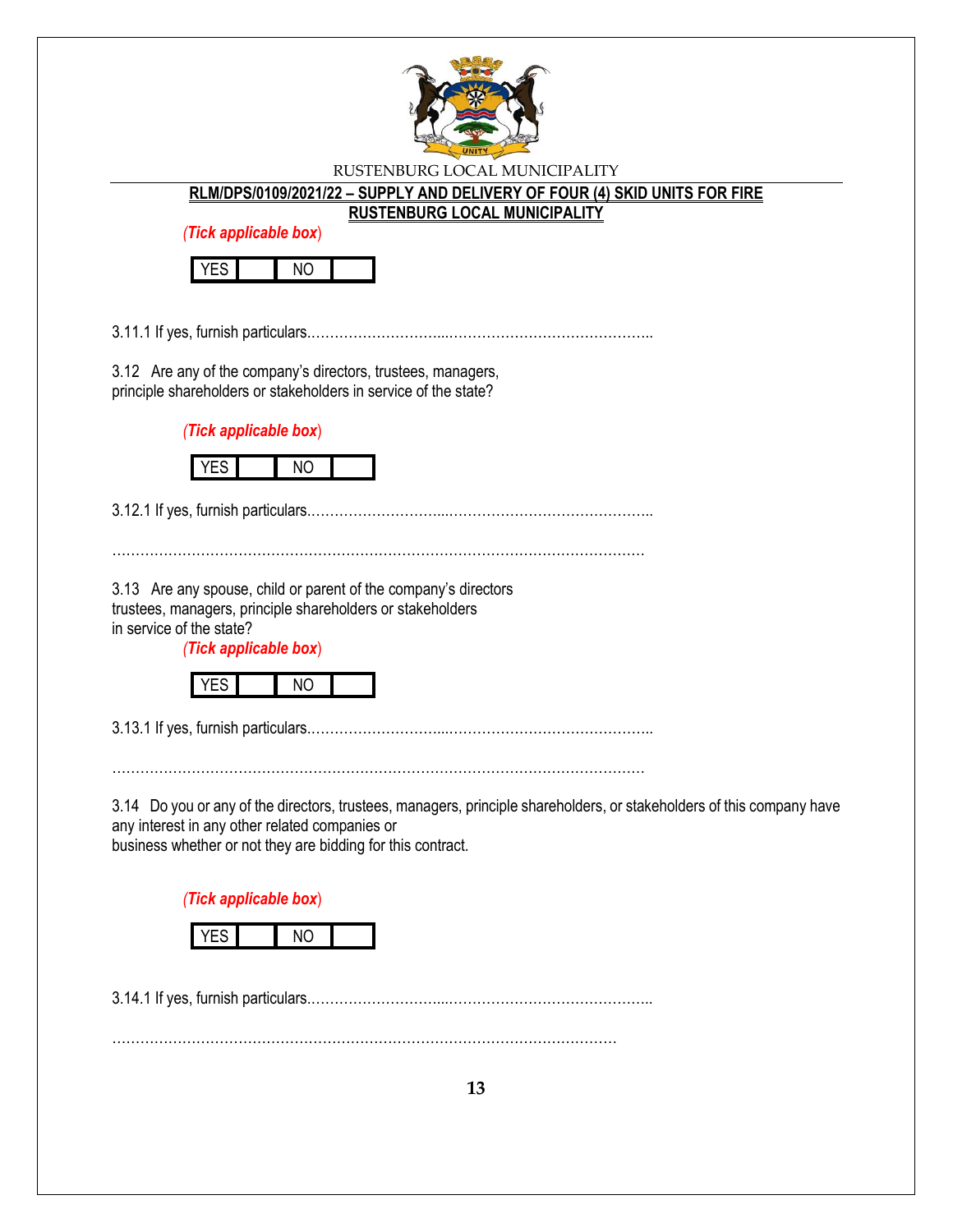(*Tick applicable box*)

| YES | | NO | |
|---|---|---|---|

3.11.1 If yes, furnish particulars.…………………….....……………………………………..

3.12 Are any of the company's directors, trustees, managers, principle shareholders or stakeholders in service of the state?

(*Tick applicable box*)

| YES | | NO | |
|---|---|---|---|

3.12.1 If yes, furnish particulars.…………………….....……………………………………..

…………………………………………………………………………………………………

3.13 Are any spouse, child or parent of the company's directors trustees, managers, principle shareholders or stakeholders in service of the state?

(*Tick applicable box*)

| YES | | NO | |
|---|---|---|---|

3.13.1 If yes, furnish particulars.…………………….....……………………………………..

…………………………………………………………………………………………………

3.14 Do you or any of the directors, trustees, managers, principle shareholders, or stakeholders of this company have any interest in any other related companies or business whether or not they are bidding for this contract.

(*Tick applicable box*)

| YES | | NO | |
|---|---|---|---|

3.14.1 If yes, furnish particulars.…………………….....……………………………………..

…………………………………………………………………………………………….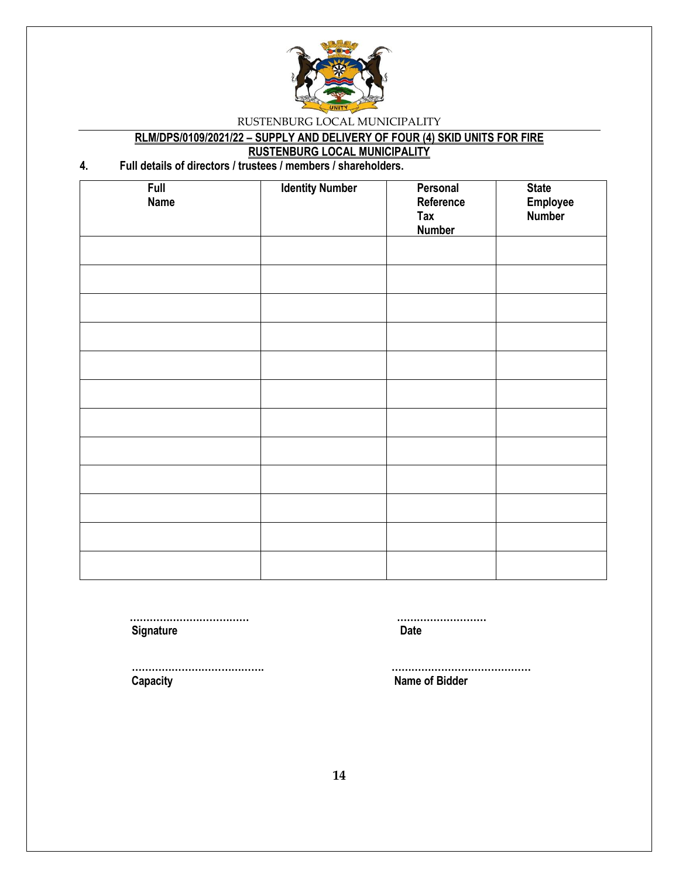RUSTENBURG LOCAL MUNICIPALITY

**RLM/DPS/0109/2021/22 – SUPPLY AND DELIVERY OF FOUR (4) SKID UNITS FOR FIRE RUSTENBURG LOCAL MUNICIPALITY**

**4. Full details of directors / trustees / members / shareholders.**

| Full Name | Identity Number | Personal Reference Tax Number | State Employee Number |
|---|---|---|---|
| | | | |
| | | | |
| | | | |
| | | | |
| | | | |
| | | | |
| | | | |
| | | | |
| | | | |
| | | | |
| | | | |
| | | | |

………………………………
**Signature**

………………………
**Date**

…………………………………
**Capacity**

……………………………………
**Name of Bidder**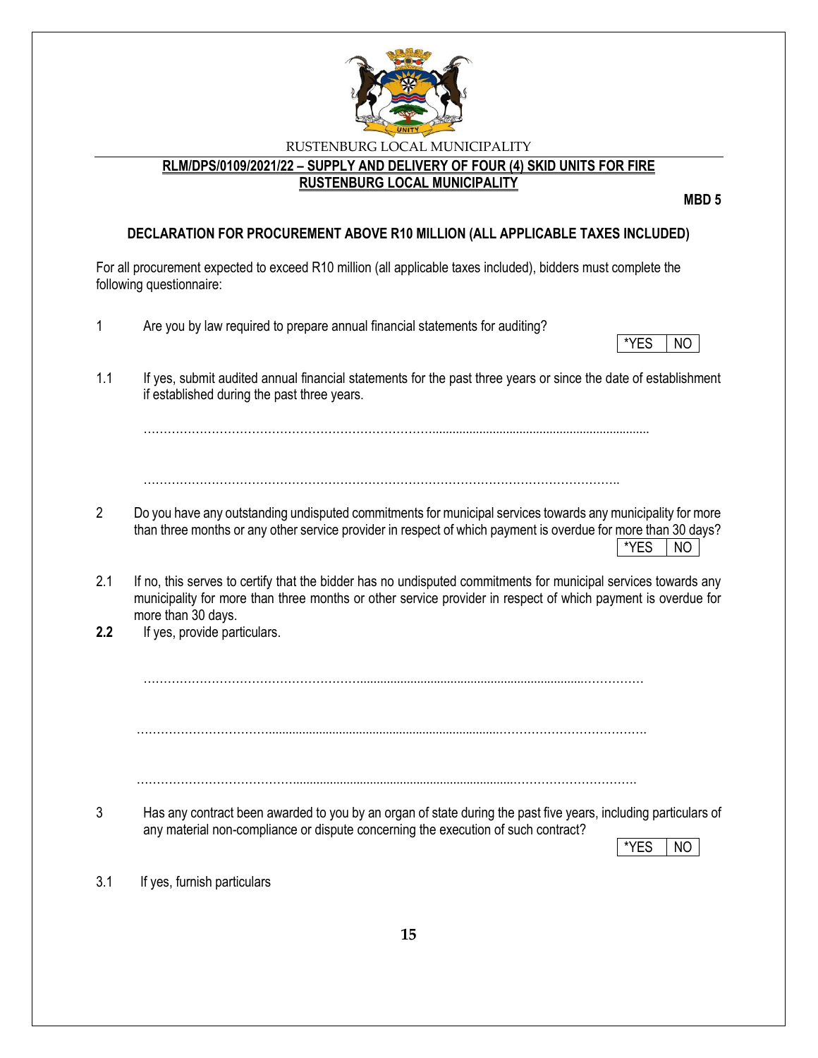RUSTENBURG LOCAL MUNICIPALITY

**RLM/DPS/0109/2021/22 – SUPPLY AND DELIVERY OF FOUR (4) SKID UNITS FOR FIRE RUSTENBURG LOCAL MUNICIPALITY**

**MBD 5**

**DECLARATION FOR PROCUREMENT ABOVE R10 MILLION (ALL APPLICABLE TAXES INCLUDED)**

For all procurement expected to exceed R10 million (all applicable taxes included), bidders must complete the following questionnaire:

1 Are you by law required to prepare annual financial statements for auditing?

| *YES | NO |
|---|---|

1.1 If yes, submit audited annual financial statements for the past three years or since the date of establishment if established during the past three years.

……………………………………………………………………………………………………………

……………………………………………………………………………………………………………

2 Do you have any outstanding undisputed commitments for municipal services towards any municipality for more than three months or any other service provider in respect of which payment is overdue for more than 30 days?

| *YES | NO |
|---|---|

2.1 If no, this serves to certify that the bidder has no undisputed commitments for municipal services towards any municipality for more than three months or other service provider in respect of which payment is overdue for more than 30 days.

**2.2** If yes, provide particulars.

……………………………………………………………………………………………………………

……………………………………………………………………………………………………………

……………………………………………………………………………………………………………

3 Has any contract been awarded to you by an organ of state during the past five years, including particulars of any material non-compliance or dispute concerning the execution of such contract?

| *YES | NO |
|---|---|

3.1 If yes, furnish particulars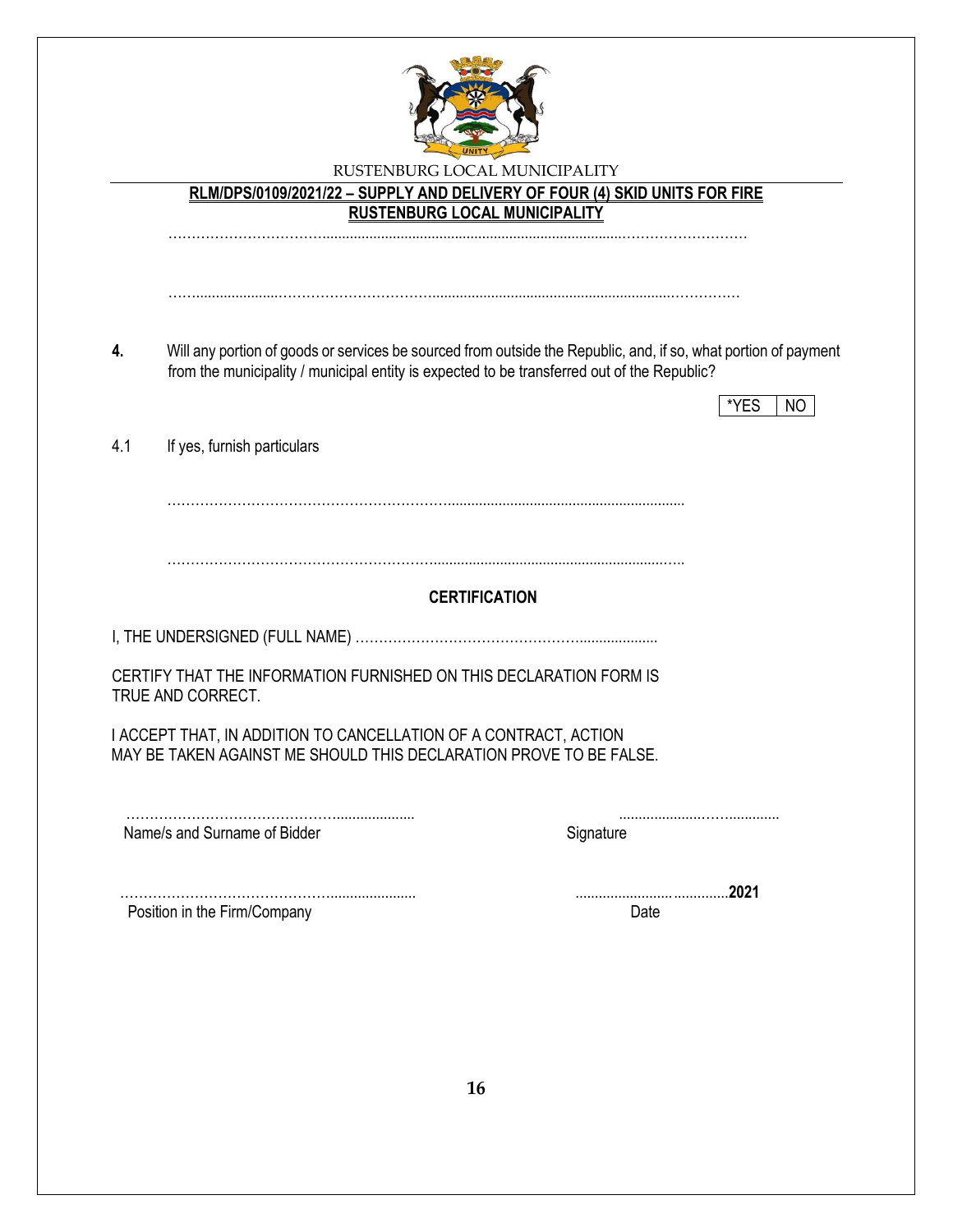……………………………………………………………………………………………………………

……………………………………………………………………………………………………………

**4.** Will any portion of goods or services be sourced from outside the Republic, and, if so, what portion of payment from the municipality / municipal entity is expected to be transferred out of the Republic?

| *YES | NO |
|---|---|

4.1 If yes, furnish particulars

……………………………………………………………………………………………

……………………………………………………………………………………………

**CERTIFICATION**

I, THE UNDERSIGNED (FULL NAME) …………………………………………………………

CERTIFY THAT THE INFORMATION FURNISHED ON THIS DECLARATION FORM IS TRUE AND CORRECT.

I ACCEPT THAT, IN ADDITION TO CANCELLATION OF A CONTRACT, ACTION MAY BE TAKEN AGAINST ME SHOULD THIS DECLARATION PROVE TO BE FALSE.

………………………………………………… ……………………………

Name/s and Surname of Bidder Signature

………………………………………………… ……………………………**2021**

Position in the Firm/Company Date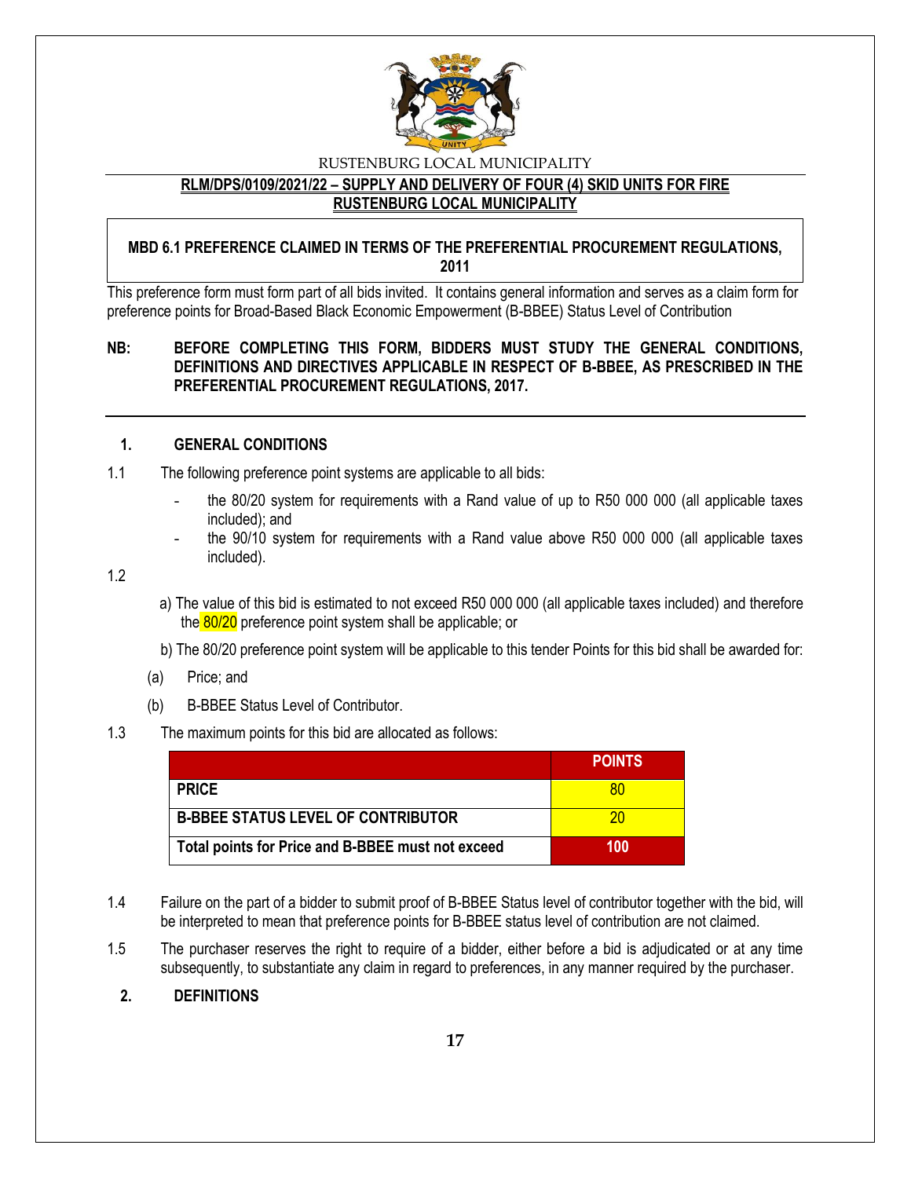RUSTENBURG LOCAL MUNICIPALITY

**RLM/DPS/0109/2021/22 – SUPPLY AND DELIVERY OF FOUR (4) SKID UNITS FOR FIRE RUSTENBURG LOCAL MUNICIPALITY**

**MBD 6.1 PREFERENCE CLAIMED IN TERMS OF THE PREFERENTIAL PROCUREMENT REGULATIONS, 2011**

This preference form must form part of all bids invited. It contains general information and serves as a claim form for preference points for Broad-Based Black Economic Empowerment (B-BBEE) Status Level of Contribution

**NB: BEFORE COMPLETING THIS FORM, BIDDERS MUST STUDY THE GENERAL CONDITIONS, DEFINITIONS AND DIRECTIVES APPLICABLE IN RESPECT OF B-BBEE, AS PRESCRIBED IN THE PREFERENTIAL PROCUREMENT REGULATIONS, 2017.**

## 1. GENERAL CONDITIONS

1.1 The following preference point systems are applicable to all bids:

- the 80/20 system for requirements with a Rand value of up to R50 000 000 (all applicable taxes included); and
- the 90/10 system for requirements with a Rand value above R50 000 000 (all applicable taxes included).

1.2

a) The value of this bid is estimated to not exceed R50 000 000 (all applicable taxes included) and therefore the 80/20 preference point system shall be applicable; or

b) The 80/20 preference point system will be applicable to this tender Points for this bid shall be awarded for:

(a) Price; and

(b) B-BBEE Status Level of Contributor.

1.3 The maximum points for this bid are allocated as follows:

| | POINTS |
|---|---|
| **PRICE** | 80 |
| **B-BBEE STATUS LEVEL OF CONTRIBUTOR** | 20 |
| **Total points for Price and B-BBEE must not exceed** | **100** |

1.4 Failure on the part of a bidder to submit proof of B-BBEE Status level of contributor together with the bid, will be interpreted to mean that preference points for B-BBEE status level of contribution are not claimed.

1.5 The purchaser reserves the right to require of a bidder, either before a bid is adjudicated or at any time subsequently, to substantiate any claim in regard to preferences, in any manner required by the purchaser.

## 2. DEFINITIONS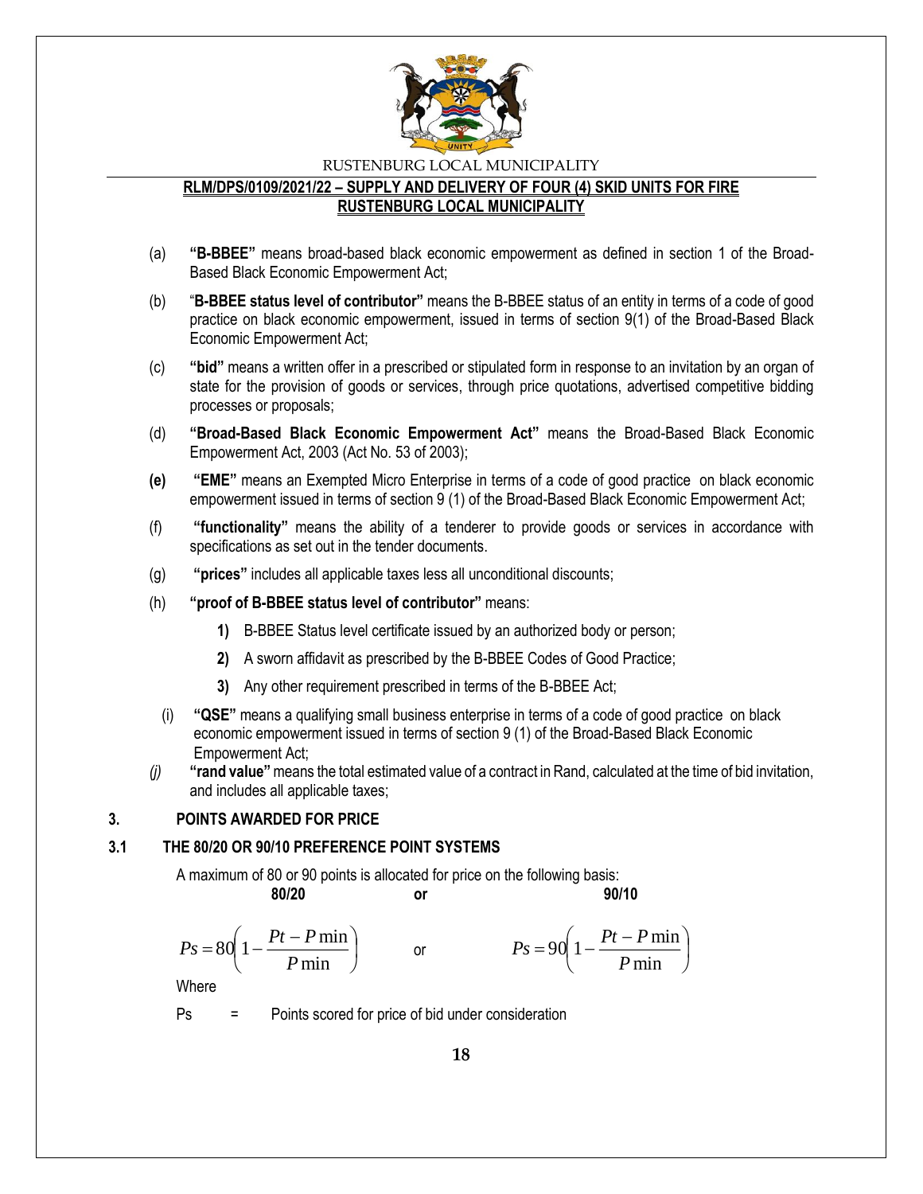(a) **"B-BBEE"** means broad-based black economic empowerment as defined in section 1 of the Broad-Based Black Economic Empowerment Act;

(b) "**B-BBEE status level of contributor"** means the B-BBEE status of an entity in terms of a code of good practice on black economic empowerment, issued in terms of section 9(1) of the Broad-Based Black Economic Empowerment Act;

(c) **"bid"** means a written offer in a prescribed or stipulated form in response to an invitation by an organ of state for the provision of goods or services, through price quotations, advertised competitive bidding processes or proposals;

(d) **"Broad-Based Black Economic Empowerment Act"** means the Broad-Based Black Economic Empowerment Act, 2003 (Act No. 53 of 2003);

**(e)** **"EME"** means an Exempted Micro Enterprise in terms of a code of good practice on black economic empowerment issued in terms of section 9 (1) of the Broad-Based Black Economic Empowerment Act;

(f) **"functionality"** means the ability of a tenderer to provide goods or services in accordance with specifications as set out in the tender documents.

(g) **"prices"** includes all applicable taxes less all unconditional discounts;

(h) **"proof of B-BBEE status level of contributor"** means:

   **1)** B-BBEE Status level certificate issued by an authorized body or person;

   **2)** A sworn affidavit as prescribed by the B-BBEE Codes of Good Practice;

   **3)** Any other requirement prescribed in terms of the B-BBEE Act;

(i) **"QSE"** means a qualifying small business enterprise in terms of a code of good practice on black economic empowerment issued in terms of section 9 (1) of the Broad-Based Black Economic Empowerment Act;

*(j)* **"rand value"** means the total estimated value of a contract in Rand, calculated at the time of bid invitation, and includes all applicable taxes;

## 3. POINTS AWARDED FOR PRICE

### 3.1 THE 80/20 OR 90/10 PREFERENCE POINT SYSTEMS

A maximum of 80 or 90 points is allocated for price on the following basis:

**80/20** or **90/10**

$$Ps = 80\left(1 - \frac{Pt - P\min}{P\min}\right) \quad \text{or} \quad Ps = 90\left(1 - \frac{Pt - P\min}{P\min}\right)$$

Where

Ps = Points scored for price of bid under consideration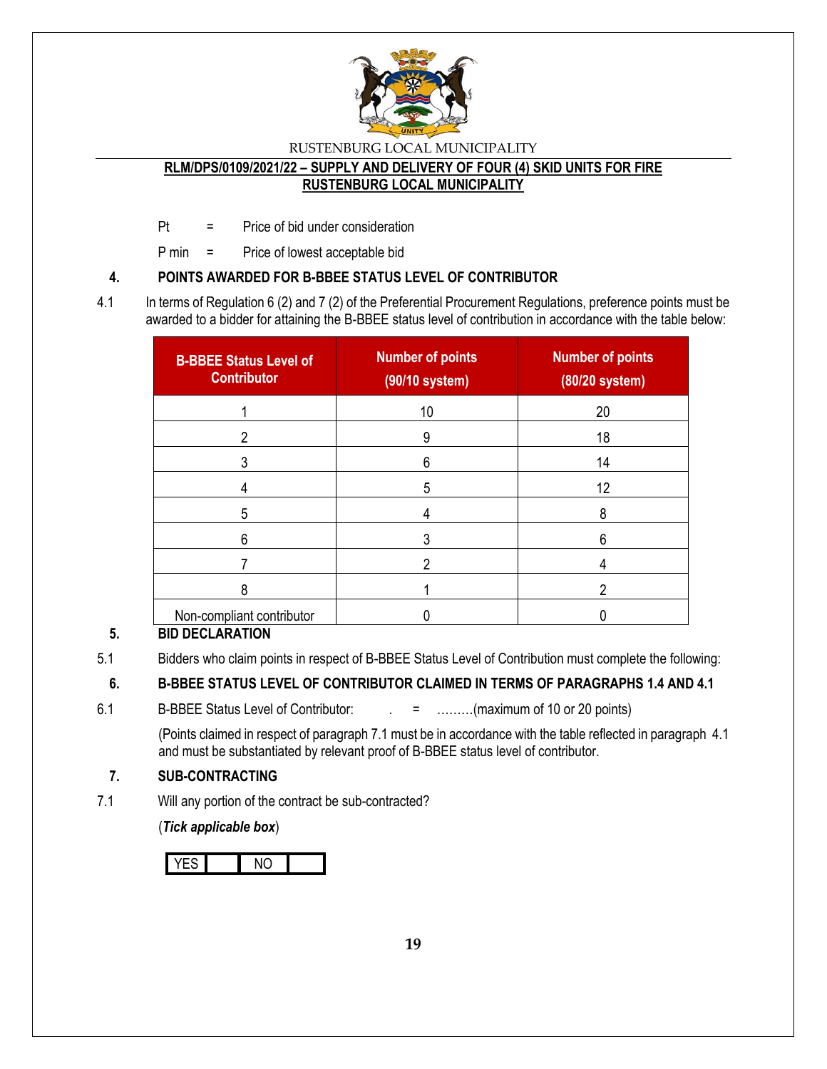Pt = Price of bid under consideration

P min = Price of lowest acceptable bid

## 4. POINTS AWARDED FOR B-BBEE STATUS LEVEL OF CONTRIBUTOR

4.1 In terms of Regulation 6 (2) and 7 (2) of the Preferential Procurement Regulations, preference points must be awarded to a bidder for attaining the B-BBEE status level of contribution in accordance with the table below:

| B-BBEE Status Level of Contributor | Number of points (90/10 system) | Number of points (80/20 system) |
|---|---|---|
| 1 | 10 | 20 |
| 2 | 9 | 18 |
| 3 | 6 | 14 |
| 4 | 5 | 12 |
| 5 | 4 | 8 |
| 6 | 3 | 6 |
| 7 | 2 | 4 |
| 8 | 1 | 2 |
| Non-compliant contributor | 0 | 0 |

## 5. BID DECLARATION

5.1 Bidders who claim points in respect of B-BBEE Status Level of Contribution must complete the following:

## 6. B-BBEE STATUS LEVEL OF CONTRIBUTOR CLAIMED IN TERMS OF PARAGRAPHS 1.4 AND 4.1

6.1 B-BBEE Status Level of Contributor: . = ………(maximum of 10 or 20 points)

(Points claimed in respect of paragraph 7.1 must be in accordance with the table reflected in paragraph 4.1 and must be substantiated by relevant proof of B-BBEE status level of contributor.

## 7. SUB-CONTRACTING

7.1 Will any portion of the contract be sub-contracted?

(***Tick applicable box***)

| YES | | NO | |
|---|---|---|---|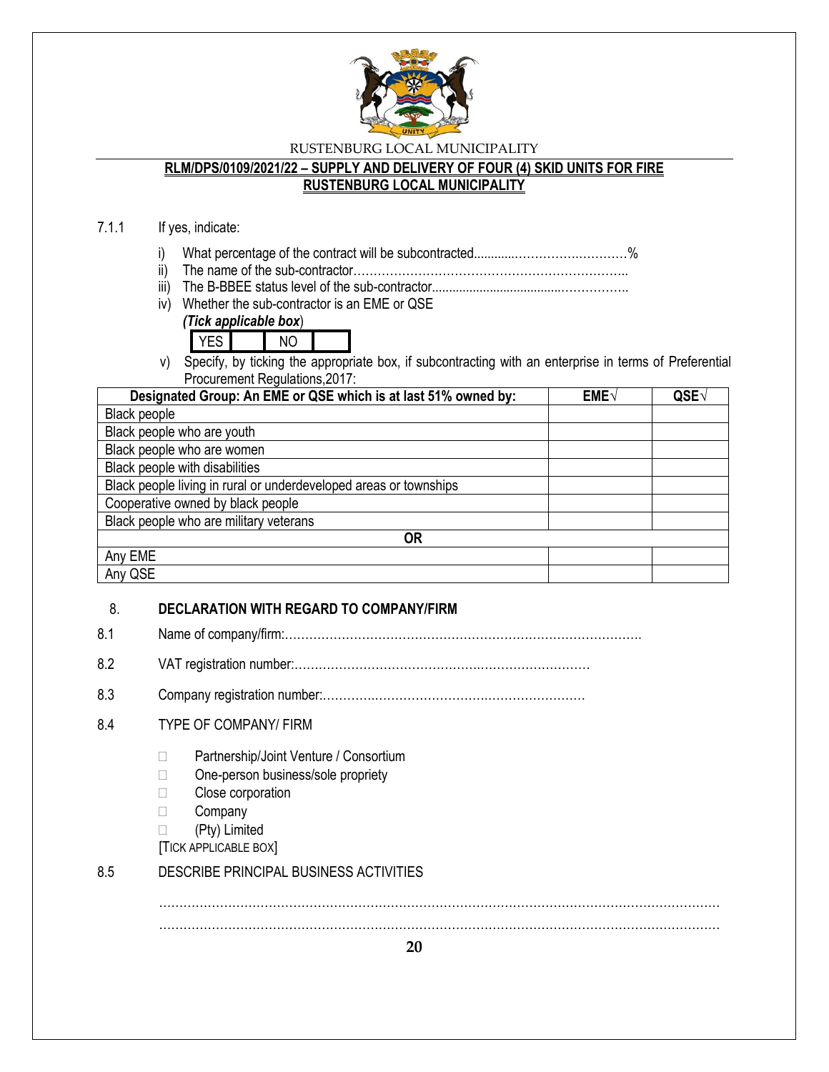RUSTENBURG LOCAL MUNICIPALITY

**RLM/DPS/0109/2021/22 – SUPPLY AND DELIVERY OF FOUR (4) SKID UNITS FOR FIRE RUSTENBURG LOCAL MUNICIPALITY**

7.1.1 If yes, indicate:

i) What percentage of the contract will be subcontracted............………….…………%
ii) The name of the sub-contractor…………………………………………………………..
iii) The B-BBEE status level of the sub-contractor......................................……………..
iv) Whether the sub-contractor is an EME or QSE
*(Tick applicable box)*

| YES | | NO | |
|---|---|---|---|

v) Specify, by ticking the appropriate box, if subcontracting with an enterprise in terms of Preferential Procurement Regulations,2017:

| Designated Group: An EME or QSE which is at last 51% owned by: | EME√ | QSE√ |
|---|---|---|
| Black people | | |
| Black people who are youth | | |
| Black people who are women | | |
| Black people with disabilities | | |
| Black people living in rural or underdeveloped areas or townships | | |
| Cooperative owned by black people | | |
| Black people who are military veterans | | |
| **OR** | | |
| Any EME | | |
| Any QSE | | |

8. **DECLARATION WITH REGARD TO COMPANY/FIRM**

8.1 Name of company/firm:…………………………………………………………………………….

8.2 VAT registration number:……………………………………….…………………………

8.3 Company registration number:…………….……………………….…………………….

8.4 TYPE OF COMPANY/ FIRM

- ☐ Partnership/Joint Venture / Consortium
- ☐ One-person business/sole propriety
- ☐ Close corporation
- ☐ Company
- ☐ (Pty) Limited

[TICK APPLICABLE BOX]

8.5 DESCRIBE PRINCIPAL BUSINESS ACTIVITIES

………………………………………………………………………………………………………………………
………………………………………………………………………………………………………………………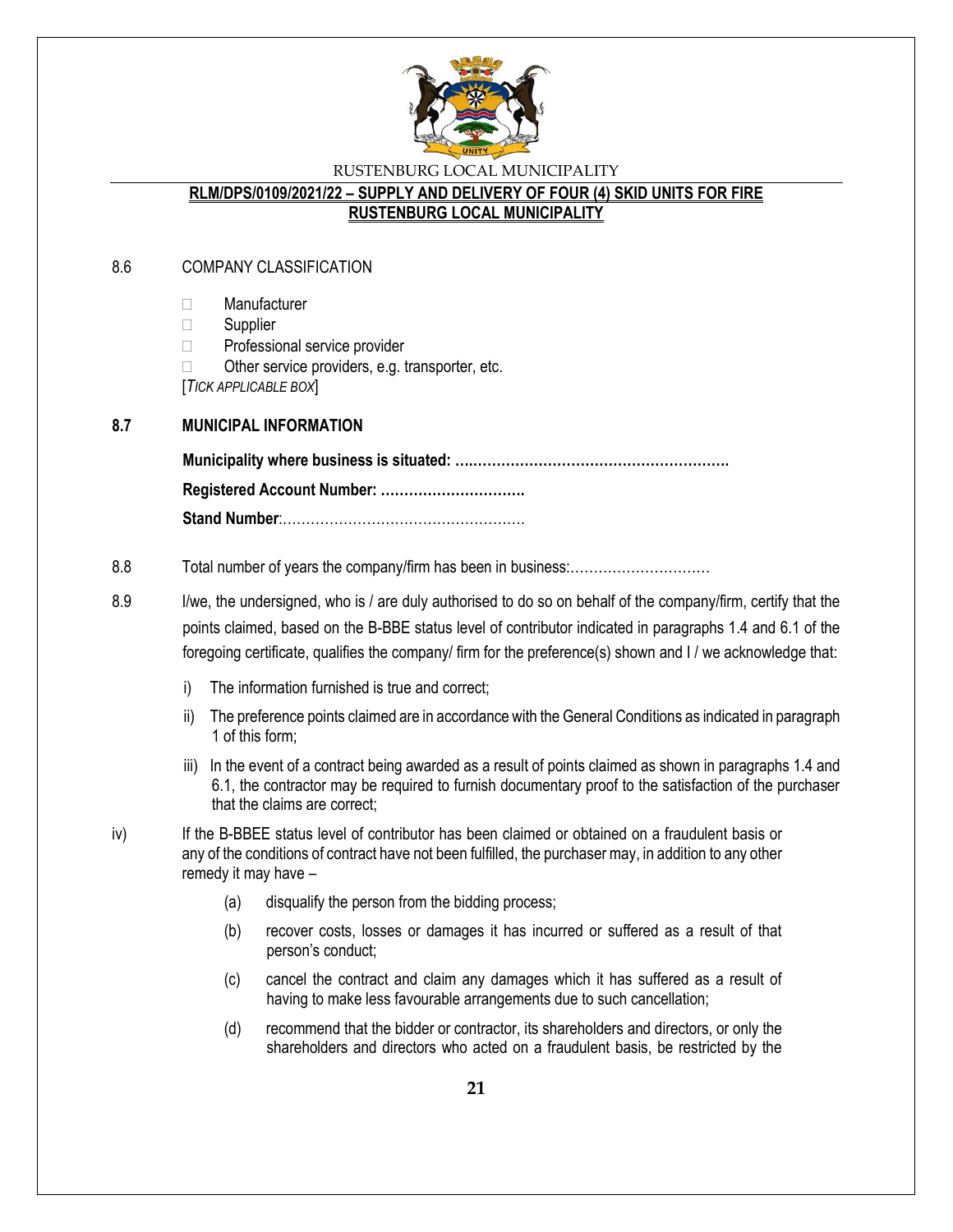8.6 COMPANY CLASSIFICATION

- ☐ Manufacturer
- ☐ Supplier
- ☐ Professional service provider
- ☐ Other service providers, e.g. transporter, etc.

[*TICK APPLICABLE BOX*]

**8.7 MUNICIPAL INFORMATION**

**Municipality where business is situated: ….………………………………………………….**

**Registered Account Number: ………………………….**

**Stand Number**:…………………………………………….

8.8 Total number of years the company/firm has been in business:…………………………

8.9 I/we, the undersigned, who is / are duly authorised to do so on behalf of the company/firm, certify that the points claimed, based on the B-BBE status level of contributor indicated in paragraphs 1.4 and 6.1 of the foregoing certificate, qualifies the company/ firm for the preference(s) shown and I / we acknowledge that:

i) The information furnished is true and correct;

ii) The preference points claimed are in accordance with the General Conditions as indicated in paragraph 1 of this form;

iii) In the event of a contract being awarded as a result of points claimed as shown in paragraphs 1.4 and 6.1, the contractor may be required to furnish documentary proof to the satisfaction of the purchaser that the claims are correct;

iv) If the B-BBEE status level of contributor has been claimed or obtained on a fraudulent basis or any of the conditions of contract have not been fulfilled, the purchaser may, in addition to any other remedy it may have –

(a) disqualify the person from the bidding process;

(b) recover costs, losses or damages it has incurred or suffered as a result of that person's conduct;

(c) cancel the contract and claim any damages which it has suffered as a result of having to make less favourable arrangements due to such cancellation;

(d) recommend that the bidder or contractor, its shareholders and directors, or only the shareholders and directors who acted on a fraudulent basis, be restricted by the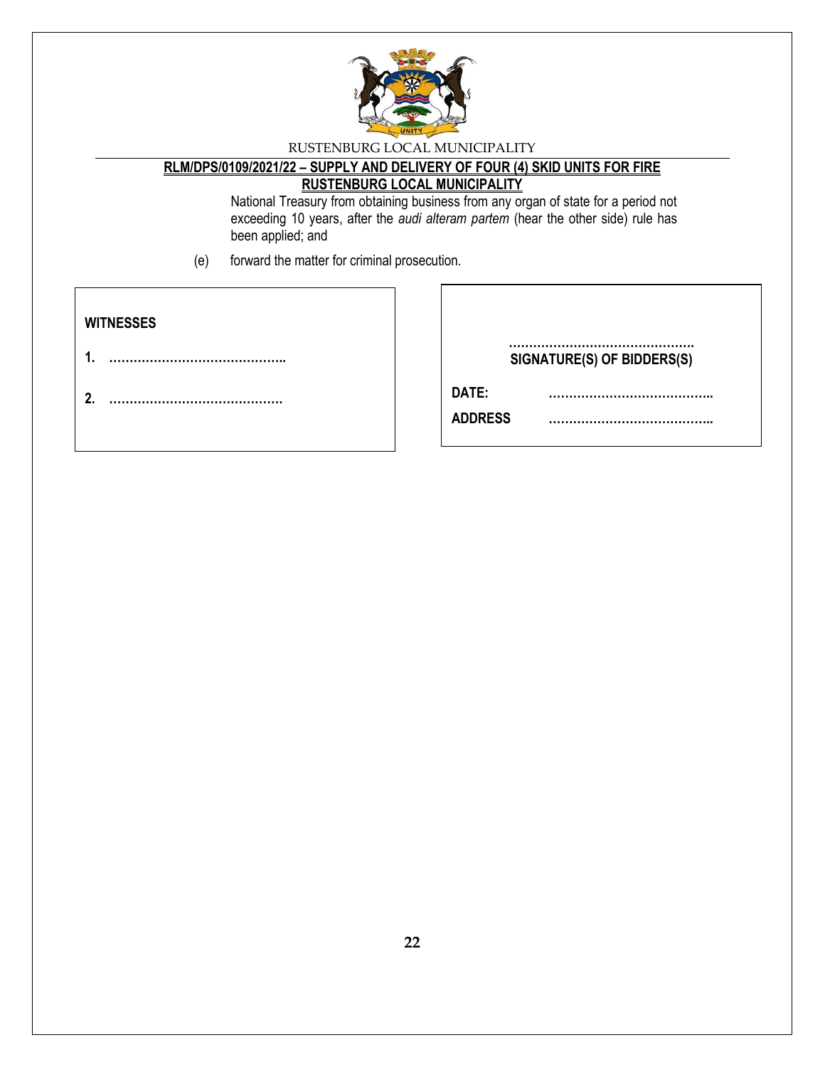National Treasury from obtaining business from any organ of state for a period not exceeding 10 years, after the *audi alteram partem* (hear the other side) rule has been applied; and

(e) forward the matter for criminal prosecution.

**WITNESSES**

**1.** ……………………………………..

**2.** ……………………………………

……………………………………….
**SIGNATURE(S) OF BIDDERS(S)**

**DATE:** …………………………………..

**ADDRESS** …………………………………..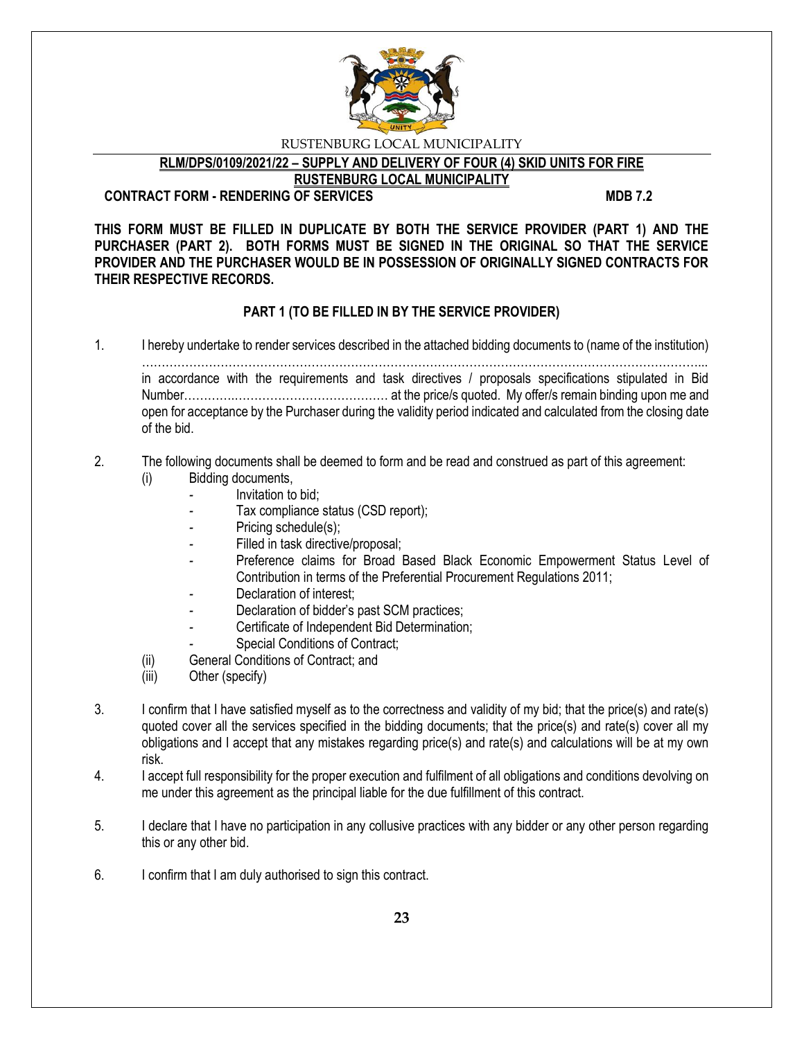RUSTENBURG LOCAL MUNICIPALITY

**RLM/DPS/0109/2021/22 – SUPPLY AND DELIVERY OF FOUR (4) SKID UNITS FOR FIRE RUSTENBURG LOCAL MUNICIPALITY**

**CONTRACT FORM - RENDERING OF SERVICES** **MDB 7.2**

**THIS FORM MUST BE FILLED IN DUPLICATE BY BOTH THE SERVICE PROVIDER (PART 1) AND THE PURCHASER (PART 2). BOTH FORMS MUST BE SIGNED IN THE ORIGINAL SO THAT THE SERVICE PROVIDER AND THE PURCHASER WOULD BE IN POSSESSION OF ORIGINALLY SIGNED CONTRACTS FOR THEIR RESPECTIVE RECORDS.**

**PART 1 (TO BE FILLED IN BY THE SERVICE PROVIDER)**

1. I hereby undertake to render services described in the attached bidding documents to (name of the institution) ……………………………………………………………………………………………………………………….. in accordance with the requirements and task directives / proposals specifications stipulated in Bid Number………….………………………………… at the price/s quoted. My offer/s remain binding upon me and open for acceptance by the Purchaser during the validity period indicated and calculated from the closing date of the bid.

2. The following documents shall be deemed to form and be read and construed as part of this agreement:
   (i) Bidding documents,
      - Invitation to bid;
      - Tax compliance status (CSD report);
      - Pricing schedule(s);
      - Filled in task directive/proposal;
      - Preference claims for Broad Based Black Economic Empowerment Status Level of Contribution in terms of the Preferential Procurement Regulations 2011;
      - Declaration of interest;
      - Declaration of bidder's past SCM practices;
      - Certificate of Independent Bid Determination;
      - Special Conditions of Contract;
   (ii) General Conditions of Contract; and
   (iii) Other (specify)

3. I confirm that I have satisfied myself as to the correctness and validity of my bid; that the price(s) and rate(s) quoted cover all the services specified in the bidding documents; that the price(s) and rate(s) cover all my obligations and I accept that any mistakes regarding price(s) and rate(s) and calculations will be at my own risk.

4. I accept full responsibility for the proper execution and fulfilment of all obligations and conditions devolving on me under this agreement as the principal liable for the due fulfillment of this contract.

5. I declare that I have no participation in any collusive practices with any bidder or any other person regarding this or any other bid.

6. I confirm that I am duly authorised to sign this contract.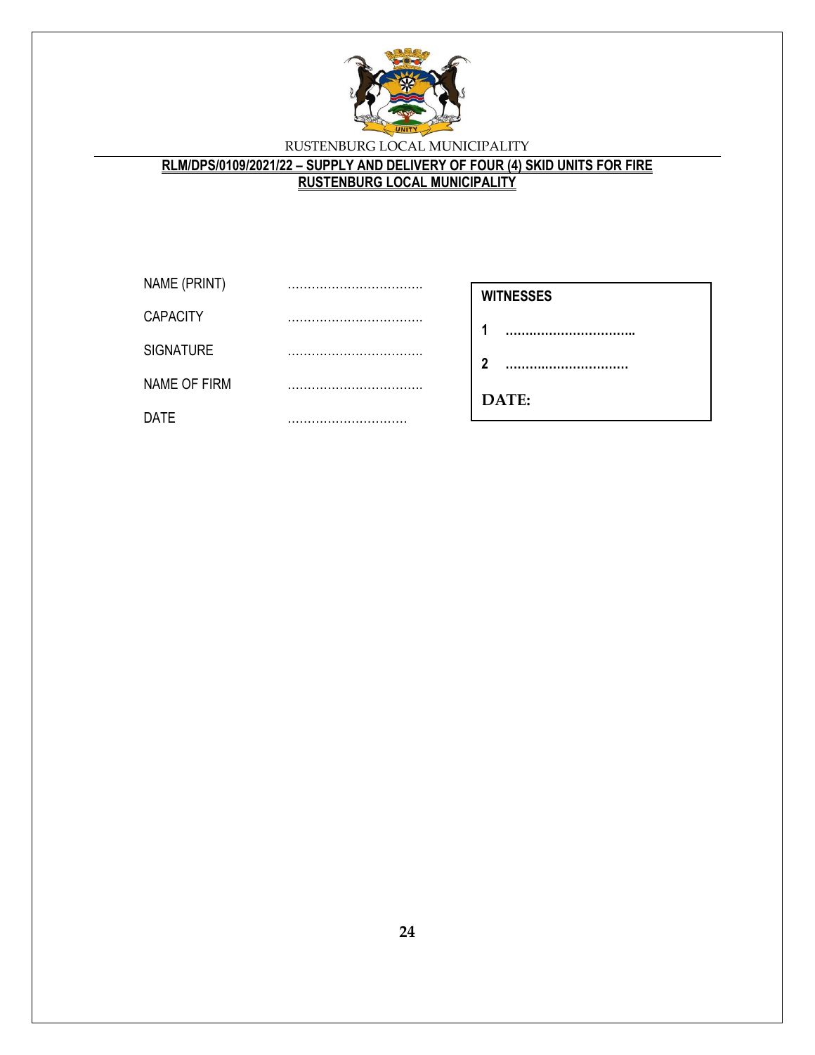RUSTENBURG LOCAL MUNICIPALITY

**RLM/DPS/0109/2021/22 – SUPPLY AND DELIVERY OF FOUR (4) SKID UNITS FOR FIRE RUSTENBURG LOCAL MUNICIPALITY**

NAME (PRINT) ……………………………

CAPACITY ……………………………

SIGNATURE ……………………………

NAME OF FIRM ……………………………

DATE …………………………

**WITNESSES**

**1** ……………………………

**2** ……………………………

**DATE:**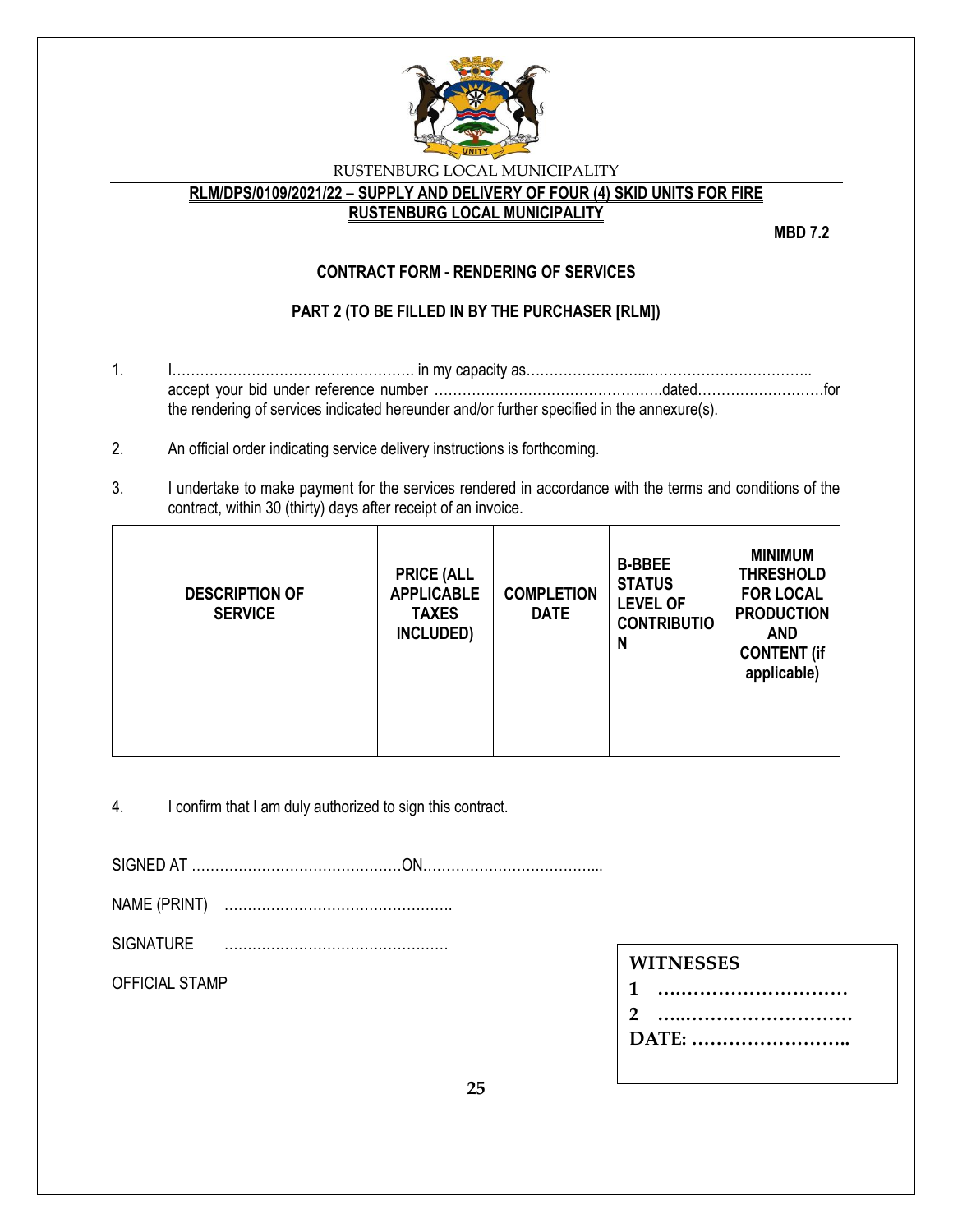RUSTENBURG LOCAL MUNICIPALITY

**RLM/DPS/0109/2021/22 – SUPPLY AND DELIVERY OF FOUR (4) SKID UNITS FOR FIRE RUSTENBURG LOCAL MUNICIPALITY**

**MBD 7.2**

**CONTRACT FORM - RENDERING OF SERVICES**

**PART 2 (TO BE FILLED IN BY THE PURCHASER [RLM])**

1. I……………………………………………. in my capacity as…………………...…………………………….. accept your bid under reference number ………………………………………….dated………………………for the rendering of services indicated hereunder and/or further specified in the annexure(s).

2. An official order indicating service delivery instructions is forthcoming.

3. I undertake to make payment for the services rendered in accordance with the terms and conditions of the contract, within 30 (thirty) days after receipt of an invoice.

| DESCRIPTION OF SERVICE | PRICE (ALL APPLICABLE TAXES INCLUDED) | COMPLETION DATE | B-BBEE STATUS LEVEL OF CONTRIBUTION | MINIMUM THRESHOLD FOR LOCAL PRODUCTION AND CONTENT (if applicable) |
|---|---|---|---|---|
| | | | | |

4. I confirm that I am duly authorized to sign this contract.

SIGNED AT ………………………………………ON………………………………...

NAME (PRINT) ………………………………………….

SIGNATURE ………………………………………….

OFFICIAL STAMP

**WITNESSES**

**1 ….………………………**

**2 …..………………………**

**DATE: ……………………..**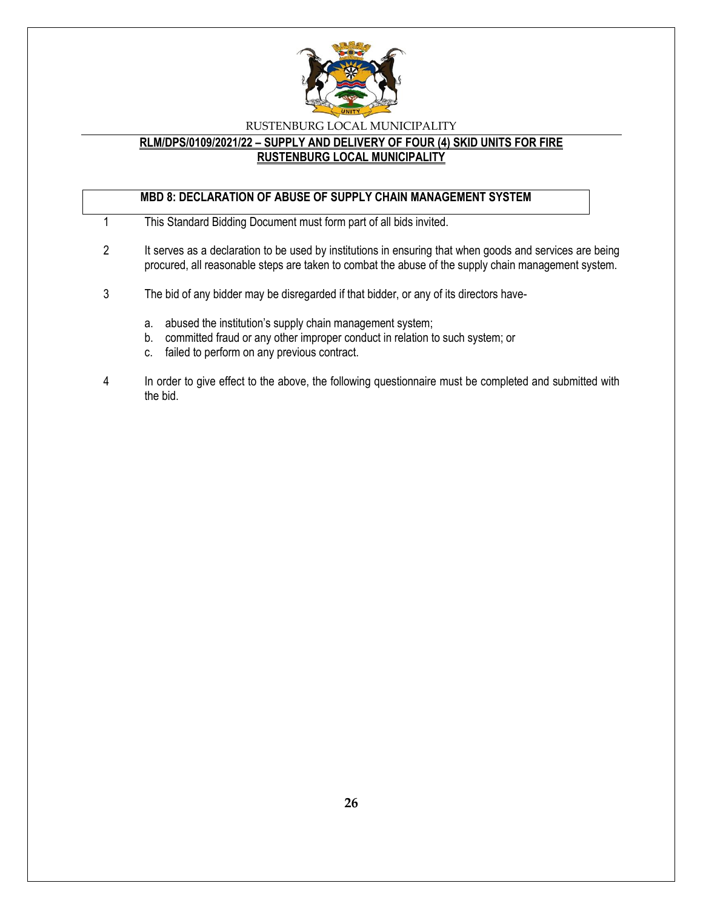**MBD 8: DECLARATION OF ABUSE OF SUPPLY CHAIN MANAGEMENT SYSTEM**

1. This Standard Bidding Document must form part of all bids invited.

2. It serves as a declaration to be used by institutions in ensuring that when goods and services are being procured, all reasonable steps are taken to combat the abuse of the supply chain management system.

3. The bid of any bidder may be disregarded if that bidder, or any of its directors have-

   a. abused the institution's supply chain management system;
   b. committed fraud or any other improper conduct in relation to such system; or
   c. failed to perform on any previous contract.

4. In order to give effect to the above, the following questionnaire must be completed and submitted with the bid.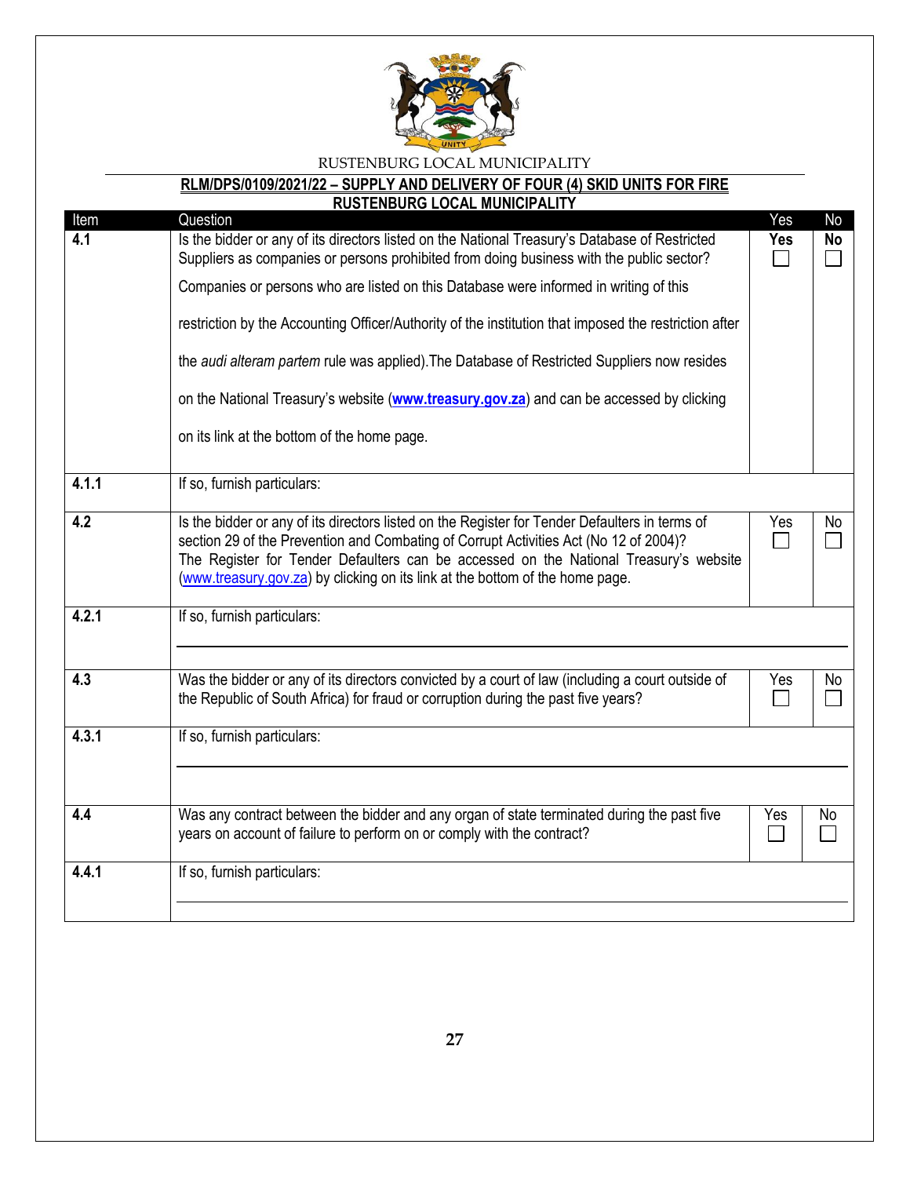RUSTENBURG LOCAL MUNICIPALITY

**RLM/DPS/0109/2021/22 – SUPPLY AND DELIVERY OF FOUR (4) SKID UNITS FOR FIRE RUSTENBURG LOCAL MUNICIPALITY**

| Item | Question | Yes | No |
|---|---|---|---|
| **4.1** | Is the bidder or any of its directors listed on the National Treasury's Database of Restricted Suppliers as companies or persons prohibited from doing business with the public sector? Companies or persons who are listed on this Database were informed in writing of this restriction by the Accounting Officer/Authority of the institution that imposed the restriction after the *audi alteram partem* rule was applied).The Database of Restricted Suppliers now resides on the National Treasury's website (**www.treasury.gov.za**) and can be accessed by clicking on its link at the bottom of the home page. | **Yes** ☐ | **No** ☐ |
| **4.1.1** | If so, furnish particulars: | | |
| **4.2** | Is the bidder or any of its directors listed on the Register for Tender Defaulters in terms of section 29 of the Prevention and Combating of Corrupt Activities Act (No 12 of 2004)? The Register for Tender Defaulters can be accessed on the National Treasury's website (www.treasury.gov.za) by clicking on its link at the bottom of the home page. | Yes ☐ | No ☐ |
| **4.2.1** | If so, furnish particulars: | | |
| **4.3** | Was the bidder or any of its directors convicted by a court of law (including a court outside of the Republic of South Africa) for fraud or corruption during the past five years? | Yes ☐ | No ☐ |
| **4.3.1** | If so, furnish particulars: | | |
| **4.4** | Was any contract between the bidder and any organ of state terminated during the past five years on account of failure to perform on or comply with the contract? | Yes ☐ | No ☐ |
| **4.4.1** | If so, furnish particulars: | | |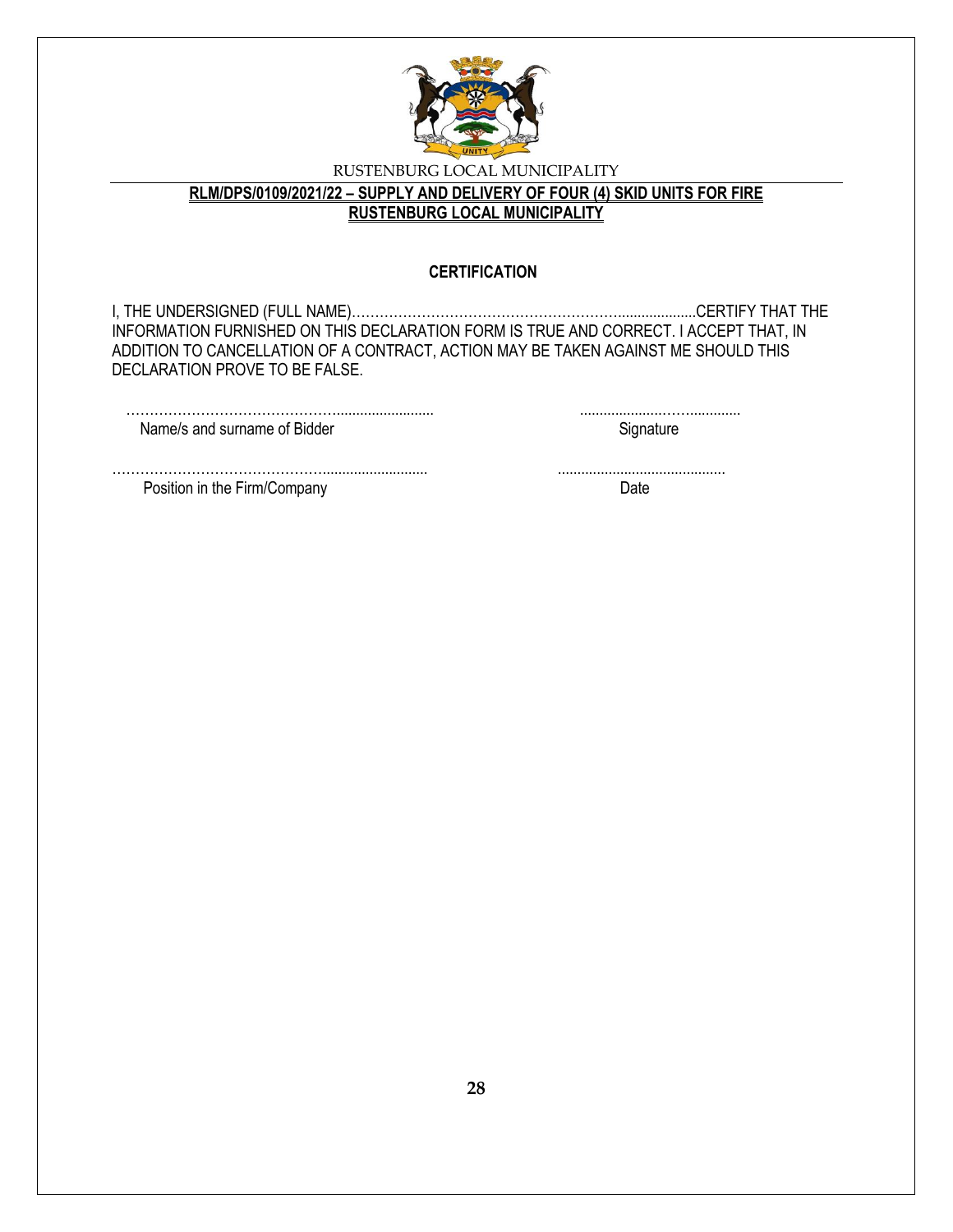RUSTENBURG LOCAL MUNICIPALITY

**RLM/DPS/0109/2021/22 – SUPPLY AND DELIVERY OF FOUR (4) SKID UNITS FOR FIRE RUSTENBURG LOCAL MUNICIPALITY**

## CERTIFICATION

I, THE UNDERSIGNED (FULL NAME)……………………………………………………...................CERTIFY THAT THE INFORMATION FURNISHED ON THIS DECLARATION FORM IS TRUE AND CORRECT. I ACCEPT THAT, IN ADDITION TO CANCELLATION OF A CONTRACT, ACTION MAY BE TAKEN AGAINST ME SHOULD THIS DECLARATION PROVE TO BE FALSE.

| | |
|---|---|
| ……………………………………......................... | ......................……............ |
| Name/s and surname of Bidder | Signature |
| ……………………………………......................... | ........................................... |
| Position in the Firm/Company | Date |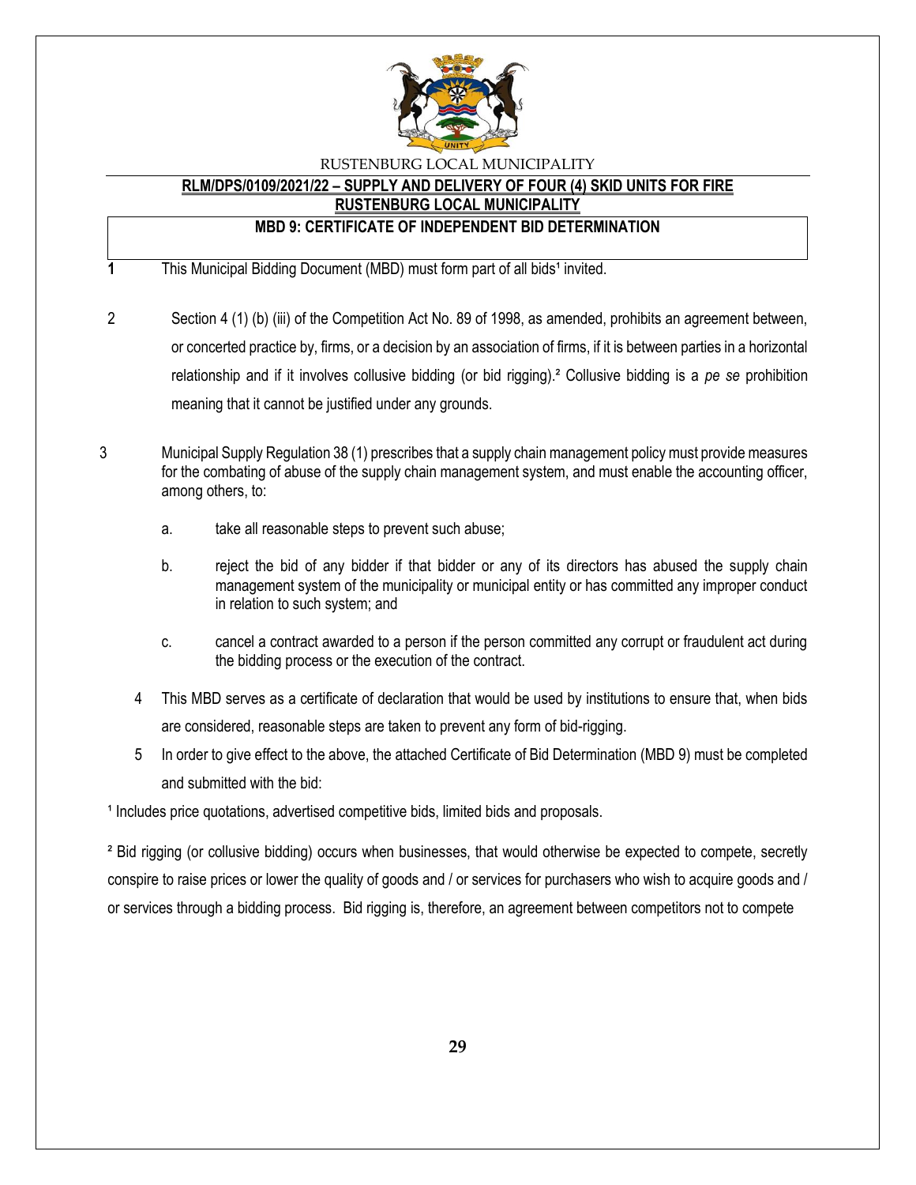RUSTENBURG LOCAL MUNICIPALITY

**RLM/DPS/0109/2021/22 – SUPPLY AND DELIVERY OF FOUR (4) SKID UNITS FOR FIRE**
**RUSTENBURG LOCAL MUNICIPALITY**

## MBD 9: CERTIFICATE OF INDEPENDENT BID DETERMINATION

1. This Municipal Bidding Document (MBD) must form part of all bids[1] invited.

2. Section 4 (1) (b) (iii) of the Competition Act No. 89 of 1998, as amended, prohibits an agreement between, or concerted practice by, firms, or a decision by an association of firms, if it is between parties in a horizontal relationship and if it involves collusive bidding (or bid rigging).[2] Collusive bidding is a *pe se* prohibition meaning that it cannot be justified under any grounds.

3. Municipal Supply Regulation 38 (1) prescribes that a supply chain management policy must provide measures for the combating of abuse of the supply chain management system, and must enable the accounting officer, among others, to:

   a. take all reasonable steps to prevent such abuse;

   b. reject the bid of any bidder if that bidder or any of its directors has abused the supply chain management system of the municipality or municipal entity or has committed any improper conduct in relation to such system; and

   c. cancel a contract awarded to a person if the person committed any corrupt or fraudulent act during the bidding process or the execution of the contract.

4. This MBD serves as a certificate of declaration that would be used by institutions to ensure that, when bids are considered, reasonable steps are taken to prevent any form of bid-rigging.

5. In order to give effect to the above, the attached Certificate of Bid Determination (MBD 9) must be completed and submitted with the bid:

[1] Includes price quotations, advertised competitive bids, limited bids and proposals.

[2] Bid rigging (or collusive bidding) occurs when businesses, that would otherwise be expected to compete, secretly conspire to raise prices or lower the quality of goods and / or services for purchasers who wish to acquire goods and / or services through a bidding process. Bid rigging is, therefore, an agreement between competitors not to compete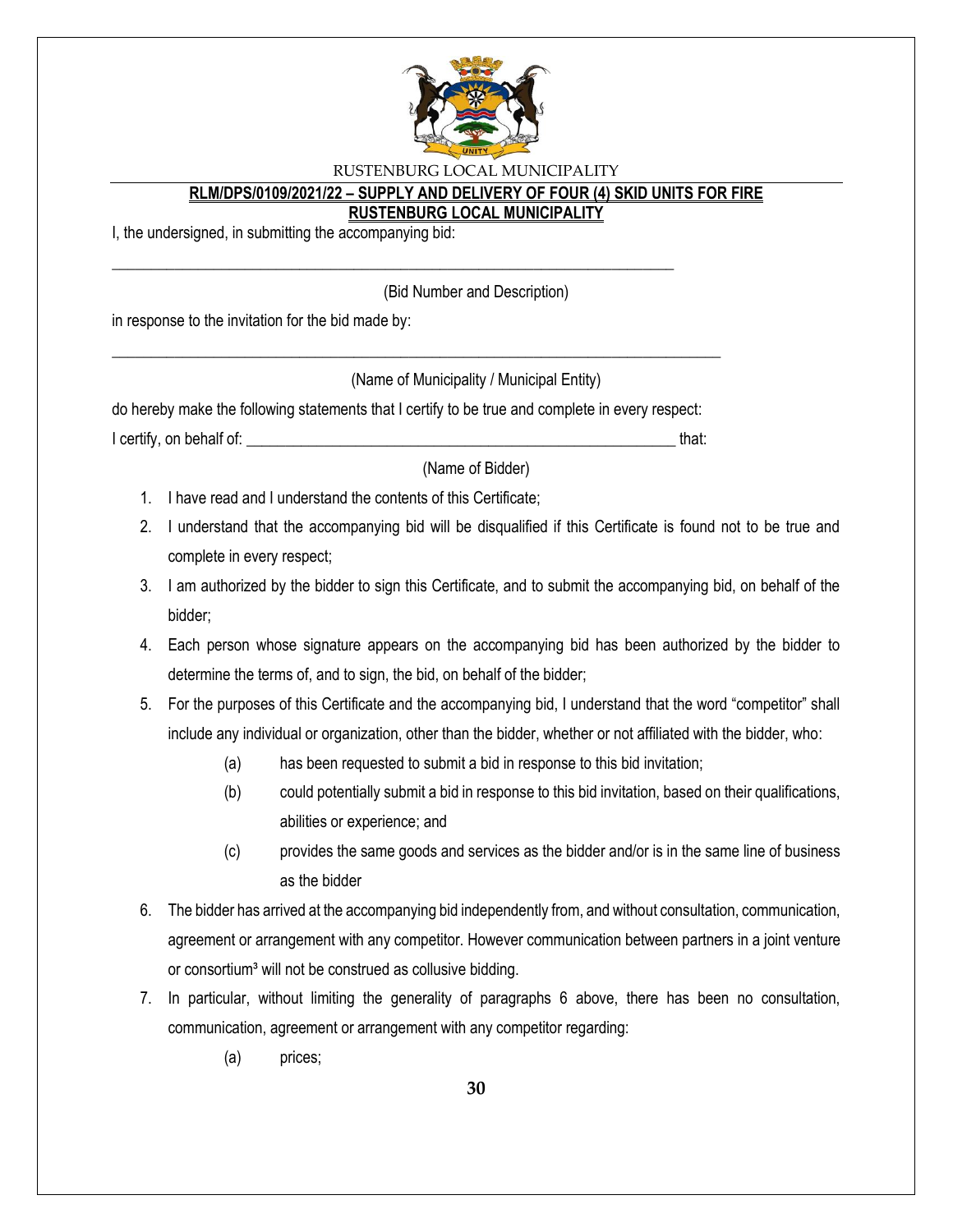RUSTENBURG LOCAL MUNICIPALITY

**RLM/DPS/0109/2021/22 – SUPPLY AND DELIVERY OF FOUR (4) SKID UNITS FOR FIRE RUSTENBURG LOCAL MUNICIPALITY**

I, the undersigned, in submitting the accompanying bid:

___________________________________________________________________________

(Bid Number and Description)

in response to the invitation for the bid made by:

___________________________________________________________________________

(Name of Municipality / Municipal Entity)

do hereby make the following statements that I certify to be true and complete in every respect:

I certify, on behalf of: _______________________________________________________ that:

(Name of Bidder)

1. I have read and I understand the contents of this Certificate;
2. I understand that the accompanying bid will be disqualified if this Certificate is found not to be true and complete in every respect;
3. I am authorized by the bidder to sign this Certificate, and to submit the accompanying bid, on behalf of the bidder;
4. Each person whose signature appears on the accompanying bid has been authorized by the bidder to determine the terms of, and to sign, the bid, on behalf of the bidder;
5. For the purposes of this Certificate and the accompanying bid, I understand that the word "competitor" shall include any individual or organization, other than the bidder, whether or not affiliated with the bidder, who:
   - (a) has been requested to submit a bid in response to this bid invitation;
   - (b) could potentially submit a bid in response to this bid invitation, based on their qualifications, abilities or experience; and
   - (c) provides the same goods and services as the bidder and/or is in the same line of business as the bidder
6. The bidder has arrived at the accompanying bid independently from, and without consultation, communication, agreement or arrangement with any competitor. However communication between partners in a joint venture or consortium[3] will not be construed as collusive bidding.
7. In particular, without limiting the generality of paragraphs 6 above, there has been no consultation, communication, agreement or arrangement with any competitor regarding:
   - (a) prices;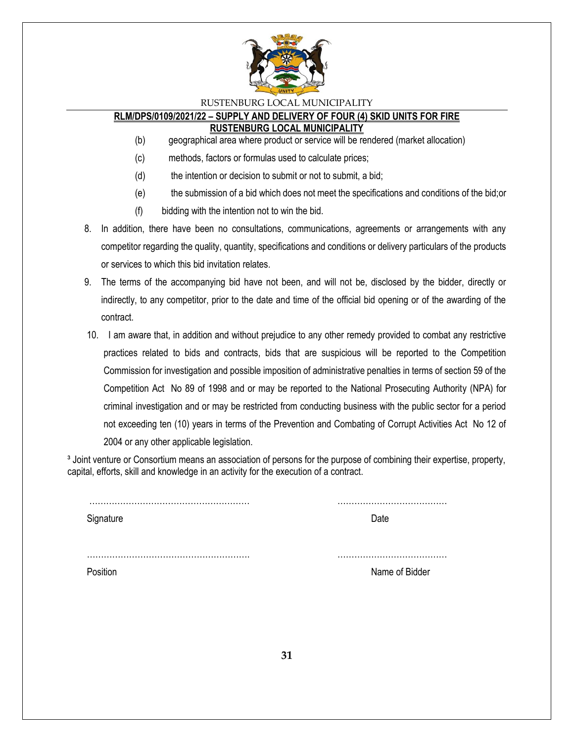(b) geographical area where product or service will be rendered (market allocation)

(c) methods, factors or formulas used to calculate prices;

(d) the intention or decision to submit or not to submit, a bid;

(e) the submission of a bid which does not meet the specifications and conditions of the bid;or

(f) bidding with the intention not to win the bid.

8. In addition, there have been no consultations, communications, agreements or arrangements with any competitor regarding the quality, quantity, specifications and conditions or delivery particulars of the products or services to which this bid invitation relates.

9. The terms of the accompanying bid have not been, and will not be, disclosed by the bidder, directly or indirectly, to any competitor, prior to the date and time of the official bid opening or of the awarding of the contract.

10. I am aware that, in addition and without prejudice to any other remedy provided to combat any restrictive practices related to bids and contracts, bids that are suspicious will be reported to the Competition Commission for investigation and possible imposition of administrative penalties in terms of section 59 of the Competition Act No 89 of 1998 and or may be reported to the National Prosecuting Authority (NPA) for criminal investigation and or may be restricted from conducting business with the public sector for a period not exceeding ten (10) years in terms of the Prevention and Combating of Corrupt Activities Act No 12 of 2004 or any other applicable legislation.

[3] Joint venture or Consortium means an association of persons for the purpose of combining their expertise, property, capital, efforts, skill and knowledge in an activity for the execution of a contract.

………………………………………………… ………………………………

Signature Date

………………………………………………… ………………………………

Position Name of Bidder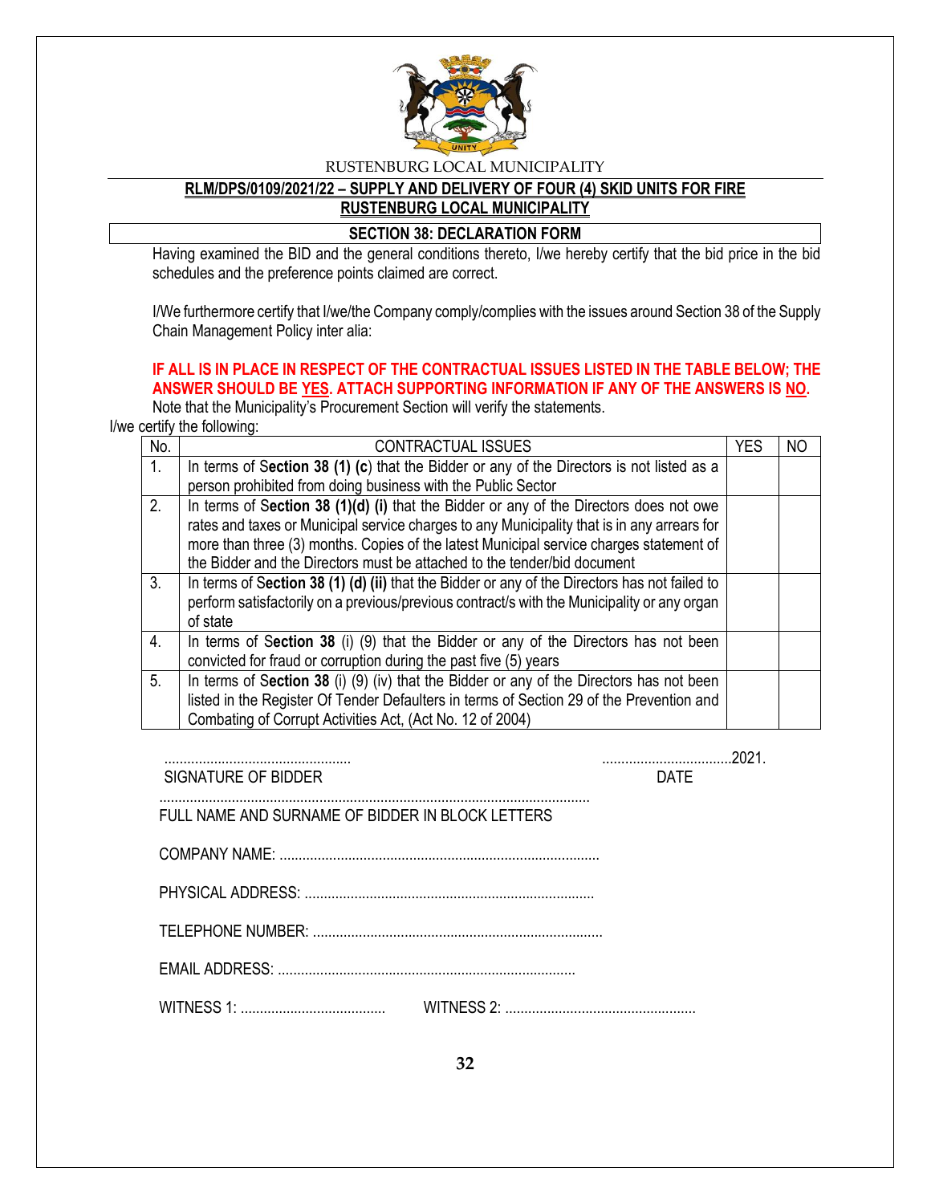RUSTENBURG LOCAL MUNICIPALITY

**RLM/DPS/0109/2021/22 – SUPPLY AND DELIVERY OF FOUR (4) SKID UNITS FOR FIRE RUSTENBURG LOCAL MUNICIPALITY**

## SECTION 38: DECLARATION FORM

Having examined the BID and the general conditions thereto, I/we hereby certify that the bid price in the bid schedules and the preference points claimed are correct.

I/We furthermore certify that I/we/the Company comply/complies with the issues around Section 38 of the Supply Chain Management Policy inter alia:

**IF ALL IS IN PLACE IN RESPECT OF THE CONTRACTUAL ISSUES LISTED IN THE TABLE BELOW; THE ANSWER SHOULD BE YES. ATTACH SUPPORTING INFORMATION IF ANY OF THE ANSWERS IS NO.**

Note that the Municipality's Procurement Section will verify the statements.

I/we certify the following:

| No. | CONTRACTUAL ISSUES | YES | NO |
|---|---|---|---|
| 1. | In terms of **Section 38 (1) (c)** that the Bidder or any of the Directors is not listed as a person prohibited from doing business with the Public Sector | | |
| 2. | In terms of **Section 38 (1)(d) (i)** that the Bidder or any of the Directors does not owe rates and taxes or Municipal service charges to any Municipality that is in any arrears for more than three (3) months. Copies of the latest Municipal service charges statement of the Bidder and the Directors must be attached to the tender/bid document | | |
| 3. | In terms of **Section 38 (1) (d) (ii)** that the Bidder or any of the Directors has not failed to perform satisfactorily on a previous/previous contract/s with the Municipality or any organ of state | | |
| 4. | In terms of **Section 38** (i) (9) that the Bidder or any of the Directors has not been convicted for fraud or corruption during the past five (5) years | | |
| 5. | In terms of **Section 38** (i) (9) (iv) that the Bidder or any of the Directors has not been listed in the Register Of Tender Defaulters in terms of Section 29 of the Prevention and Combating of Corrupt Activities Act, (Act No. 12 of 2004) | | |

................................................. ..................................2021.

SIGNATURE OF BIDDER DATE

................................................................................................................

FULL NAME AND SURNAME OF BIDDER IN BLOCK LETTERS

COMPANY NAME: ....................................................................................

PHYSICAL ADDRESS: ............................................................................

TELEPHONE NUMBER: ............................................................................

EMAIL ADDRESS: ..............................................................................

WITNESS 1: ...................................... WITNESS 2: ..................................................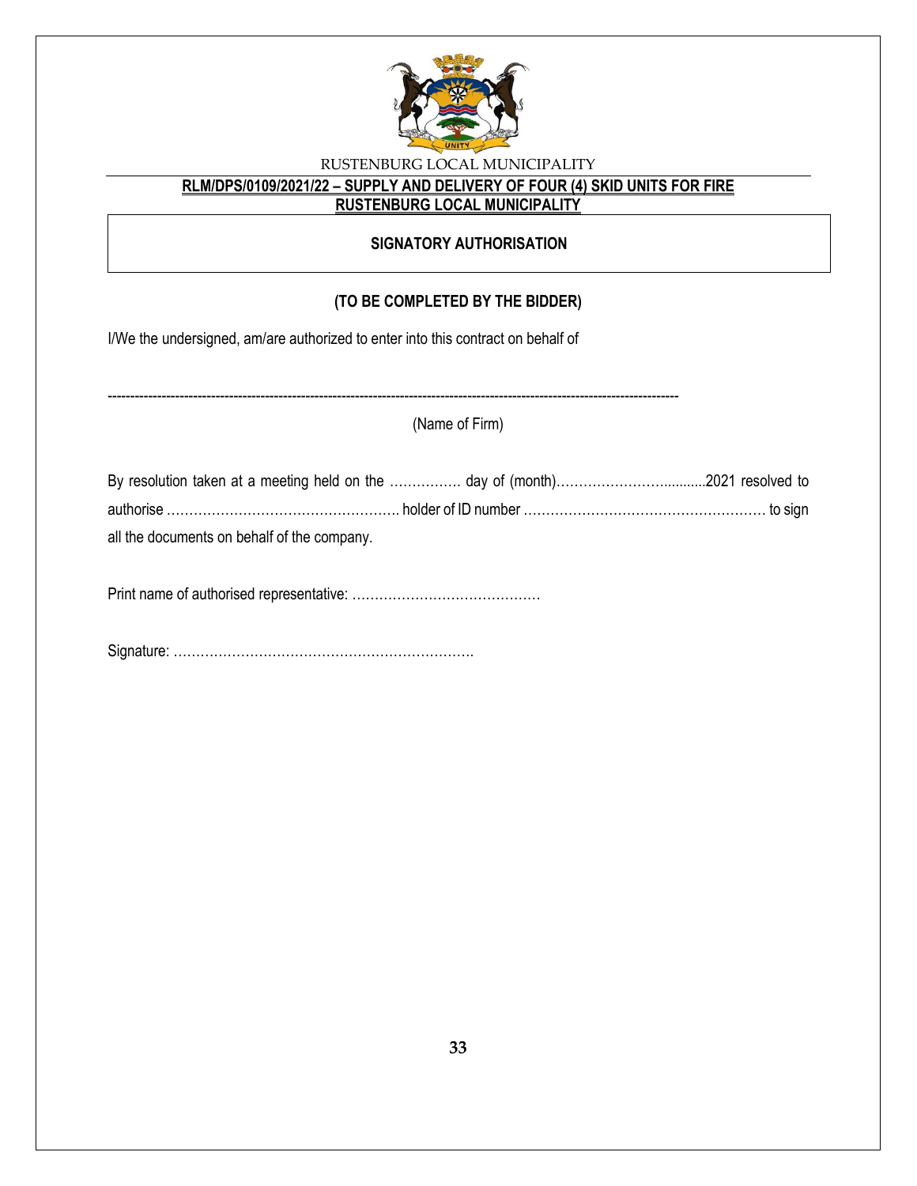RUSTENBURG LOCAL MUNICIPALITY

**RLM/DPS/0109/2021/22 – SUPPLY AND DELIVERY OF FOUR (4) SKID UNITS FOR FIRE RUSTENBURG LOCAL MUNICIPALITY**

## SIGNATORY AUTHORISATION

**(TO BE COMPLETED BY THE BIDDER)**

I/We the undersigned, am/are authorized to enter into this contract on behalf of

---------------------------------------------------------------------------------------------------------------------------

(Name of Firm)

By resolution taken at a meeting held on the ……………. day of (month)……………………...........2021 resolved to authorise ……………………………………………. holder of ID number ……………………………………………… to sign all the documents on behalf of the company.

Print name of authorised representative: ……………………………………

Signature: ………………………………………………………….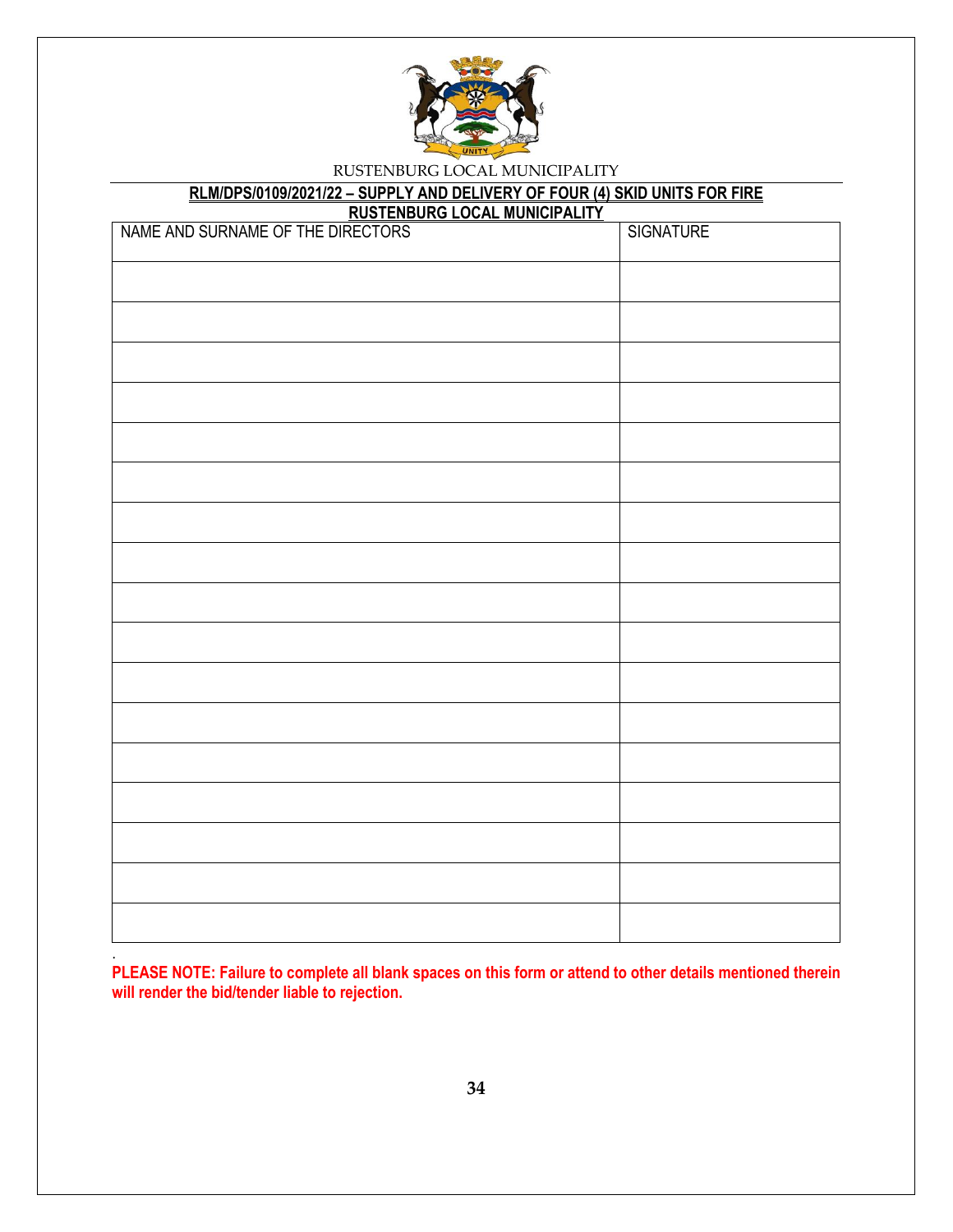RUSTENBURG LOCAL MUNICIPALITY

**RLM/DPS/0109/2021/22 – SUPPLY AND DELIVERY OF FOUR (4) SKID UNITS FOR FIRE RUSTENBURG LOCAL MUNICIPALITY**

| NAME AND SURNAME OF THE DIRECTORS | SIGNATURE |
|---|---|
| | |
| | |
| | |
| | |
| | |
| | |
| | |
| | |
| | |
| | |
| | |
| | |
| | |
| | |
| | |
| | |
| | |

**PLEASE NOTE: Failure to complete all blank spaces on this form or attend to other details mentioned therein will render the bid/tender liable to rejection.**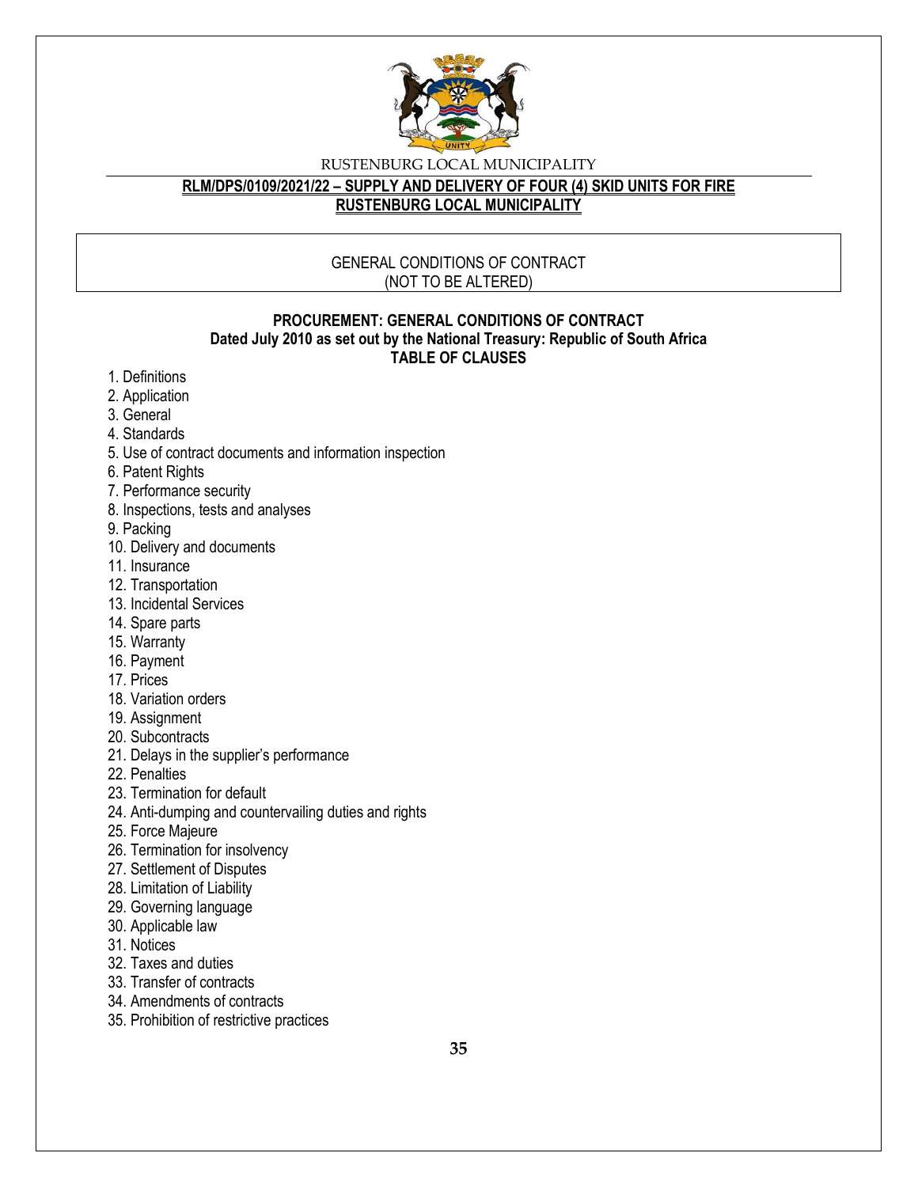RUSTENBURG LOCAL MUNICIPALITY

**RLM/DPS/0109/2021/22 – SUPPLY AND DELIVERY OF FOUR (4) SKID UNITS FOR FIRE RUSTENBURG LOCAL MUNICIPALITY**

GENERAL CONDITIONS OF CONTRACT
(NOT TO BE ALTERED)

**PROCUREMENT: GENERAL CONDITIONS OF CONTRACT**
**Dated July 2010 as set out by the National Treasury: Republic of South Africa**
**TABLE OF CLAUSES**

1. Definitions
2. Application
3. General
4. Standards
5. Use of contract documents and information inspection
6. Patent Rights
7. Performance security
8. Inspections, tests and analyses
9. Packing
10. Delivery and documents
11. Insurance
12. Transportation
13. Incidental Services
14. Spare parts
15. Warranty
16. Payment
17. Prices
18. Variation orders
19. Assignment
20. Subcontracts
21. Delays in the supplier's performance
22. Penalties
23. Termination for default
24. Anti-dumping and countervailing duties and rights
25. Force Majeure
26. Termination for insolvency
27. Settlement of Disputes
28. Limitation of Liability
29. Governing language
30. Applicable law
31. Notices
32. Taxes and duties
33. Transfer of contracts
34. Amendments of contracts
35. Prohibition of restrictive practices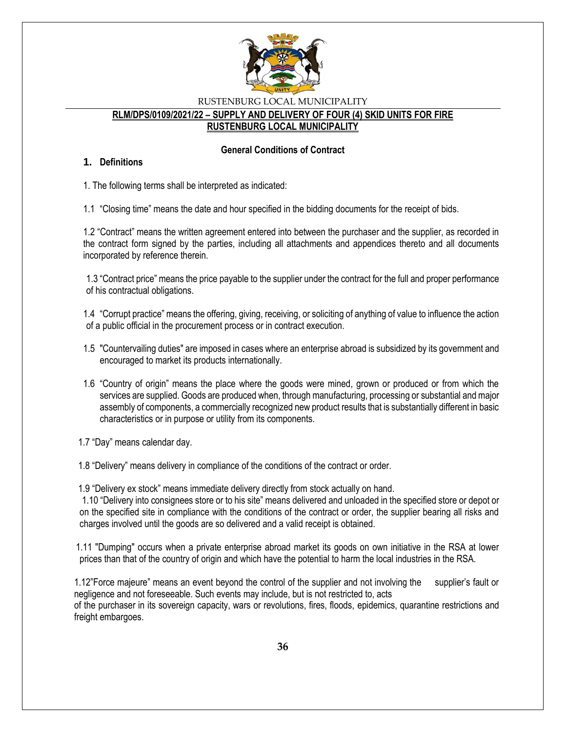RUSTENBURG LOCAL MUNICIPALITY

**RLM/DPS/0109/2021/22 – SUPPLY AND DELIVERY OF FOUR (4) SKID UNITS FOR FIRE RUSTENBURG LOCAL MUNICIPALITY**

**General Conditions of Contract**

## 1. Definitions

1. The following terms shall be interpreted as indicated:

1.1 "Closing time" means the date and hour specified in the bidding documents for the receipt of bids.

1.2 "Contract" means the written agreement entered into between the purchaser and the supplier, as recorded in the contract form signed by the parties, including all attachments and appendices thereto and all documents incorporated by reference therein.

1.3 "Contract price" means the price payable to the supplier under the contract for the full and proper performance of his contractual obligations.

1.4 "Corrupt practice" means the offering, giving, receiving, or soliciting of anything of value to influence the action of a public official in the procurement process or in contract execution.

1.5 "Countervailing duties" are imposed in cases where an enterprise abroad is subsidized by its government and encouraged to market its products internationally.

1.6 "Country of origin" means the place where the goods were mined, grown or produced or from which the services are supplied. Goods are produced when, through manufacturing, processing or substantial and major assembly of components, a commercially recognized new product results that is substantially different in basic characteristics or in purpose or utility from its components.

1.7 "Day" means calendar day.

1.8 "Delivery" means delivery in compliance of the conditions of the contract or order.

1.9 "Delivery ex stock" means immediate delivery directly from stock actually on hand.

1.10 "Delivery into consignees store or to his site" means delivered and unloaded in the specified store or depot or on the specified site in compliance with the conditions of the contract or order, the supplier bearing all risks and charges involved until the goods are so delivered and a valid receipt is obtained.

1.11 "Dumping" occurs when a private enterprise abroad market its goods on own initiative in the RSA at lower prices than that of the country of origin and which have the potential to harm the local industries in the RSA.

1.12"Force majeure" means an event beyond the control of the supplier and not involving the supplier's fault or negligence and not foreseeable. Such events may include, but is not restricted to, acts of the purchaser in its sovereign capacity, wars or revolutions, fires, floods, epidemics, quarantine restrictions and freight embargoes.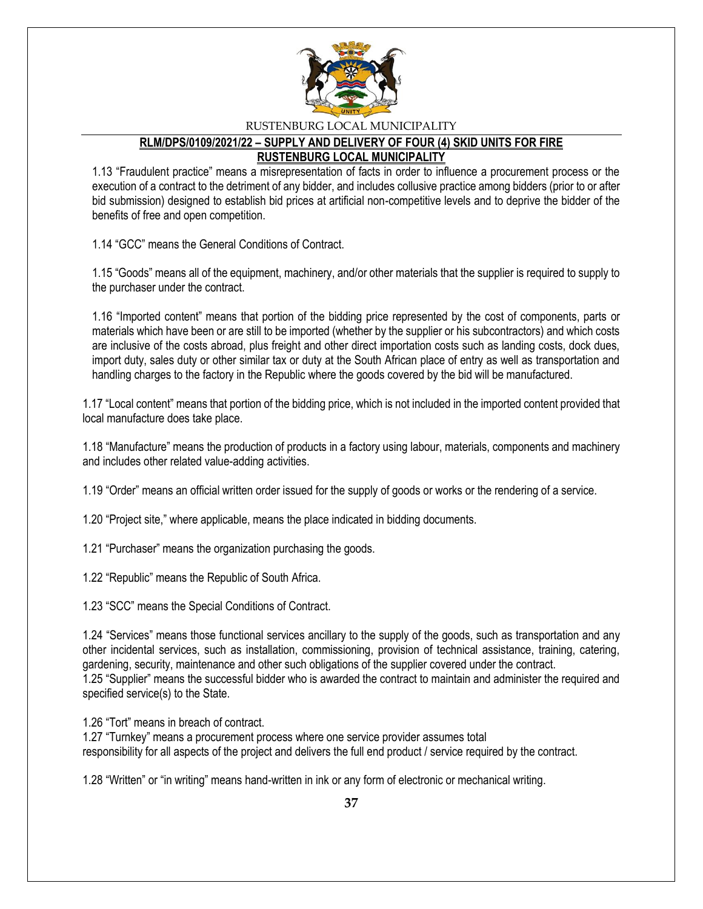1.13 "Fraudulent practice" means a misrepresentation of facts in order to influence a procurement process or the execution of a contract to the detriment of any bidder, and includes collusive practice among bidders (prior to or after bid submission) designed to establish bid prices at artificial non-competitive levels and to deprive the bidder of the benefits of free and open competition.

1.14 "GCC" means the General Conditions of Contract.

1.15 "Goods" means all of the equipment, machinery, and/or other materials that the supplier is required to supply to the purchaser under the contract.

1.16 "Imported content" means that portion of the bidding price represented by the cost of components, parts or materials which have been or are still to be imported (whether by the supplier or his subcontractors) and which costs are inclusive of the costs abroad, plus freight and other direct importation costs such as landing costs, dock dues, import duty, sales duty or other similar tax or duty at the South African place of entry as well as transportation and handling charges to the factory in the Republic where the goods covered by the bid will be manufactured.

1.17 "Local content" means that portion of the bidding price, which is not included in the imported content provided that local manufacture does take place.

1.18 "Manufacture" means the production of products in a factory using labour, materials, components and machinery and includes other related value-adding activities.

1.19 "Order" means an official written order issued for the supply of goods or works or the rendering of a service.

1.20 "Project site," where applicable, means the place indicated in bidding documents.

1.21 "Purchaser" means the organization purchasing the goods.

1.22 "Republic" means the Republic of South Africa.

1.23 "SCC" means the Special Conditions of Contract.

1.24 "Services" means those functional services ancillary to the supply of the goods, such as transportation and any other incidental services, such as installation, commissioning, provision of technical assistance, training, catering, gardening, security, maintenance and other such obligations of the supplier covered under the contract.

1.25 "Supplier" means the successful bidder who is awarded the contract to maintain and administer the required and specified service(s) to the State.

1.26 "Tort" means in breach of contract.

1.27 "Turnkey" means a procurement process where one service provider assumes total responsibility for all aspects of the project and delivers the full end product / service required by the contract.

1.28 "Written" or "in writing" means hand-written in ink or any form of electronic or mechanical writing.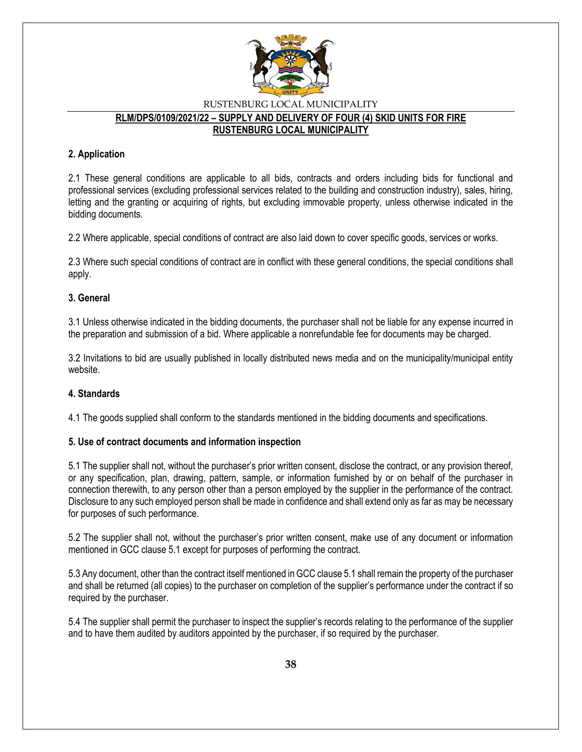## 2. Application

2.1 These general conditions are applicable to all bids, contracts and orders including bids for functional and professional services (excluding professional services related to the building and construction industry), sales, hiring, letting and the granting or acquiring of rights, but excluding immovable property, unless otherwise indicated in the bidding documents.

2.2 Where applicable, special conditions of contract are also laid down to cover specific goods, services or works.

2.3 Where such special conditions of contract are in conflict with these general conditions, the special conditions shall apply.

## 3. General

3.1 Unless otherwise indicated in the bidding documents, the purchaser shall not be liable for any expense incurred in the preparation and submission of a bid. Where applicable a nonrefundable fee for documents may be charged.

3.2 Invitations to bid are usually published in locally distributed news media and on the municipality/municipal entity website.

## 4. Standards

4.1 The goods supplied shall conform to the standards mentioned in the bidding documents and specifications.

## 5. Use of contract documents and information inspection

5.1 The supplier shall not, without the purchaser's prior written consent, disclose the contract, or any provision thereof, or any specification, plan, drawing, pattern, sample, or information furnished by or on behalf of the purchaser in connection therewith, to any person other than a person employed by the supplier in the performance of the contract. Disclosure to any such employed person shall be made in confidence and shall extend only as far as may be necessary for purposes of such performance.

5.2 The supplier shall not, without the purchaser's prior written consent, make use of any document or information mentioned in GCC clause 5.1 except for purposes of performing the contract.

5.3 Any document, other than the contract itself mentioned in GCC clause 5.1 shall remain the property of the purchaser and shall be returned (all copies) to the purchaser on completion of the supplier's performance under the contract if so required by the purchaser.

5.4 The supplier shall permit the purchaser to inspect the supplier's records relating to the performance of the supplier and to have them audited by auditors appointed by the purchaser, if so required by the purchaser.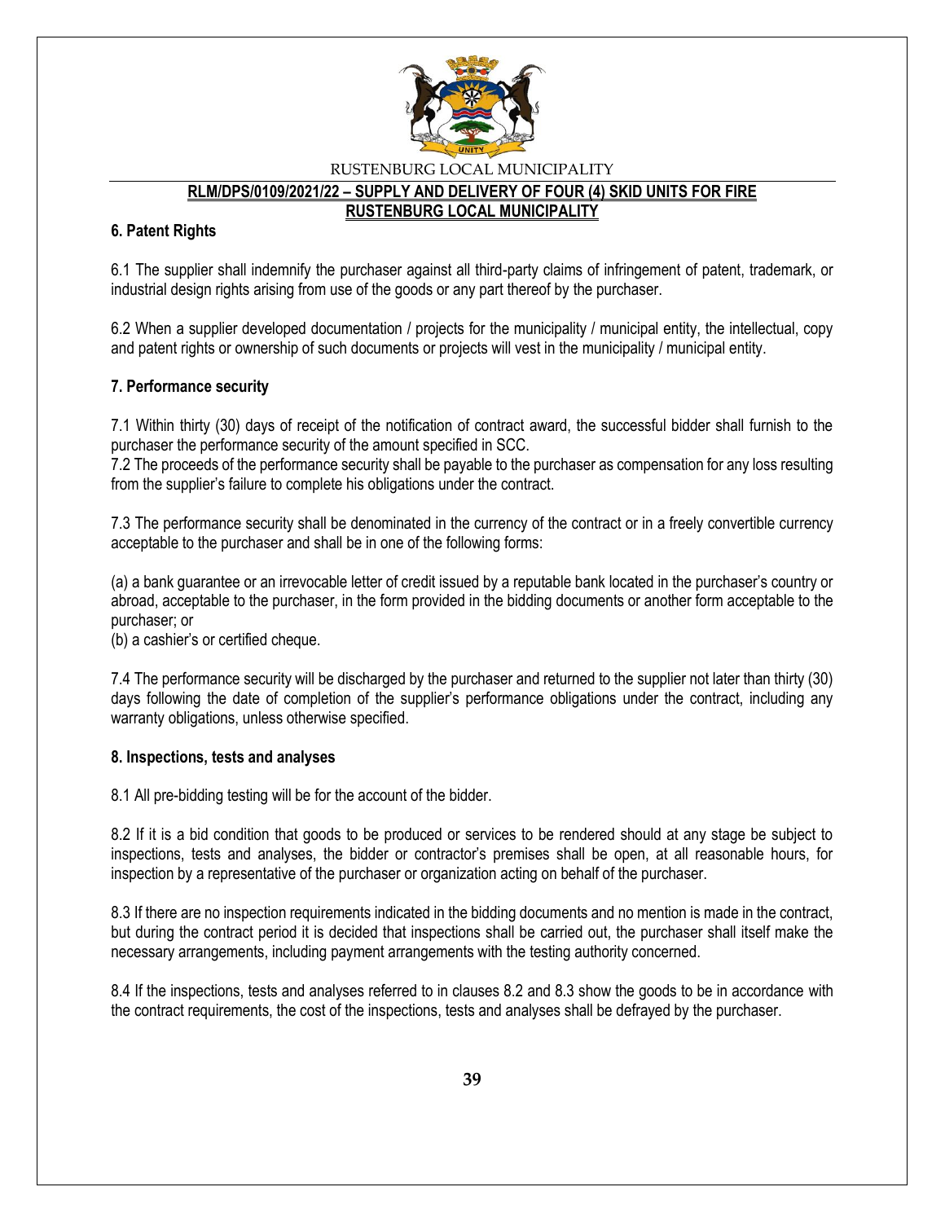## 6. Patent Rights

6.1 The supplier shall indemnify the purchaser against all third-party claims of infringement of patent, trademark, or industrial design rights arising from use of the goods or any part thereof by the purchaser.

6.2 When a supplier developed documentation / projects for the municipality / municipal entity, the intellectual, copy and patent rights or ownership of such documents or projects will vest in the municipality / municipal entity.

## 7. Performance security

7.1 Within thirty (30) days of receipt of the notification of contract award, the successful bidder shall furnish to the purchaser the performance security of the amount specified in SCC.

7.2 The proceeds of the performance security shall be payable to the purchaser as compensation for any loss resulting from the supplier's failure to complete his obligations under the contract.

7.3 The performance security shall be denominated in the currency of the contract or in a freely convertible currency acceptable to the purchaser and shall be in one of the following forms:

(a) a bank guarantee or an irrevocable letter of credit issued by a reputable bank located in the purchaser's country or abroad, acceptable to the purchaser, in the form provided in the bidding documents or another form acceptable to the purchaser; or

(b) a cashier's or certified cheque.

7.4 The performance security will be discharged by the purchaser and returned to the supplier not later than thirty (30) days following the date of completion of the supplier's performance obligations under the contract, including any warranty obligations, unless otherwise specified.

## 8. Inspections, tests and analyses

8.1 All pre-bidding testing will be for the account of the bidder.

8.2 If it is a bid condition that goods to be produced or services to be rendered should at any stage be subject to inspections, tests and analyses, the bidder or contractor's premises shall be open, at all reasonable hours, for inspection by a representative of the purchaser or organization acting on behalf of the purchaser.

8.3 If there are no inspection requirements indicated in the bidding documents and no mention is made in the contract, but during the contract period it is decided that inspections shall be carried out, the purchaser shall itself make the necessary arrangements, including payment arrangements with the testing authority concerned.

8.4 If the inspections, tests and analyses referred to in clauses 8.2 and 8.3 show the goods to be in accordance with the contract requirements, the cost of the inspections, tests and analyses shall be defrayed by the purchaser.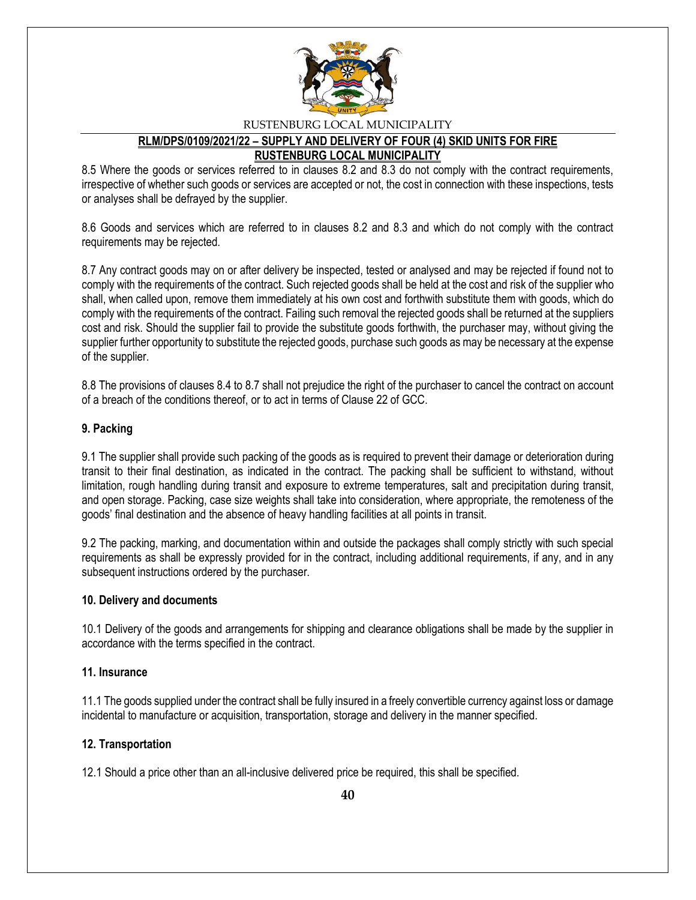8.5 Where the goods or services referred to in clauses 8.2 and 8.3 do not comply with the contract requirements, irrespective of whether such goods or services are accepted or not, the cost in connection with these inspections, tests or analyses shall be defrayed by the supplier.

8.6 Goods and services which are referred to in clauses 8.2 and 8.3 and which do not comply with the contract requirements may be rejected.

8.7 Any contract goods may on or after delivery be inspected, tested or analysed and may be rejected if found not to comply with the requirements of the contract. Such rejected goods shall be held at the cost and risk of the supplier who shall, when called upon, remove them immediately at his own cost and forthwith substitute them with goods, which do comply with the requirements of the contract. Failing such removal the rejected goods shall be returned at the suppliers cost and risk. Should the supplier fail to provide the substitute goods forthwith, the purchaser may, without giving the supplier further opportunity to substitute the rejected goods, purchase such goods as may be necessary at the expense of the supplier.

8.8 The provisions of clauses 8.4 to 8.7 shall not prejudice the right of the purchaser to cancel the contract on account of a breach of the conditions thereof, or to act in terms of Clause 22 of GCC.

**9. Packing**

9.1 The supplier shall provide such packing of the goods as is required to prevent their damage or deterioration during transit to their final destination, as indicated in the contract. The packing shall be sufficient to withstand, without limitation, rough handling during transit and exposure to extreme temperatures, salt and precipitation during transit, and open storage. Packing, case size weights shall take into consideration, where appropriate, the remoteness of the goods' final destination and the absence of heavy handling facilities at all points in transit.

9.2 The packing, marking, and documentation within and outside the packages shall comply strictly with such special requirements as shall be expressly provided for in the contract, including additional requirements, if any, and in any subsequent instructions ordered by the purchaser.

**10. Delivery and documents**

10.1 Delivery of the goods and arrangements for shipping and clearance obligations shall be made by the supplier in accordance with the terms specified in the contract.

**11. Insurance**

11.1 The goods supplied under the contract shall be fully insured in a freely convertible currency against loss or damage incidental to manufacture or acquisition, transportation, storage and delivery in the manner specified.

**12. Transportation**

12.1 Should a price other than an all-inclusive delivered price be required, this shall be specified.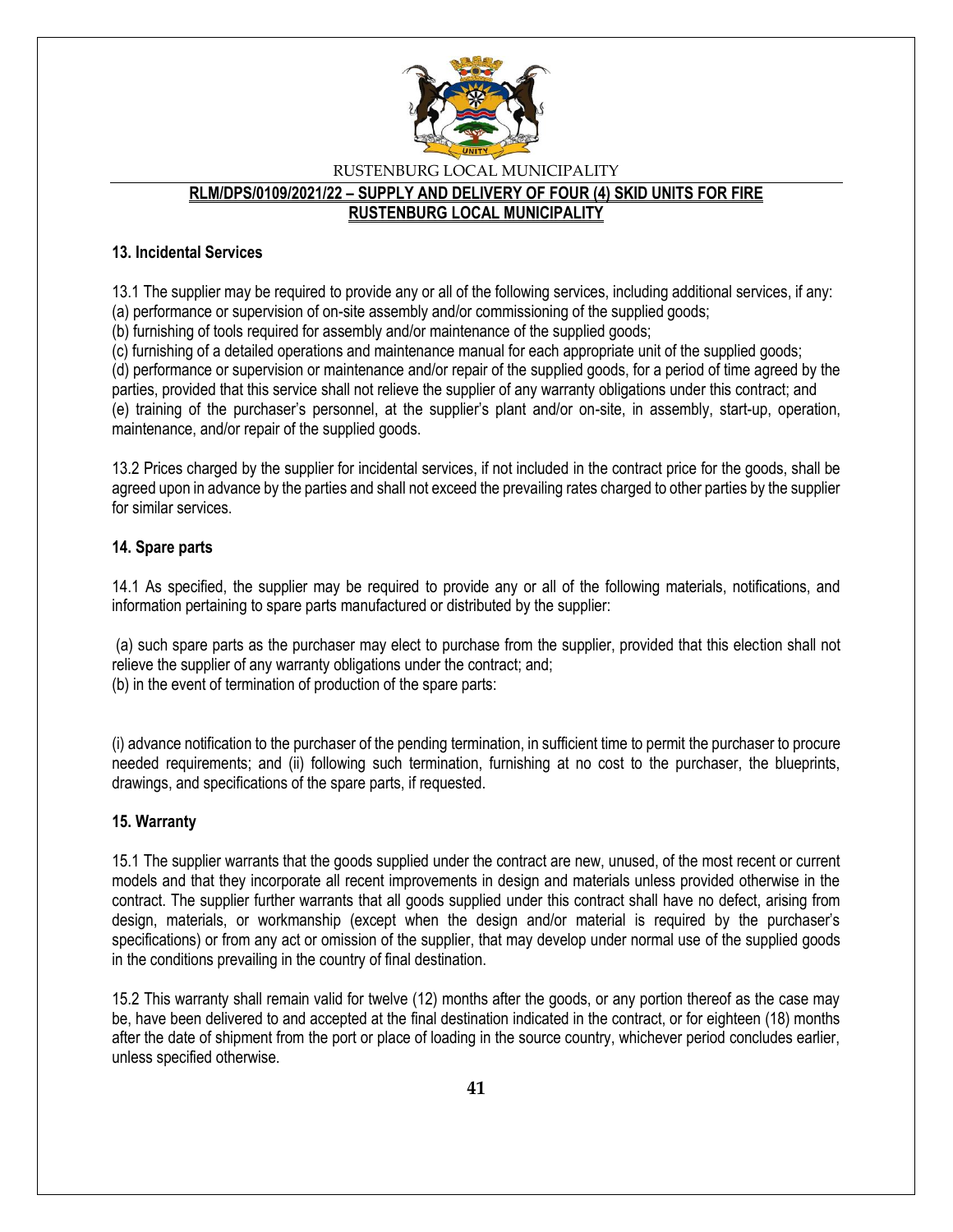## 13. Incidental Services

13.1 The supplier may be required to provide any or all of the following services, including additional services, if any:
(a) performance or supervision of on-site assembly and/or commissioning of the supplied goods;
(b) furnishing of tools required for assembly and/or maintenance of the supplied goods;
(c) furnishing of a detailed operations and maintenance manual for each appropriate unit of the supplied goods;
(d) performance or supervision or maintenance and/or repair of the supplied goods, for a period of time agreed by the parties, provided that this service shall not relieve the supplier of any warranty obligations under this contract; and
(e) training of the purchaser's personnel, at the supplier's plant and/or on-site, in assembly, start-up, operation, maintenance, and/or repair of the supplied goods.

13.2 Prices charged by the supplier for incidental services, if not included in the contract price for the goods, shall be agreed upon in advance by the parties and shall not exceed the prevailing rates charged to other parties by the supplier for similar services.

## 14. Spare parts

14.1 As specified, the supplier may be required to provide any or all of the following materials, notifications, and information pertaining to spare parts manufactured or distributed by the supplier:

(a) such spare parts as the purchaser may elect to purchase from the supplier, provided that this election shall not relieve the supplier of any warranty obligations under the contract; and;
(b) in the event of termination of production of the spare parts:

(i) advance notification to the purchaser of the pending termination, in sufficient time to permit the purchaser to procure needed requirements; and (ii) following such termination, furnishing at no cost to the purchaser, the blueprints, drawings, and specifications of the spare parts, if requested.

## 15. Warranty

15.1 The supplier warrants that the goods supplied under the contract are new, unused, of the most recent or current models and that they incorporate all recent improvements in design and materials unless provided otherwise in the contract. The supplier further warrants that all goods supplied under this contract shall have no defect, arising from design, materials, or workmanship (except when the design and/or material is required by the purchaser's specifications) or from any act or omission of the supplier, that may develop under normal use of the supplied goods in the conditions prevailing in the country of final destination.

15.2 This warranty shall remain valid for twelve (12) months after the goods, or any portion thereof as the case may be, have been delivered to and accepted at the final destination indicated in the contract, or for eighteen (18) months after the date of shipment from the port or place of loading in the source country, whichever period concludes earlier, unless specified otherwise.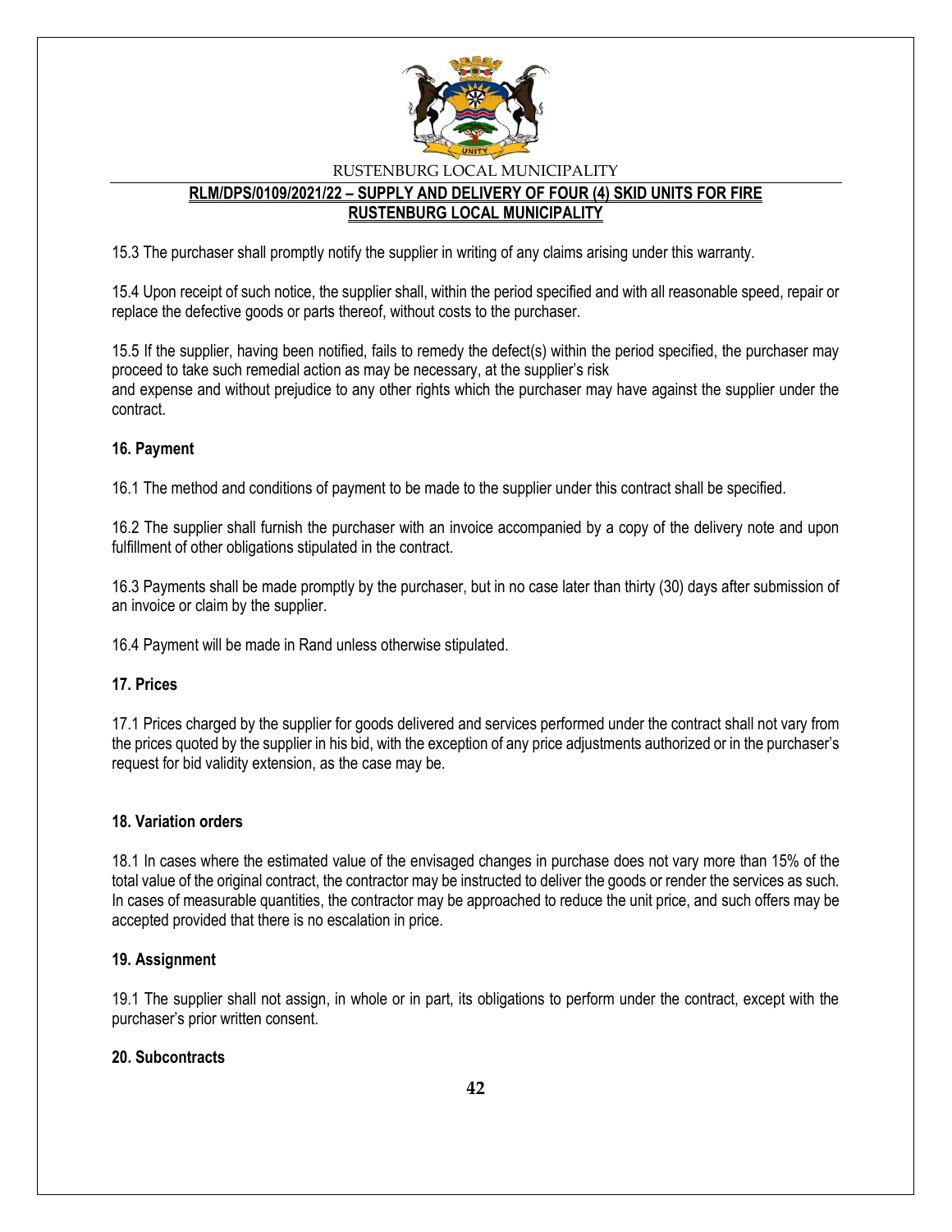15.3 The purchaser shall promptly notify the supplier in writing of any claims arising under this warranty.

15.4 Upon receipt of such notice, the supplier shall, within the period specified and with all reasonable speed, repair or replace the defective goods or parts thereof, without costs to the purchaser.

15.5 If the supplier, having been notified, fails to remedy the defect(s) within the period specified, the purchaser may proceed to take such remedial action as may be necessary, at the supplier's risk
and expense and without prejudice to any other rights which the purchaser may have against the supplier under the contract.

**16. Payment**

16.1 The method and conditions of payment to be made to the supplier under this contract shall be specified.

16.2 The supplier shall furnish the purchaser with an invoice accompanied by a copy of the delivery note and upon fulfillment of other obligations stipulated in the contract.

16.3 Payments shall be made promptly by the purchaser, but in no case later than thirty (30) days after submission of an invoice or claim by the supplier.

16.4 Payment will be made in Rand unless otherwise stipulated.

**17. Prices**

17.1 Prices charged by the supplier for goods delivered and services performed under the contract shall not vary from the prices quoted by the supplier in his bid, with the exception of any price adjustments authorized or in the purchaser's request for bid validity extension, as the case may be.

**18. Variation orders**

18.1 In cases where the estimated value of the envisaged changes in purchase does not vary more than 15% of the total value of the original contract, the contractor may be instructed to deliver the goods or render the services as such. In cases of measurable quantities, the contractor may be approached to reduce the unit price, and such offers may be accepted provided that there is no escalation in price.

**19. Assignment**

19.1 The supplier shall not assign, in whole or in part, its obligations to perform under the contract, except with the purchaser's prior written consent.

**20. Subcontracts**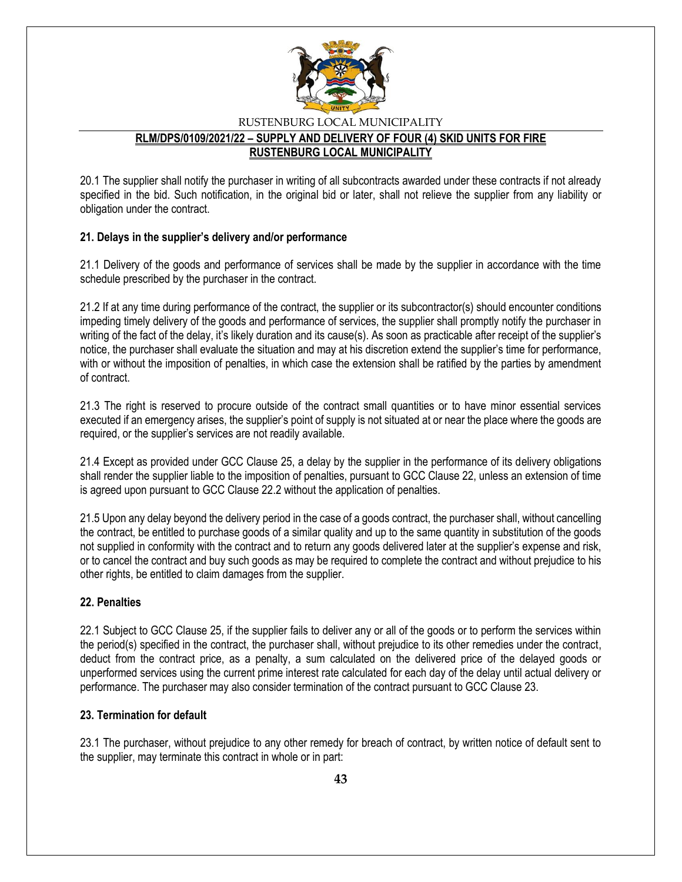20.1 The supplier shall notify the purchaser in writing of all subcontracts awarded under these contracts if not already specified in the bid. Such notification, in the original bid or later, shall not relieve the supplier from any liability or obligation under the contract.

**21. Delays in the supplier's delivery and/or performance**

21.1 Delivery of the goods and performance of services shall be made by the supplier in accordance with the time schedule prescribed by the purchaser in the contract.

21.2 If at any time during performance of the contract, the supplier or its subcontractor(s) should encounter conditions impeding timely delivery of the goods and performance of services, the supplier shall promptly notify the purchaser in writing of the fact of the delay, it's likely duration and its cause(s). As soon as practicable after receipt of the supplier's notice, the purchaser shall evaluate the situation and may at his discretion extend the supplier's time for performance, with or without the imposition of penalties, in which case the extension shall be ratified by the parties by amendment of contract.

21.3 The right is reserved to procure outside of the contract small quantities or to have minor essential services executed if an emergency arises, the supplier's point of supply is not situated at or near the place where the goods are required, or the supplier's services are not readily available.

21.4 Except as provided under GCC Clause 25, a delay by the supplier in the performance of its delivery obligations shall render the supplier liable to the imposition of penalties, pursuant to GCC Clause 22, unless an extension of time is agreed upon pursuant to GCC Clause 22.2 without the application of penalties.

21.5 Upon any delay beyond the delivery period in the case of a goods contract, the purchaser shall, without cancelling the contract, be entitled to purchase goods of a similar quality and up to the same quantity in substitution of the goods not supplied in conformity with the contract and to return any goods delivered later at the supplier's expense and risk, or to cancel the contract and buy such goods as may be required to complete the contract and without prejudice to his other rights, be entitled to claim damages from the supplier.

**22. Penalties**

22.1 Subject to GCC Clause 25, if the supplier fails to deliver any or all of the goods or to perform the services within the period(s) specified in the contract, the purchaser shall, without prejudice to its other remedies under the contract, deduct from the contract price, as a penalty, a sum calculated on the delivered price of the delayed goods or unperformed services using the current prime interest rate calculated for each day of the delay until actual delivery or performance. The purchaser may also consider termination of the contract pursuant to GCC Clause 23.

**23. Termination for default**

23.1 The purchaser, without prejudice to any other remedy for breach of contract, by written notice of default sent to the supplier, may terminate this contract in whole or in part: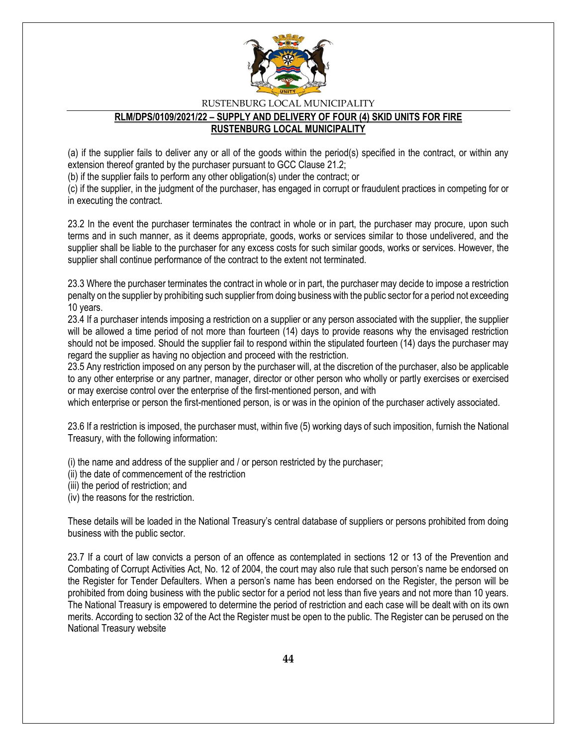(a) if the supplier fails to deliver any or all of the goods within the period(s) specified in the contract, or within any extension thereof granted by the purchaser pursuant to GCC Clause 21.2;

(b) if the supplier fails to perform any other obligation(s) under the contract; or

(c) if the supplier, in the judgment of the purchaser, has engaged in corrupt or fraudulent practices in competing for or in executing the contract.

23.2 In the event the purchaser terminates the contract in whole or in part, the purchaser may procure, upon such terms and in such manner, as it deems appropriate, goods, works or services similar to those undelivered, and the supplier shall be liable to the purchaser for any excess costs for such similar goods, works or services. However, the supplier shall continue performance of the contract to the extent not terminated.

23.3 Where the purchaser terminates the contract in whole or in part, the purchaser may decide to impose a restriction penalty on the supplier by prohibiting such supplier from doing business with the public sector for a period not exceeding 10 years.

23.4 If a purchaser intends imposing a restriction on a supplier or any person associated with the supplier, the supplier will be allowed a time period of not more than fourteen (14) days to provide reasons why the envisaged restriction should not be imposed. Should the supplier fail to respond within the stipulated fourteen (14) days the purchaser may regard the supplier as having no objection and proceed with the restriction.

23.5 Any restriction imposed on any person by the purchaser will, at the discretion of the purchaser, also be applicable to any other enterprise or any partner, manager, director or other person who wholly or partly exercises or exercised or may exercise control over the enterprise of the first-mentioned person, and with which enterprise or person the first-mentioned person, is or was in the opinion of the purchaser actively associated.

23.6 If a restriction is imposed, the purchaser must, within five (5) working days of such imposition, furnish the National Treasury, with the following information:

(i) the name and address of the supplier and / or person restricted by the purchaser;
(ii) the date of commencement of the restriction
(iii) the period of restriction; and
(iv) the reasons for the restriction.

These details will be loaded in the National Treasury's central database of suppliers or persons prohibited from doing business with the public sector.

23.7 If a court of law convicts a person of an offence as contemplated in sections 12 or 13 of the Prevention and Combating of Corrupt Activities Act, No. 12 of 2004, the court may also rule that such person's name be endorsed on the Register for Tender Defaulters. When a person's name has been endorsed on the Register, the person will be prohibited from doing business with the public sector for a period not less than five years and not more than 10 years. The National Treasury is empowered to determine the period of restriction and each case will be dealt with on its own merits. According to section 32 of the Act the Register must be open to the public. The Register can be perused on the National Treasury website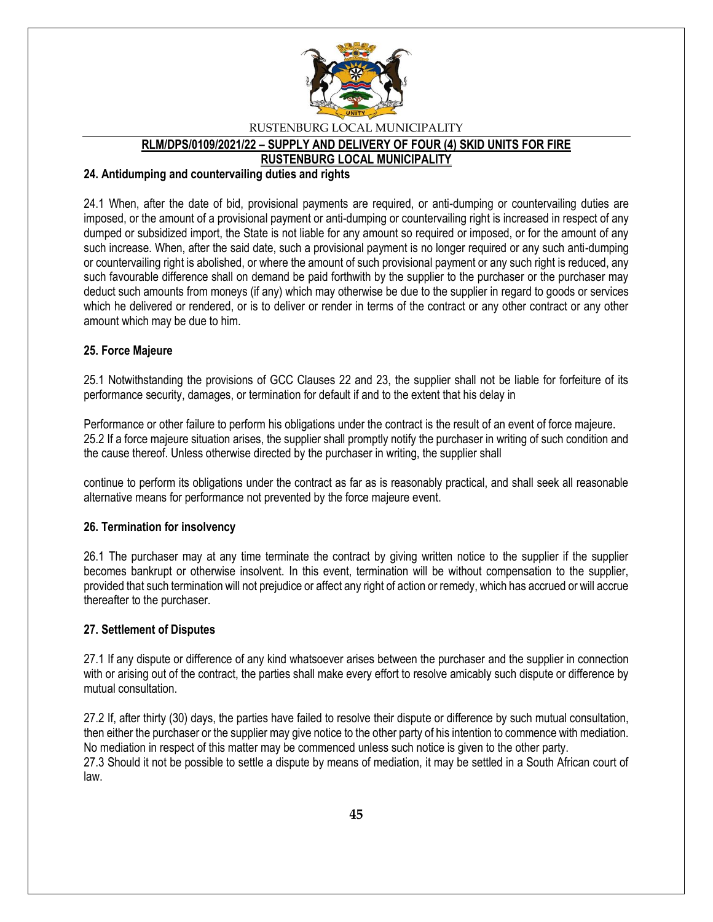## 24. Antidumping and countervailing duties and rights

24.1 When, after the date of bid, provisional payments are required, or anti-dumping or countervailing duties are imposed, or the amount of a provisional payment or anti-dumping or countervailing right is increased in respect of any dumped or subsidized import, the State is not liable for any amount so required or imposed, or for the amount of any such increase. When, after the said date, such a provisional payment is no longer required or any such anti-dumping or countervailing right is abolished, or where the amount of such provisional payment or any such right is reduced, any such favourable difference shall on demand be paid forthwith by the supplier to the purchaser or the purchaser may deduct such amounts from moneys (if any) which may otherwise be due to the supplier in regard to goods or services which he delivered or rendered, or is to deliver or render in terms of the contract or any other contract or any other amount which may be due to him.

## 25. Force Majeure

25.1 Notwithstanding the provisions of GCC Clauses 22 and 23, the supplier shall not be liable for forfeiture of its performance security, damages, or termination for default if and to the extent that his delay in

Performance or other failure to perform his obligations under the contract is the result of an event of force majeure.
25.2 If a force majeure situation arises, the supplier shall promptly notify the purchaser in writing of such condition and the cause thereof. Unless otherwise directed by the purchaser in writing, the supplier shall

continue to perform its obligations under the contract as far as is reasonably practical, and shall seek all reasonable alternative means for performance not prevented by the force majeure event.

## 26. Termination for insolvency

26.1 The purchaser may at any time terminate the contract by giving written notice to the supplier if the supplier becomes bankrupt or otherwise insolvent. In this event, termination will be without compensation to the supplier, provided that such termination will not prejudice or affect any right of action or remedy, which has accrued or will accrue thereafter to the purchaser.

## 27. Settlement of Disputes

27.1 If any dispute or difference of any kind whatsoever arises between the purchaser and the supplier in connection with or arising out of the contract, the parties shall make every effort to resolve amicably such dispute or difference by mutual consultation.

27.2 If, after thirty (30) days, the parties have failed to resolve their dispute or difference by such mutual consultation, then either the purchaser or the supplier may give notice to the other party of his intention to commence with mediation. No mediation in respect of this matter may be commenced unless such notice is given to the other party.
27.3 Should it not be possible to settle a dispute by means of mediation, it may be settled in a South African court of law.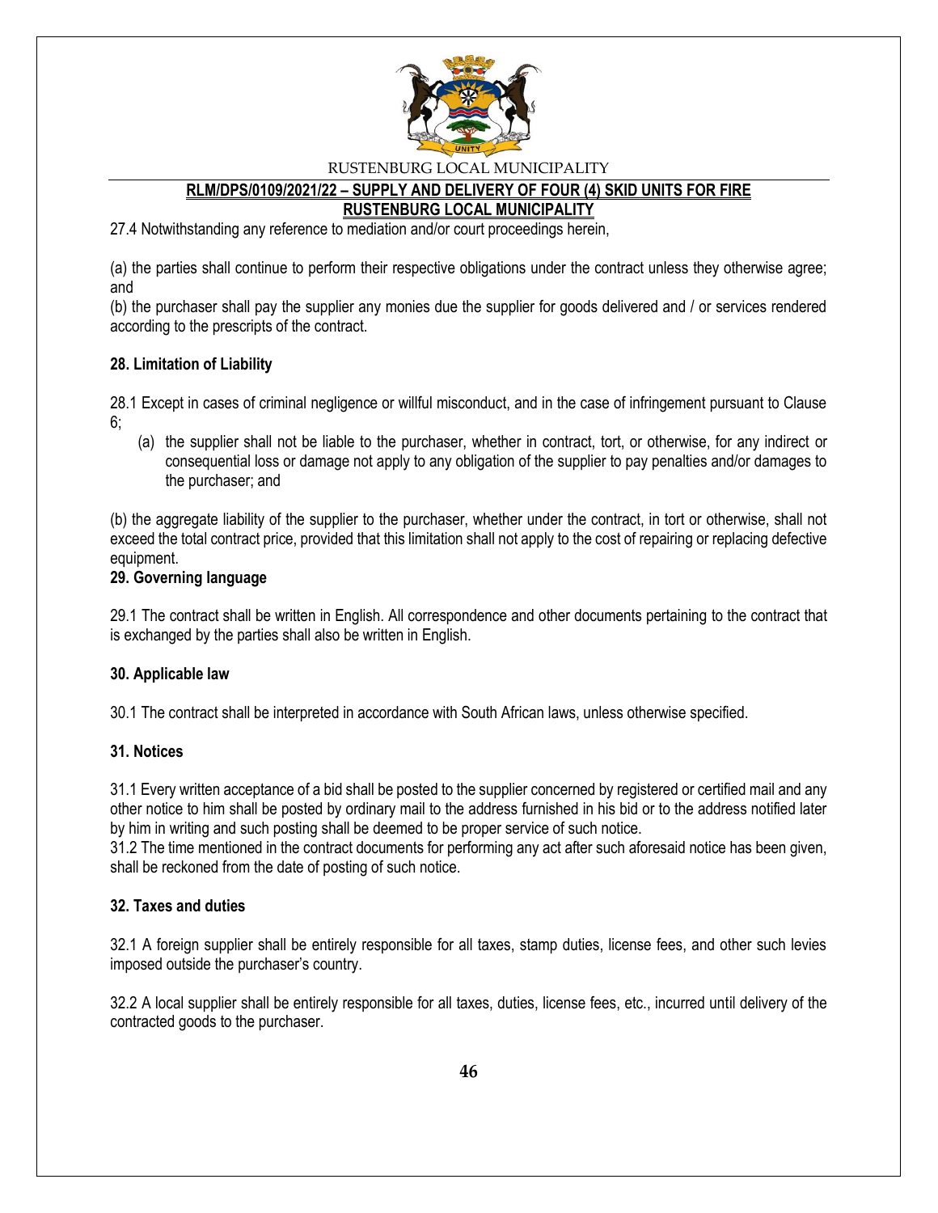27.4 Notwithstanding any reference to mediation and/or court proceedings herein,

(a) the parties shall continue to perform their respective obligations under the contract unless they otherwise agree; and
(b) the purchaser shall pay the supplier any monies due the supplier for goods delivered and / or services rendered according to the prescripts of the contract.

**28. Limitation of Liability**

28.1 Except in cases of criminal negligence or willful misconduct, and in the case of infringement pursuant to Clause 6;

(a) the supplier shall not be liable to the purchaser, whether in contract, tort, or otherwise, for any indirect or consequential loss or damage not apply to any obligation of the supplier to pay penalties and/or damages to the purchaser; and

(b) the aggregate liability of the supplier to the purchaser, whether under the contract, in tort or otherwise, shall not exceed the total contract price, provided that this limitation shall not apply to the cost of repairing or replacing defective equipment.

**29. Governing language**

29.1 The contract shall be written in English. All correspondence and other documents pertaining to the contract that is exchanged by the parties shall also be written in English.

**30. Applicable law**

30.1 The contract shall be interpreted in accordance with South African laws, unless otherwise specified.

**31. Notices**

31.1 Every written acceptance of a bid shall be posted to the supplier concerned by registered or certified mail and any other notice to him shall be posted by ordinary mail to the address furnished in his bid or to the address notified later by him in writing and such posting shall be deemed to be proper service of such notice.
31.2 The time mentioned in the contract documents for performing any act after such aforesaid notice has been given, shall be reckoned from the date of posting of such notice.

**32. Taxes and duties**

32.1 A foreign supplier shall be entirely responsible for all taxes, stamp duties, license fees, and other such levies imposed outside the purchaser's country.

32.2 A local supplier shall be entirely responsible for all taxes, duties, license fees, etc., incurred until delivery of the contracted goods to the purchaser.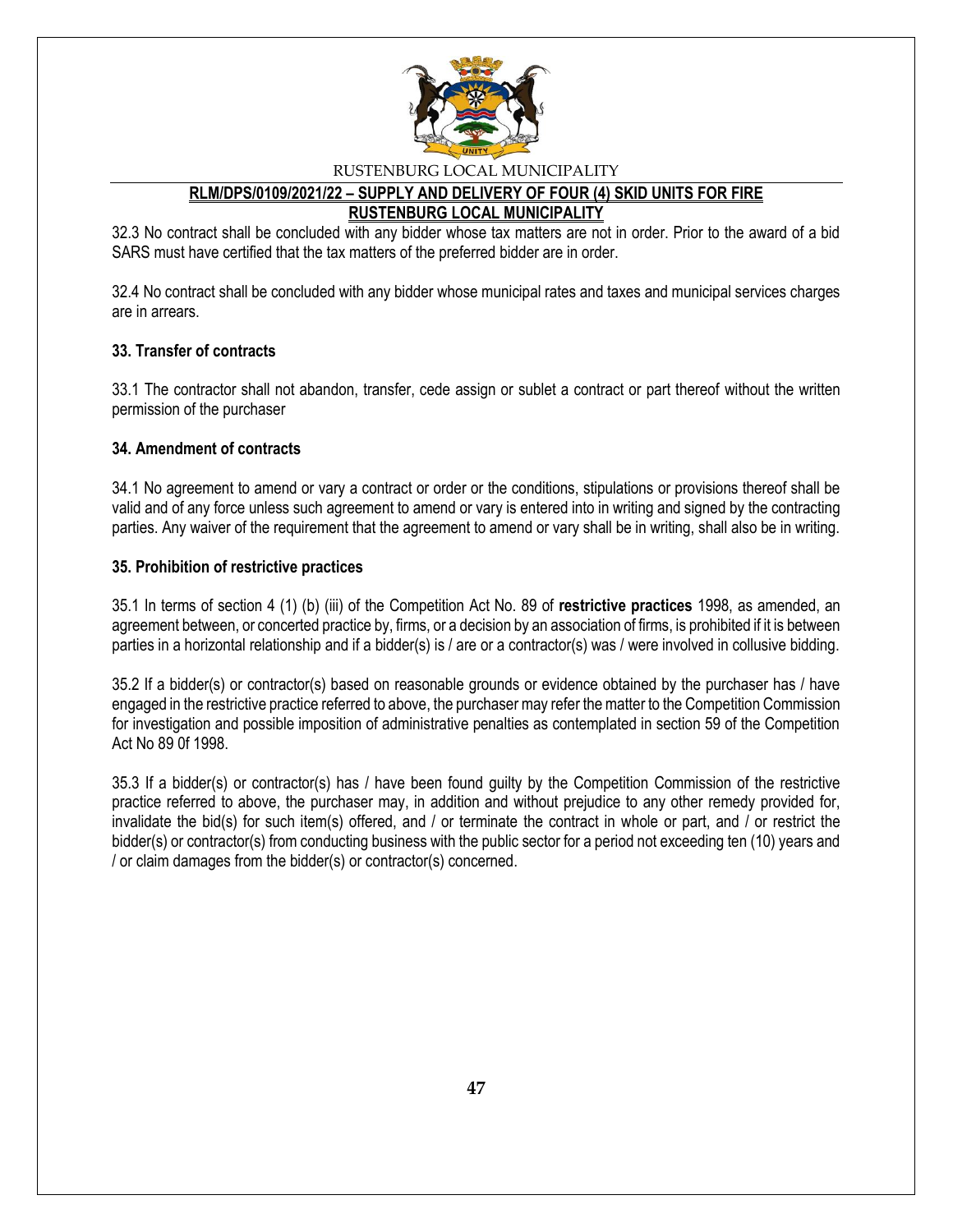32.3 No contract shall be concluded with any bidder whose tax matters are not in order. Prior to the award of a bid SARS must have certified that the tax matters of the preferred bidder are in order.

32.4 No contract shall be concluded with any bidder whose municipal rates and taxes and municipal services charges are in arrears.

**33. Transfer of contracts**

33.1 The contractor shall not abandon, transfer, cede assign or sublet a contract or part thereof without the written permission of the purchaser

**34. Amendment of contracts**

34.1 No agreement to amend or vary a contract or order or the conditions, stipulations or provisions thereof shall be valid and of any force unless such agreement to amend or vary is entered into in writing and signed by the contracting parties. Any waiver of the requirement that the agreement to amend or vary shall be in writing, shall also be in writing.

**35. Prohibition of restrictive practices**

35.1 In terms of section 4 (1) (b) (iii) of the Competition Act No. 89 of **restrictive practices** 1998, as amended, an agreement between, or concerted practice by, firms, or a decision by an association of firms, is prohibited if it is between parties in a horizontal relationship and if a bidder(s) is / are or a contractor(s) was / were involved in collusive bidding.

35.2 If a bidder(s) or contractor(s) based on reasonable grounds or evidence obtained by the purchaser has / have engaged in the restrictive practice referred to above, the purchaser may refer the matter to the Competition Commission for investigation and possible imposition of administrative penalties as contemplated in section 59 of the Competition Act No 89 0f 1998.

35.3 If a bidder(s) or contractor(s) has / have been found guilty by the Competition Commission of the restrictive practice referred to above, the purchaser may, in addition and without prejudice to any other remedy provided for, invalidate the bid(s) for such item(s) offered, and / or terminate the contract in whole or part, and / or restrict the bidder(s) or contractor(s) from conducting business with the public sector for a period not exceeding ten (10) years and / or claim damages from the bidder(s) or contractor(s) concerned.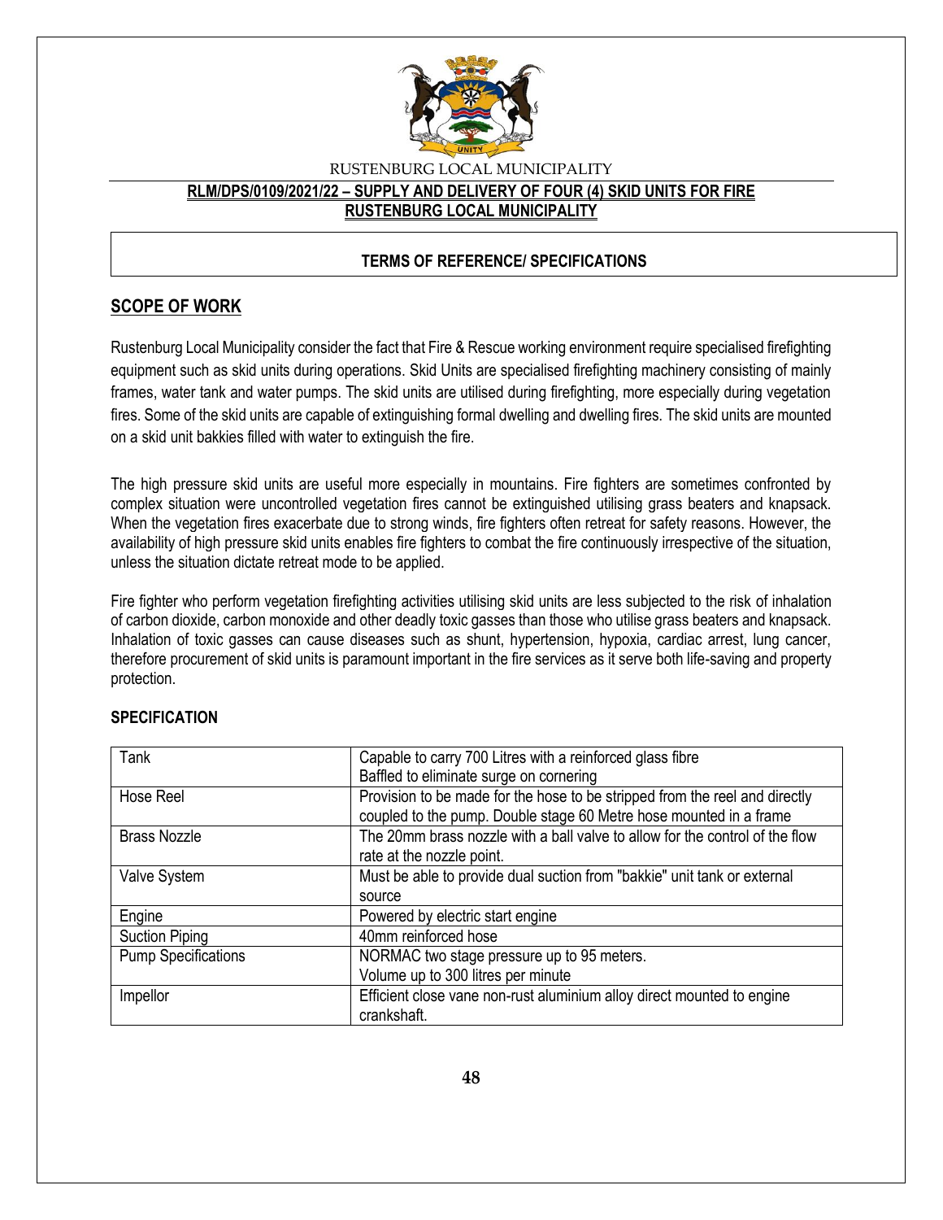RUSTENBURG LOCAL MUNICIPALITY

**RLM/DPS/0109/2021/22 – SUPPLY AND DELIVERY OF FOUR (4) SKID UNITS FOR FIRE RUSTENBURG LOCAL MUNICIPALITY**

**TERMS OF REFERENCE/ SPECIFICATIONS**

## SCOPE OF WORK

Rustenburg Local Municipality consider the fact that Fire & Rescue working environment require specialised firefighting equipment such as skid units during operations. Skid Units are specialised firefighting machinery consisting of mainly frames, water tank and water pumps. The skid units are utilised during firefighting, more especially during vegetation fires. Some of the skid units are capable of extinguishing formal dwelling and dwelling fires. The skid units are mounted on a skid unit bakkies filled with water to extinguish the fire.

The high pressure skid units are useful more especially in mountains. Fire fighters are sometimes confronted by complex situation were uncontrolled vegetation fires cannot be extinguished utilising grass beaters and knapsack. When the vegetation fires exacerbate due to strong winds, fire fighters often retreat for safety reasons. However, the availability of high pressure skid units enables fire fighters to combat the fire continuously irrespective of the situation, unless the situation dictate retreat mode to be applied.

Fire fighter who perform vegetation firefighting activities utilising skid units are less subjected to the risk of inhalation of carbon dioxide, carbon monoxide and other deadly toxic gasses than those who utilise grass beaters and knapsack. Inhalation of toxic gasses can cause diseases such as shunt, hypertension, hypoxia, cardiac arrest, lung cancer, therefore procurement of skid units is paramount important in the fire services as it serve both life-saving and property protection.

### SPECIFICATION

| | |
|---|---|
| Tank | Capable to carry 700 Litres with a reinforced glass fibre<br>Baffled to eliminate surge on cornering |
| Hose Reel | Provision to be made for the hose to be stripped from the reel and directly coupled to the pump. Double stage 60 Metre hose mounted in a frame |
| Brass Nozzle | The 20mm brass nozzle with a ball valve to allow for the control of the flow rate at the nozzle point. |
| Valve System | Must be able to provide dual suction from "bakkie" unit tank or external source |
| Engine | Powered by electric start engine |
| Suction Piping | 40mm reinforced hose |
| Pump Specifications | NORMAC two stage pressure up to 95 meters.<br>Volume up to 300 litres per minute |
| Impellor | Efficient close vane non-rust aluminium alloy direct mounted to engine crankshaft. |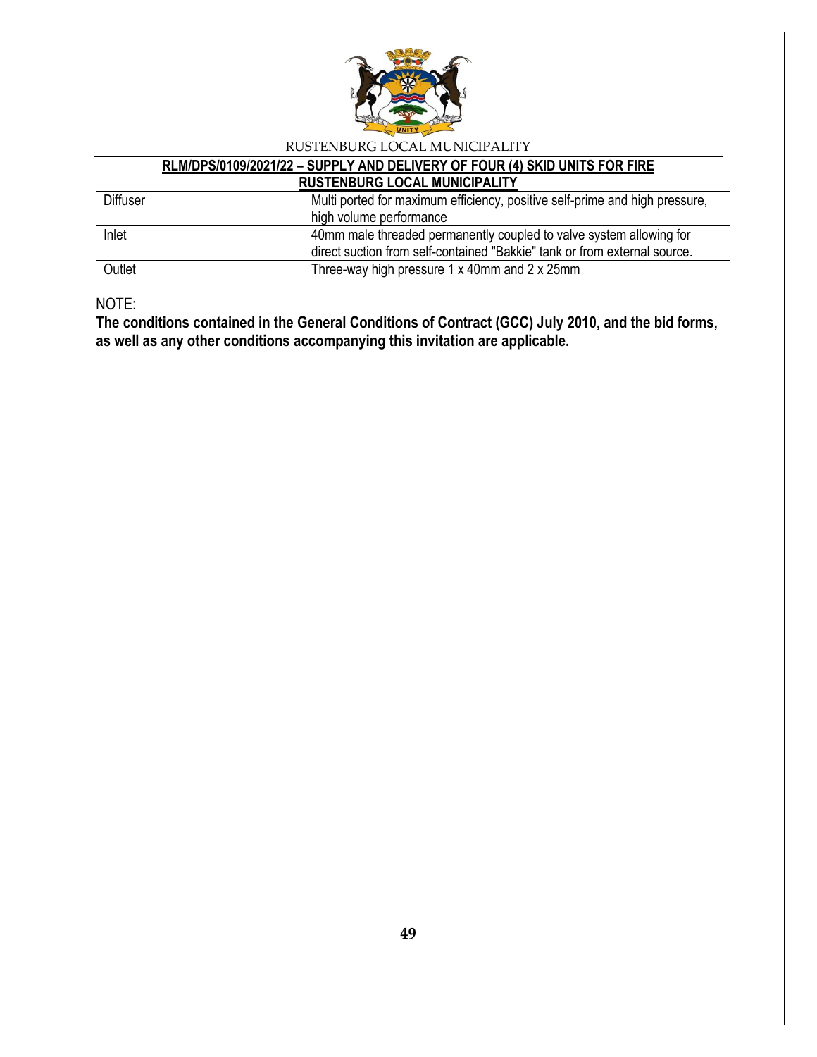| Diffuser | Multi ported for maximum efficiency, positive self-prime and high pressure, high volume performance |
|---|---|
| Inlet | 40mm male threaded permanently coupled to valve system allowing for direct suction from self-contained "Bakkie" tank or from external source. |
| Outlet | Three-way high pressure 1 x 40mm and 2 x 25mm |

NOTE:

**The conditions contained in the General Conditions of Contract (GCC) July 2010, and the bid forms, as well as any other conditions accompanying this invitation are applicable.**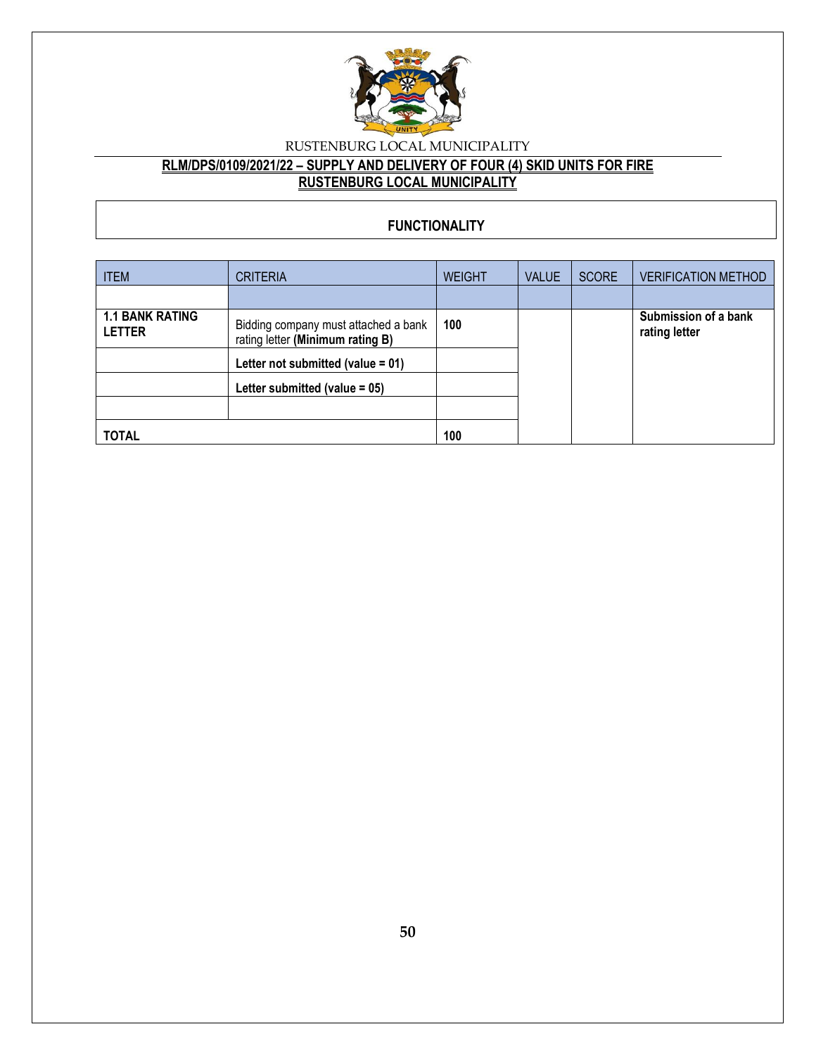RUSTENBURG LOCAL MUNICIPALITY

**RLM/DPS/0109/2021/22 – SUPPLY AND DELIVERY OF FOUR (4) SKID UNITS FOR FIRE RUSTENBURG LOCAL MUNICIPALITY**

## FUNCTIONALITY

| ITEM | CRITERIA | WEIGHT | VALUE | SCORE | VERIFICATION METHOD |
|---|---|---|---|---|---|
| | | | | | |
| **1.1 BANK RATING LETTER** | Bidding company must attached a bank rating letter **(Minimum rating B)** | **100** | | | **Submission of a bank rating letter** |
| | **Letter not submitted (value = 01)** | | | | |
| | **Letter submitted (value = 05)** | | | | |
| | | | | | |
| **TOTAL** | | **100** | | | |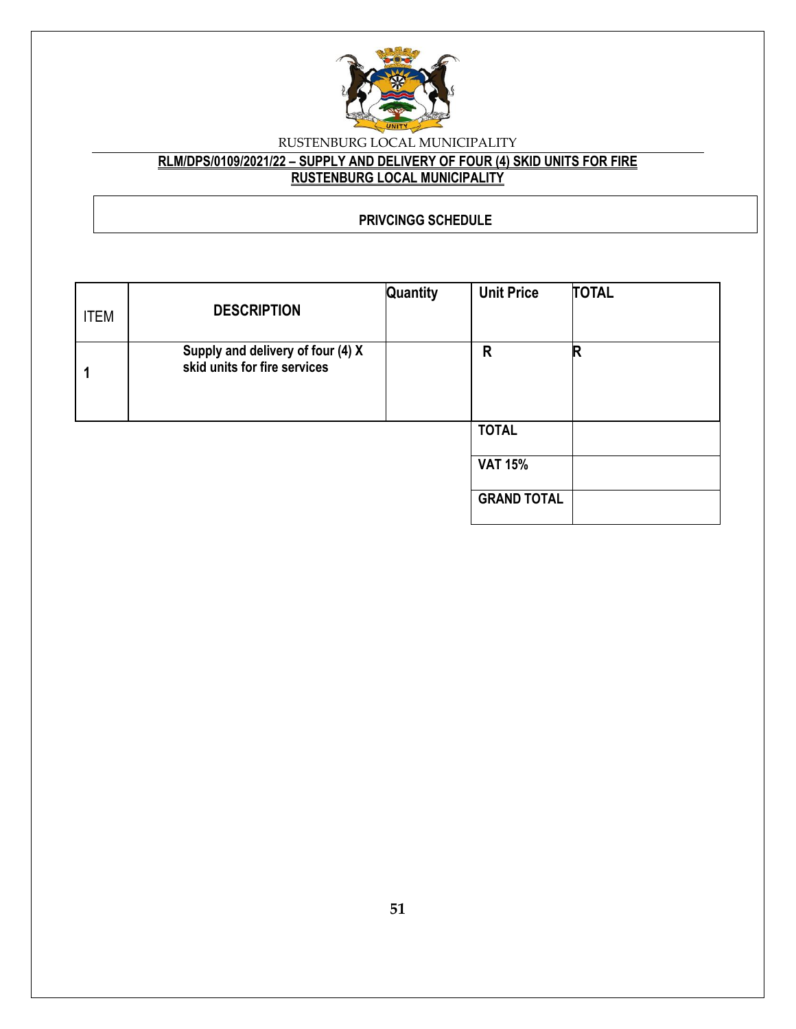RUSTENBURG LOCAL MUNICIPALITY

**RLM/DPS/0109/2021/22 – SUPPLY AND DELIVERY OF FOUR (4) SKID UNITS FOR FIRE RUSTENBURG LOCAL MUNICIPALITY**

## PRIVCINGG SCHEDULE

| ITEM | DESCRIPTION | Quantity | Unit Price | TOTAL |
|---|---|---|---|---|
| **1** | **Supply and delivery of four (4) X skid units for fire services** | | **R** | **R** |
| | | | **TOTAL** | |
| | | | **VAT 15%** | |
| | | | **GRAND TOTAL** | |